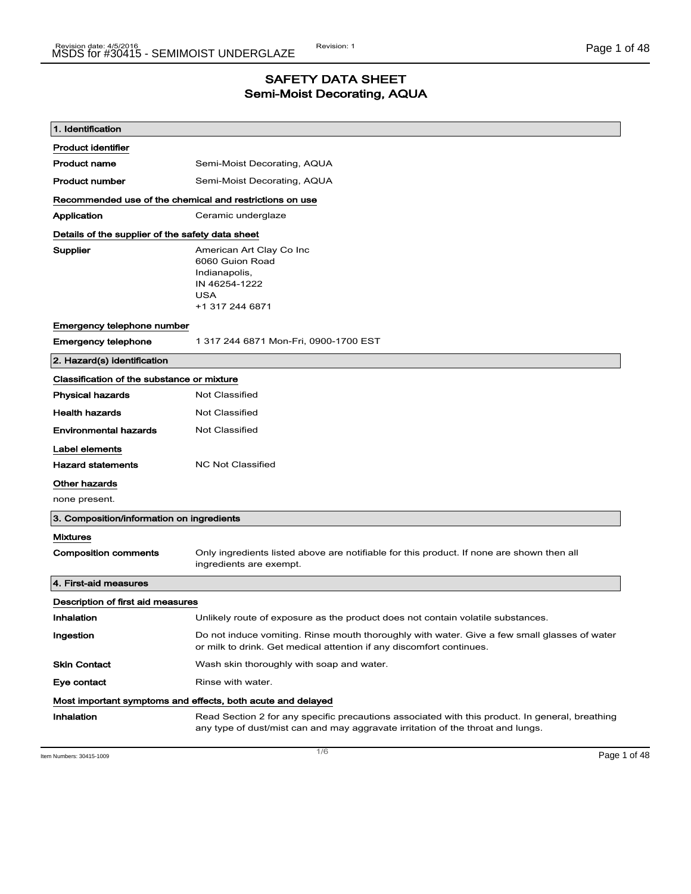# SAFETY DATA SHEET
## Semi-Moist Decorating, AQUA

### 1. Identification

**Product identifier**

| | |
|---|---|
| **Product name** | Semi-Moist Decorating, AQUA |
| **Product number** | Semi-Moist Decorating, AQUA |

**Recommended use of the chemical and restrictions on use**

| | |
|---|---|
| **Application** | Ceramic underglaze |

**Details of the supplier of the safety data sheet**

**Supplier**
American Art Clay Co Inc
6060 Guion Road
Indianapolis,
IN 46254-1222
USA
+1 317 244 6871

**Emergency telephone number**

| | |
|---|---|
| **Emergency telephone** | 1 317 244 6871 Mon-Fri, 0900-1700 EST |

### 2. Hazard(s) identification

**Classification of the substance or mixture**

| | |
|---|---|
| **Physical hazards** | Not Classified |
| **Health hazards** | Not Classified |
| **Environmental hazards** | Not Classified |

**Label elements**

| | |
|---|---|
| **Hazard statements** | NC Not Classified |

**Other hazards**

none present.

### 3. Composition/information on ingredients

**Mixtures**

| | |
|---|---|
| **Composition comments** | Only ingredients listed above are notifiable for this product. If none are shown then all ingredients are exempt. |

### 4. First-aid measures

**Description of first aid measures**

| | |
|---|---|
| **Inhalation** | Unlikely route of exposure as the product does not contain volatile substances. |
| **Ingestion** | Do not induce vomiting. Rinse mouth thoroughly with water. Give a few small glasses of water or milk to drink. Get medical attention if any discomfort continues. |
| **Skin Contact** | Wash skin thoroughly with soap and water. |
| **Eye contact** | Rinse with water. |

**Most important symptoms and effects, both acute and delayed**

| | |
|---|---|
| **Inhalation** | Read Section 2 for any specific precautions associated with this product. In general, breathing any type of dust/mist can and may aggravate irritation of the throat and lungs. |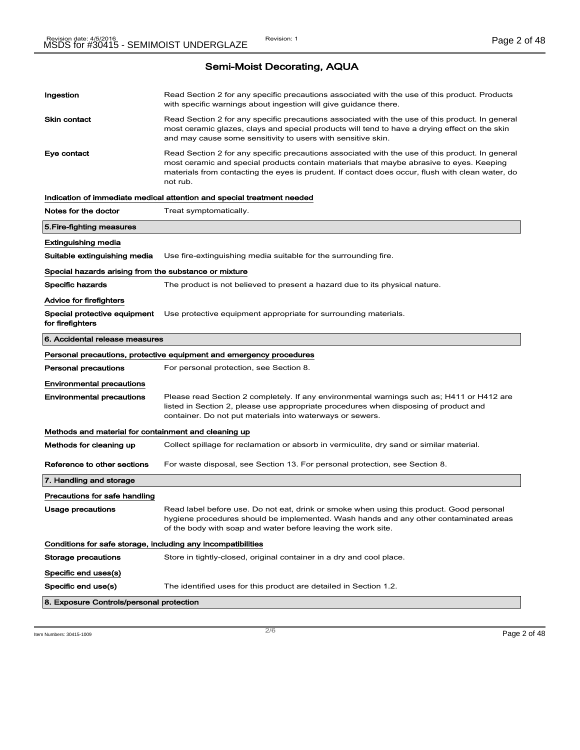## Semi-Moist Decorating, AQUA

**Ingestion** Read Section 2 for any specific precautions associated with the use of this product. Products with specific warnings about ingestion will give guidance there.

**Skin contact** Read Section 2 for any specific precautions associated with the use of this product. In general most ceramic glazes, clays and special products will tend to have a drying effect on the skin and may cause some sensitivity to users with sensitive skin.

**Eye contact** Read Section 2 for any specific precautions associated with the use of this product. In general most ceramic and special products contain materials that maybe abrasive to eyes. Keeping materials from contacting the eyes is prudent. If contact does occur, flush with clean water, do not rub.

**Indication of immediate medical attention and special treatment needed**

**Notes for the doctor** Treat symptomatically.

### 5.Fire-fighting measures

**Extinguishing media**

**Suitable extinguishing media** Use fire-extinguishing media suitable for the surrounding fire.

**Special hazards arising from the substance or mixture**

**Specific hazards** The product is not believed to present a hazard due to its physical nature.

**Advice for firefighters**

**Special protective equipment for firefighters** Use protective equipment appropriate for surrounding materials.

### 6. Accidental release measures

**Personal precautions, protective equipment and emergency procedures**

**Personal precautions** For personal protection, see Section 8.

**Environmental precautions**

**Environmental precautions** Please read Section 2 completely. If any environmental warnings such as; H411 or H412 are listed in Section 2, please use appropriate procedures when disposing of product and container. Do not put materials into waterways or sewers.

**Methods and material for containment and cleaning up**

**Methods for cleaning up** Collect spillage for reclamation or absorb in vermiculite, dry sand or similar material.

**Reference to other sections** For waste disposal, see Section 13. For personal protection, see Section 8.

### 7. Handling and storage

**Precautions for safe handling**

**Usage precautions** Read label before use. Do not eat, drink or smoke when using this product. Good personal hygiene procedures should be implemented. Wash hands and any other contaminated areas of the body with soap and water before leaving the work site.

**Conditions for safe storage, including any incompatibilities**

**Storage precautions** Store in tightly-closed, original container in a dry and cool place.

**Specific end uses(s)**

**Specific end use(s)** The identified uses for this product are detailed in Section 1.2.

### 8. Exposure Controls/personal protection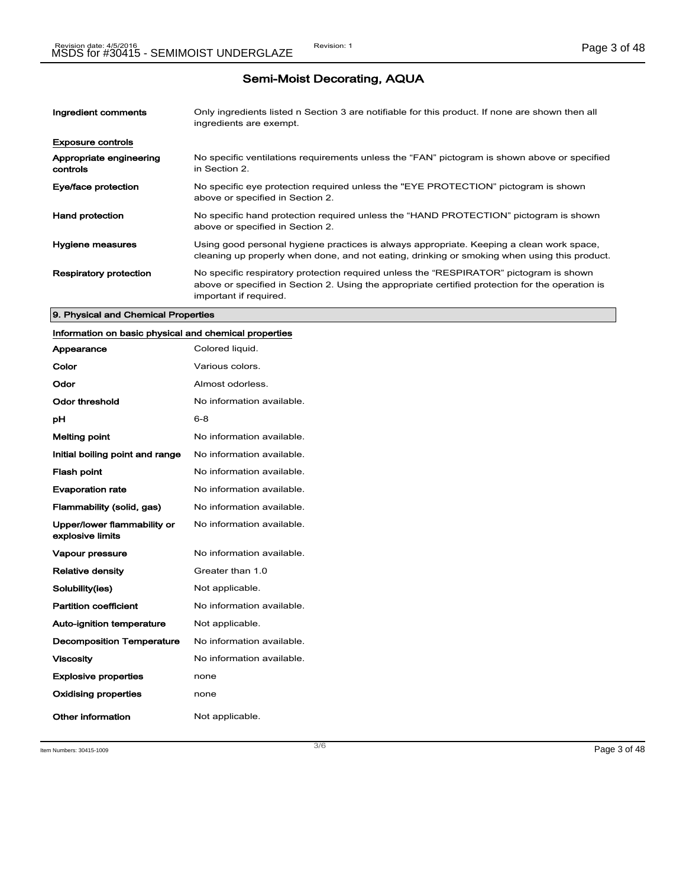## Semi-Moist Decorating, AQUA

**Ingredient comments** Only ingredients listed n Section 3 are notifiable for this product. If none are shown then all ingredients are exempt.

**Exposure controls**

| | |
|---|---|
| **Appropriate engineering controls** | No specific ventilations requirements unless the "FAN" pictogram is shown above or specified in Section 2. |
| **Eye/face protection** | No specific eye protection required unless the "EYE PROTECTION" pictogram is shown above or specified in Section 2. |
| **Hand protection** | No specific hand protection required unless the "HAND PROTECTION" pictogram is shown above or specified in Section 2. |
| **Hygiene measures** | Using good personal hygiene practices is always appropriate. Keeping a clean work space, cleaning up properly when done, and not eating, drinking or smoking when using this product. |
| **Respiratory protection** | No specific respiratory protection required unless the "RESPIRATOR" pictogram is shown above or specified in Section 2. Using the appropriate certified protection for the operation is important if required. |

### 9. Physical and Chemical Properties

**Information on basic physical and chemical properties**

| | |
|---|---|
| **Appearance** | Colored liquid. |
| **Color** | Various colors. |
| **Odor** | Almost odorless. |
| **Odor threshold** | No information available. |
| **pH** | 6-8 |
| **Melting point** | No information available. |
| **Initial boiling point and range** | No information available. |
| **Flash point** | No information available. |
| **Evaporation rate** | No information available. |
| **Flammability (solid, gas)** | No information available. |
| **Upper/lower flammability or explosive limits** | No information available. |
| **Vapour pressure** | No information available. |
| **Relative density** | Greater than 1.0 |
| **Solubility(ies)** | Not applicable. |
| **Partition coefficient** | No information available. |
| **Auto-ignition temperature** | Not applicable. |
| **Decomposition Temperature** | No information available. |
| **Viscosity** | No information available. |
| **Explosive properties** | none |
| **Oxidising properties** | none |
| **Other information** | Not applicable. |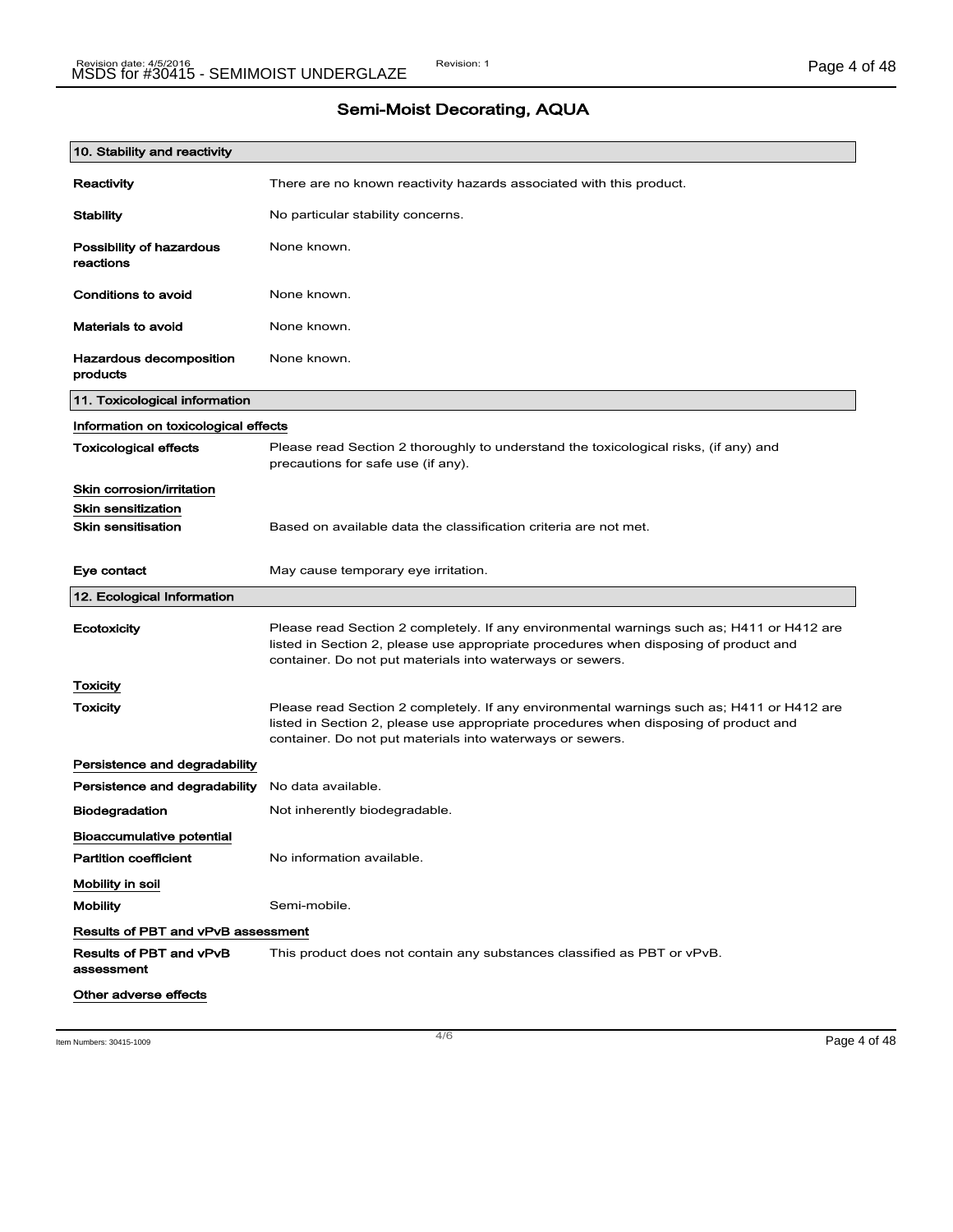## Semi-Moist Decorating, AQUA

### 10. Stability and reactivity

| | |
|---|---|
| **Reactivity** | There are no known reactivity hazards associated with this product. |
| **Stability** | No particular stability concerns. |
| **Possibility of hazardous reactions** | None known. |
| **Conditions to avoid** | None known. |
| **Materials to avoid** | None known. |
| **Hazardous decomposition products** | None known. |

### 11. Toxicological information

**Information on toxicological effects**

| | |
|---|---|
| **Toxicological effects** | Please read Section 2 thoroughly to understand the toxicological risks, (if any) and precautions for safe use (if any). |

**Skin corrosion/irritation**

**Skin sensitization**

| | |
|---|---|
| **Skin sensitisation** | Based on available data the classification criteria are not met. |
| **Eye contact** | May cause temporary eye irritation. |

### 12. Ecological Information

| | |
|---|---|
| **Ecotoxicity** | Please read Section 2 completely. If any environmental warnings such as; H411 or H412 are listed in Section 2, please use appropriate procedures when disposing of product and container. Do not put materials into waterways or sewers. |

**Toxicity**

| | |
|---|---|
| **Toxicity** | Please read Section 2 completely. If any environmental warnings such as; H411 or H412 are listed in Section 2, please use appropriate procedures when disposing of product and container. Do not put materials into waterways or sewers. |

**Persistence and degradability**

| | |
|---|---|
| **Persistence and degradability** | No data available. |
| **Biodegradation** | Not inherently biodegradable. |

**Bioaccumulative potential**

| | |
|---|---|
| **Partition coefficient** | No information available. |

**Mobility in soil**

| | |
|---|---|
| **Mobility** | Semi-mobile. |

**Results of PBT and vPvB assessment**

| | |
|---|---|
| **Results of PBT and vPvB assessment** | This product does not contain any substances classified as PBT or vPvB. |

**Other adverse effects**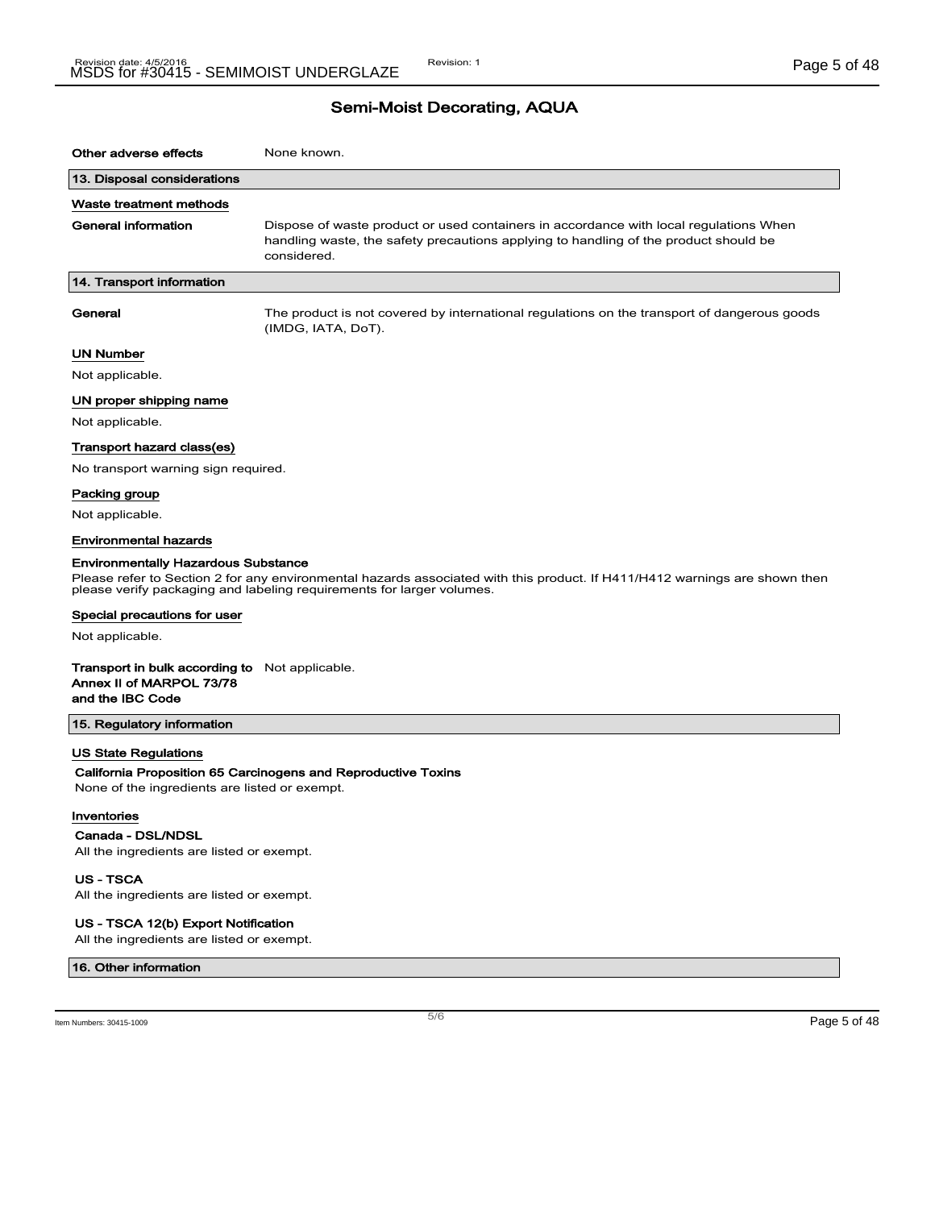## Semi-Moist Decorating, AQUA

| | |
|---|---|
| **Other adverse effects** | None known. |

### 13. Disposal considerations

#### Waste treatment methods

| | |
|---|---|
| **General information** | Dispose of waste product or used containers in accordance with local regulations When handling waste, the safety precautions applying to handling of the product should be considered. |

### 14. Transport information

| | |
|---|---|
| **General** | The product is not covered by international regulations on the transport of dangerous goods (IMDG, IATA, DoT). |

#### UN Number

Not applicable.

#### UN proper shipping name

Not applicable.

#### Transport hazard class(es)

No transport warning sign required.

#### Packing group

Not applicable.

#### Environmental hazards

**Environmentally Hazardous Substance**

Please refer to Section 2 for any environmental hazards associated with this product. If H411/H412 warnings are shown then please verify packaging and labeling requirements for larger volumes.

#### Special precautions for user

Not applicable.

| | |
|---|---|
| **Transport in bulk according to Annex II of MARPOL 73/78 and the IBC Code** | Not applicable. |

### 15. Regulatory information

#### US State Regulations

**California Proposition 65 Carcinogens and Reproductive Toxins**

None of the ingredients are listed or exempt.

#### Inventories

**Canada - DSL/NDSL**

All the ingredients are listed or exempt.

**US - TSCA**

All the ingredients are listed or exempt.

**US - TSCA 12(b) Export Notification**

All the ingredients are listed or exempt.

### 16. Other information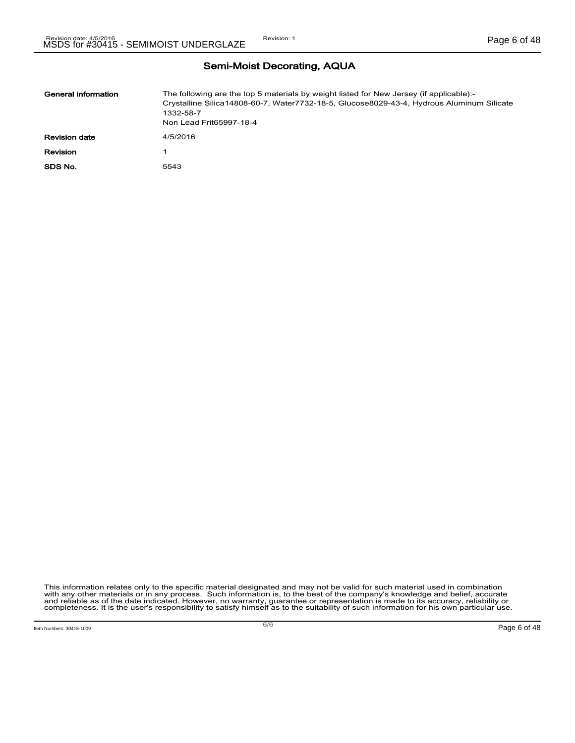## Semi-Moist Decorating, AQUA

| | |
|---|---|
| **General information** | The following are the top 5 materials by weight listed for New Jersey (if applicable):- Crystalline Silica14808-60-7, Water7732-18-5, Glucose8029-43-4, Hydrous Aluminum Silicate 1332-58-7 Non Lead Frit65997-18-4 |
| **Revision date** | 4/5/2016 |
| **Revision** | 1 |
| **SDS No.** | 5543 |

This information relates only to the specific material designated and may not be valid for such material used in combination with any other materials or in any process. Such information is, to the best of the company's knowledge and belief, accurate and reliable as of the date indicated. However, no warranty, guarantee or representation is made to its accuracy, reliability or completeness. It is the user's responsibility to satisfy himself as to the suitability of such information for his own particular use.

Item Numbers: 30415-1009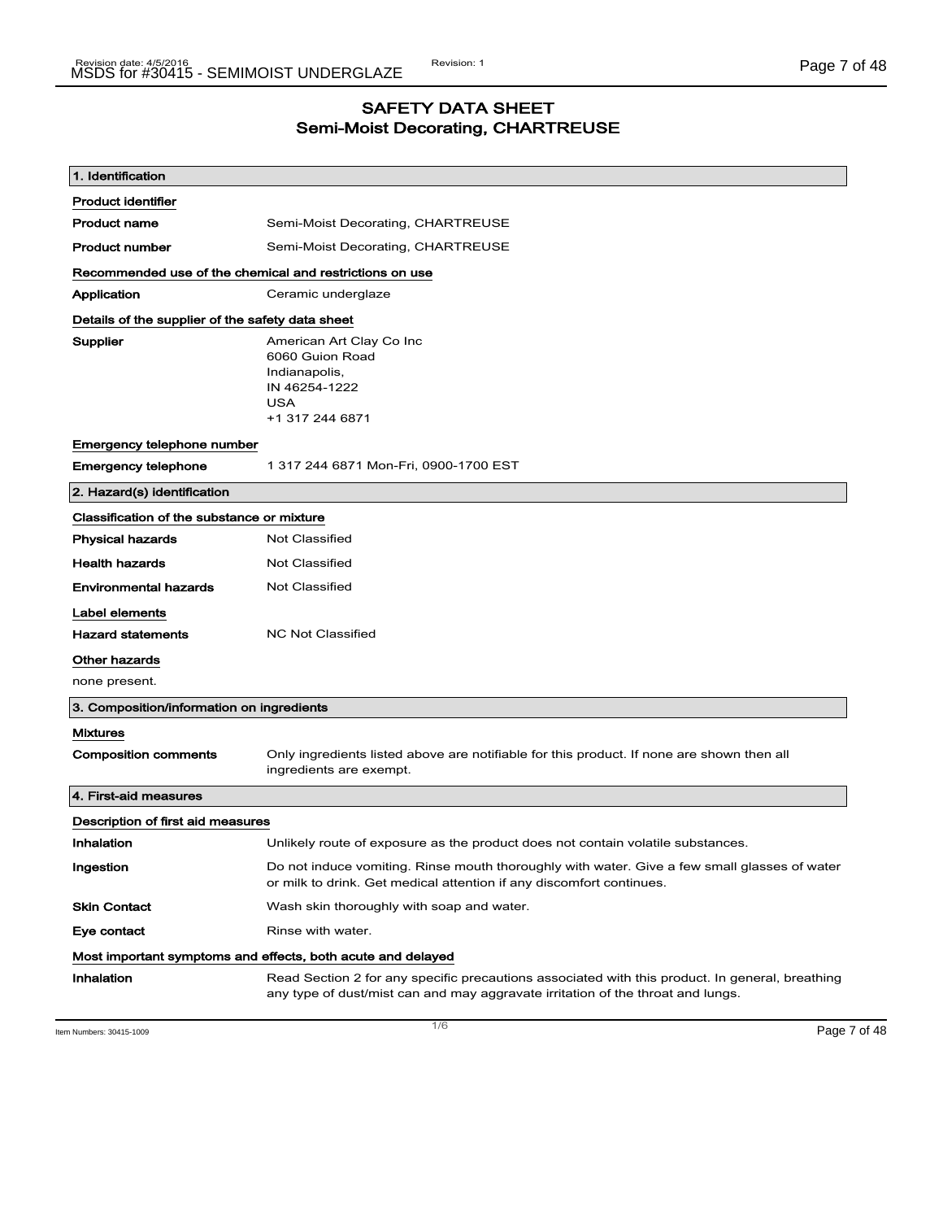# SAFETY DATA SHEET
## Semi-Moist Decorating, CHARTREUSE

### 1. Identification

**Product identifier**

| | |
|---|---|
| **Product name** | Semi-Moist Decorating, CHARTREUSE |
| **Product number** | Semi-Moist Decorating, CHARTREUSE |

**Recommended use of the chemical and restrictions on use**

| | |
|---|---|
| **Application** | Ceramic underglaze |

**Details of the supplier of the safety data sheet**

| | |
|---|---|
| **Supplier** | American Art Clay Co Inc<br>6060 Guion Road<br>Indianapolis,<br>IN 46254-1222<br>USA<br>+1 317 244 6871 |

**Emergency telephone number**

| | |
|---|---|
| **Emergency telephone** | 1 317 244 6871 Mon-Fri, 0900-1700 EST |

### 2. Hazard(s) identification

**Classification of the substance or mixture**

| | |
|---|---|
| **Physical hazards** | Not Classified |
| **Health hazards** | Not Classified |
| **Environmental hazards** | Not Classified |

**Label elements**

| | |
|---|---|
| **Hazard statements** | NC Not Classified |

**Other hazards**

none present.

### 3. Composition/information on ingredients

**Mixtures**

| | |
|---|---|
| **Composition comments** | Only ingredients listed above are notifiable for this product. If none are shown then all ingredients are exempt. |

### 4. First-aid measures

**Description of first aid measures**

| | |
|---|---|
| **Inhalation** | Unlikely route of exposure as the product does not contain volatile substances. |
| **Ingestion** | Do not induce vomiting. Rinse mouth thoroughly with water. Give a few small glasses of water or milk to drink. Get medical attention if any discomfort continues. |
| **Skin Contact** | Wash skin thoroughly with soap and water. |
| **Eye contact** | Rinse with water. |

**Most important symptoms and effects, both acute and delayed**

| | |
|---|---|
| **Inhalation** | Read Section 2 for any specific precautions associated with this product. In general, breathing any type of dust/mist can and may aggravate irritation of the throat and lungs. |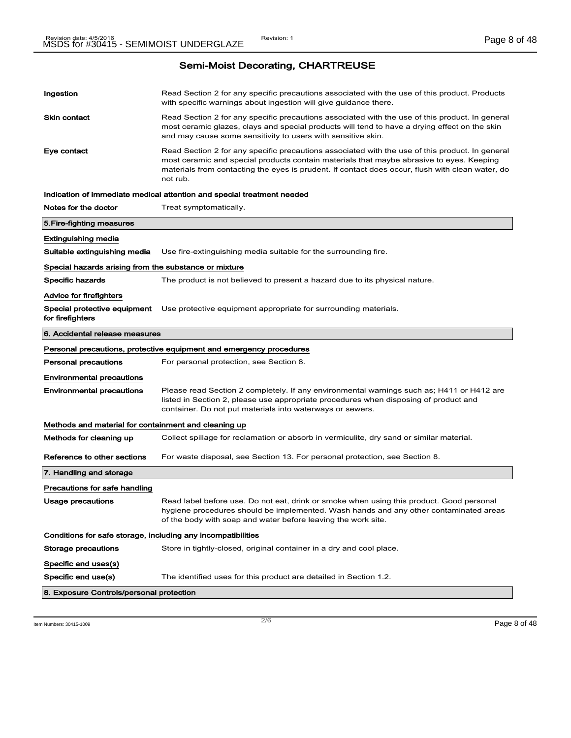## Semi-Moist Decorating, CHARTREUSE

| | |
|---|---|
| **Ingestion** | Read Section 2 for any specific precautions associated with the use of this product. Products with specific warnings about ingestion will give guidance there. |
| **Skin contact** | Read Section 2 for any specific precautions associated with the use of this product. In general most ceramic glazes, clays and special products will tend to have a drying effect on the skin and may cause some sensitivity to users with sensitive skin. |
| **Eye contact** | Read Section 2 for any specific precautions associated with the use of this product. In general most ceramic and special products contain materials that maybe abrasive to eyes. Keeping materials from contacting the eyes is prudent. If contact does occur, flush with clean water, do not rub. |

**Indication of immediate medical attention and special treatment needed**

| | |
|---|---|
| **Notes for the doctor** | Treat symptomatically. |

### 5.Fire-fighting measures

**Extinguishing media**

| | |
|---|---|
| **Suitable extinguishing media** | Use fire-extinguishing media suitable for the surrounding fire. |

**Special hazards arising from the substance or mixture**

| | |
|---|---|
| **Specific hazards** | The product is not believed to present a hazard due to its physical nature. |

**Advice for firefighters**

| | |
|---|---|
| **Special protective equipment for firefighters** | Use protective equipment appropriate for surrounding materials. |

### 6. Accidental release measures

**Personal precautions, protective equipment and emergency procedures**

| | |
|---|---|
| **Personal precautions** | For personal protection, see Section 8. |

**Environmental precautions**

| | |
|---|---|
| **Environmental precautions** | Please read Section 2 completely. If any environmental warnings such as; H411 or H412 are listed in Section 2, please use appropriate procedures when disposing of product and container. Do not put materials into waterways or sewers. |

**Methods and material for containment and cleaning up**

| | |
|---|---|
| **Methods for cleaning up** | Collect spillage for reclamation or absorb in vermiculite, dry sand or similar material. |
| **Reference to other sections** | For waste disposal, see Section 13. For personal protection, see Section 8. |

### 7. Handling and storage

**Precautions for safe handling**

| | |
|---|---|
| **Usage precautions** | Read label before use. Do not eat, drink or smoke when using this product. Good personal hygiene procedures should be implemented. Wash hands and any other contaminated areas of the body with soap and water before leaving the work site. |

**Conditions for safe storage, including any incompatibilities**

| | |
|---|---|
| **Storage precautions** | Store in tightly-closed, original container in a dry and cool place. |

**Specific end uses(s)**

| | |
|---|---|
| **Specific end use(s)** | The identified uses for this product are detailed in Section 1.2. |

### 8. Exposure Controls/personal protection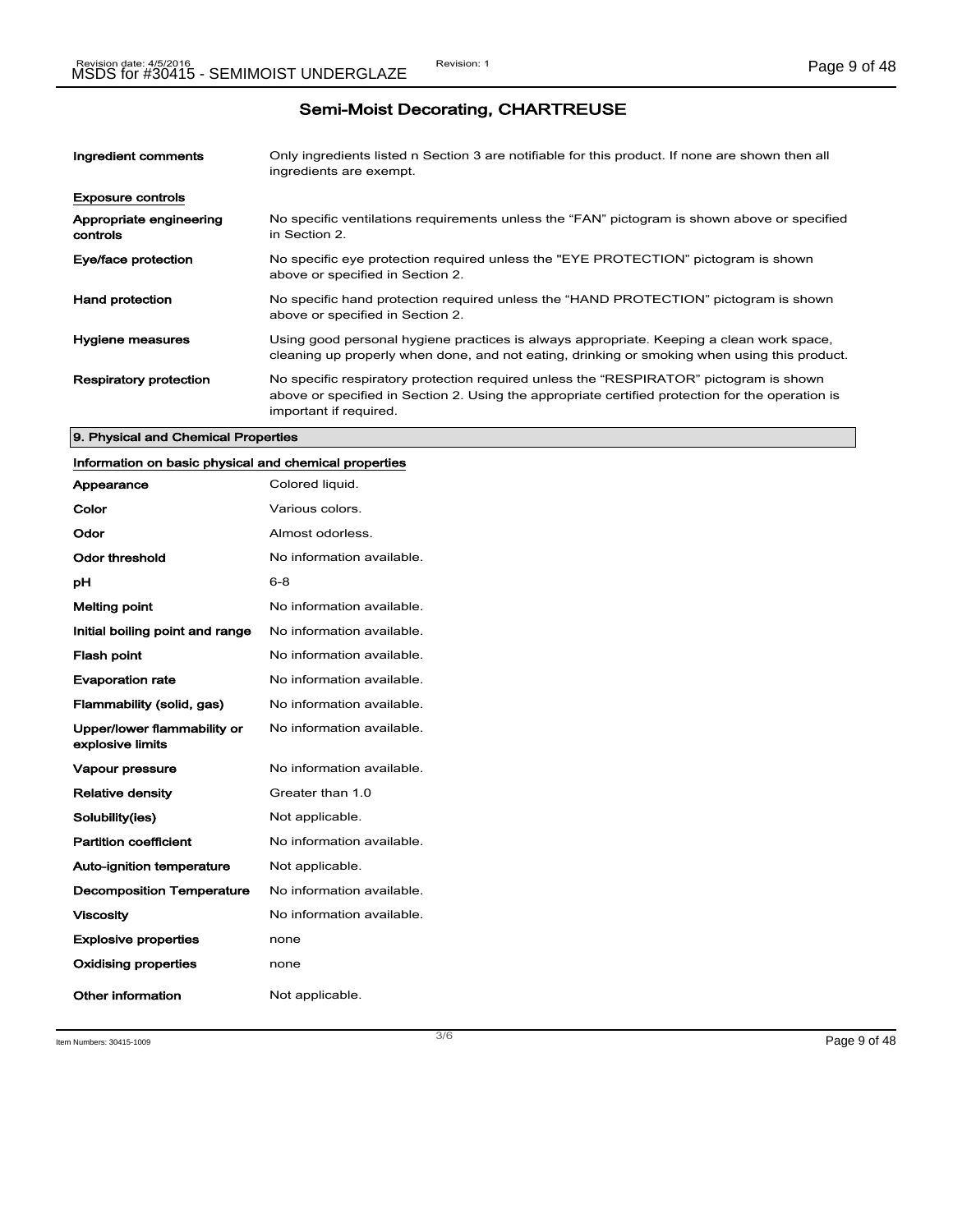## Semi-Moist Decorating, CHARTREUSE

| | |
|---|---|
| **Ingredient comments** | Only ingredients listed n Section 3 are notifiable for this product. If none are shown then all ingredients are exempt. |

**Exposure controls**

| | |
|---|---|
| **Appropriate engineering controls** | No specific ventilations requirements unless the "FAN" pictogram is shown above or specified in Section 2. |
| **Eye/face protection** | No specific eye protection required unless the "EYE PROTECTION" pictogram is shown above or specified in Section 2. |
| **Hand protection** | No specific hand protection required unless the "HAND PROTECTION" pictogram is shown above or specified in Section 2. |
| **Hygiene measures** | Using good personal hygiene practices is always appropriate. Keeping a clean work space, cleaning up properly when done, and not eating, drinking or smoking when using this product. |
| **Respiratory protection** | No specific respiratory protection required unless the "RESPIRATOR" pictogram is shown above or specified in Section 2. Using the appropriate certified protection for the operation is important if required. |

### 9. Physical and Chemical Properties

**Information on basic physical and chemical properties**

| | |
|---|---|
| **Appearance** | Colored liquid. |
| **Color** | Various colors. |
| **Odor** | Almost odorless. |
| **Odor threshold** | No information available. |
| **pH** | 6-8 |
| **Melting point** | No information available. |
| **Initial boiling point and range** | No information available. |
| **Flash point** | No information available. |
| **Evaporation rate** | No information available. |
| **Flammability (solid, gas)** | No information available. |
| **Upper/lower flammability or explosive limits** | No information available. |
| **Vapour pressure** | No information available. |
| **Relative density** | Greater than 1.0 |
| **Solubility(ies)** | Not applicable. |
| **Partition coefficient** | No information available. |
| **Auto-ignition temperature** | Not applicable. |
| **Decomposition Temperature** | No information available. |
| **Viscosity** | No information available. |
| **Explosive properties** | none |
| **Oxidising properties** | none |
| **Other information** | Not applicable. |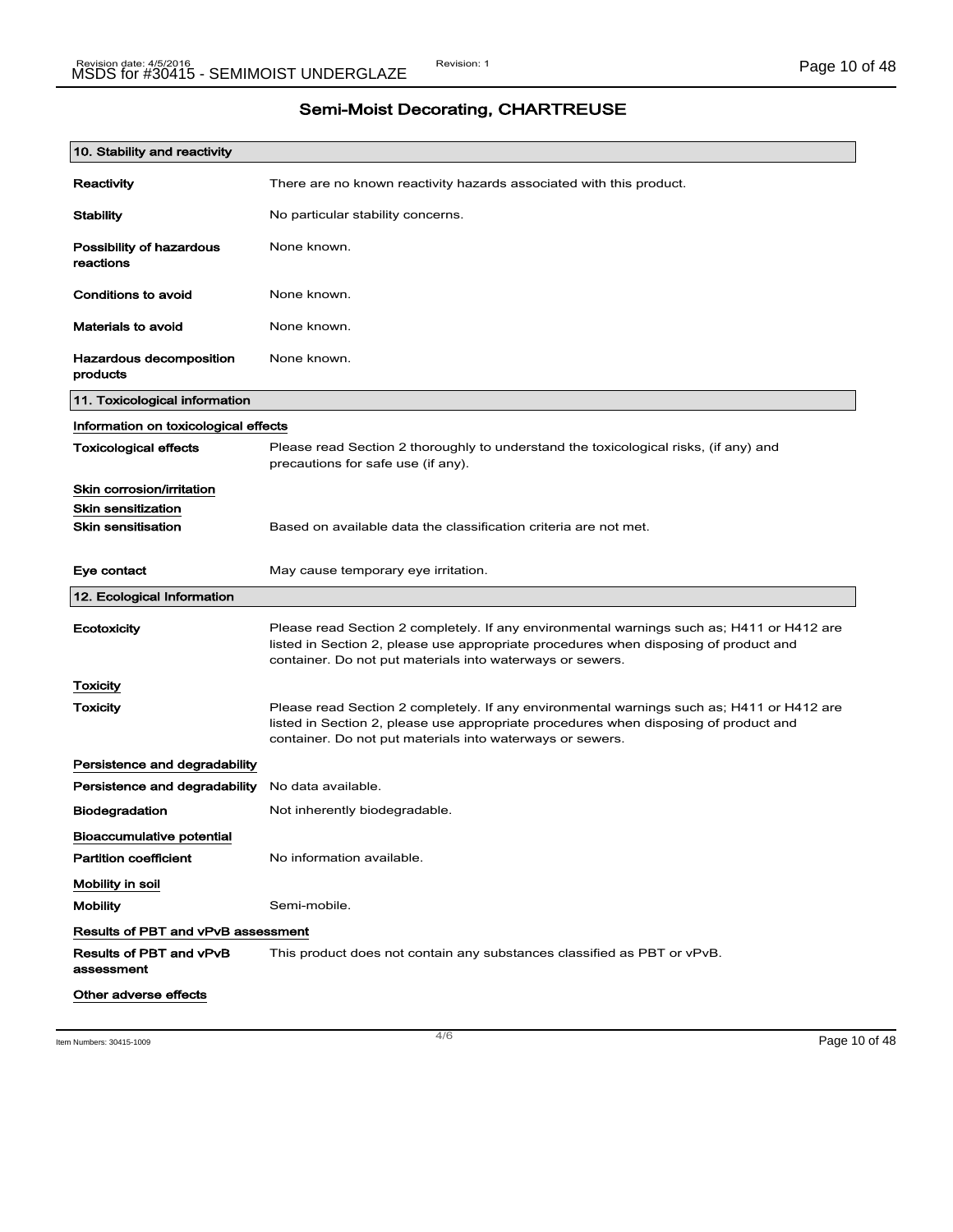## Semi-Moist Decorating, CHARTREUSE

### 10. Stability and reactivity

| | |
|---|---|
| **Reactivity** | There are no known reactivity hazards associated with this product. |
| **Stability** | No particular stability concerns. |
| **Possibility of hazardous reactions** | None known. |
| **Conditions to avoid** | None known. |
| **Materials to avoid** | None known. |
| **Hazardous decomposition products** | None known. |

### 11. Toxicological information

**Information on toxicological effects**

| | |
|---|---|
| **Toxicological effects** | Please read Section 2 thoroughly to understand the toxicological risks, (if any) and precautions for safe use (if any). |

**Skin corrosion/irritation**

**Skin sensitization**

| | |
|---|---|
| **Skin sensitisation** | Based on available data the classification criteria are not met. |
| **Eye contact** | May cause temporary eye irritation. |

### 12. Ecological Information

| | |
|---|---|
| **Ecotoxicity** | Please read Section 2 completely. If any environmental warnings such as; H411 or H412 are listed in Section 2, please use appropriate procedures when disposing of product and container. Do not put materials into waterways or sewers. |

**Toxicity**

| | |
|---|---|
| **Toxicity** | Please read Section 2 completely. If any environmental warnings such as; H411 or H412 are listed in Section 2, please use appropriate procedures when disposing of product and container. Do not put materials into waterways or sewers. |

**Persistence and degradability**

| | |
|---|---|
| **Persistence and degradability** | No data available. |
| **Biodegradation** | Not inherently biodegradable. |

**Bioaccumulative potential**

| | |
|---|---|
| **Partition coefficient** | No information available. |

**Mobility in soil**

| | |
|---|---|
| **Mobility** | Semi-mobile. |

**Results of PBT and vPvB assessment**

| | |
|---|---|
| **Results of PBT and vPvB assessment** | This product does not contain any substances classified as PBT or vPvB. |

**Other adverse effects**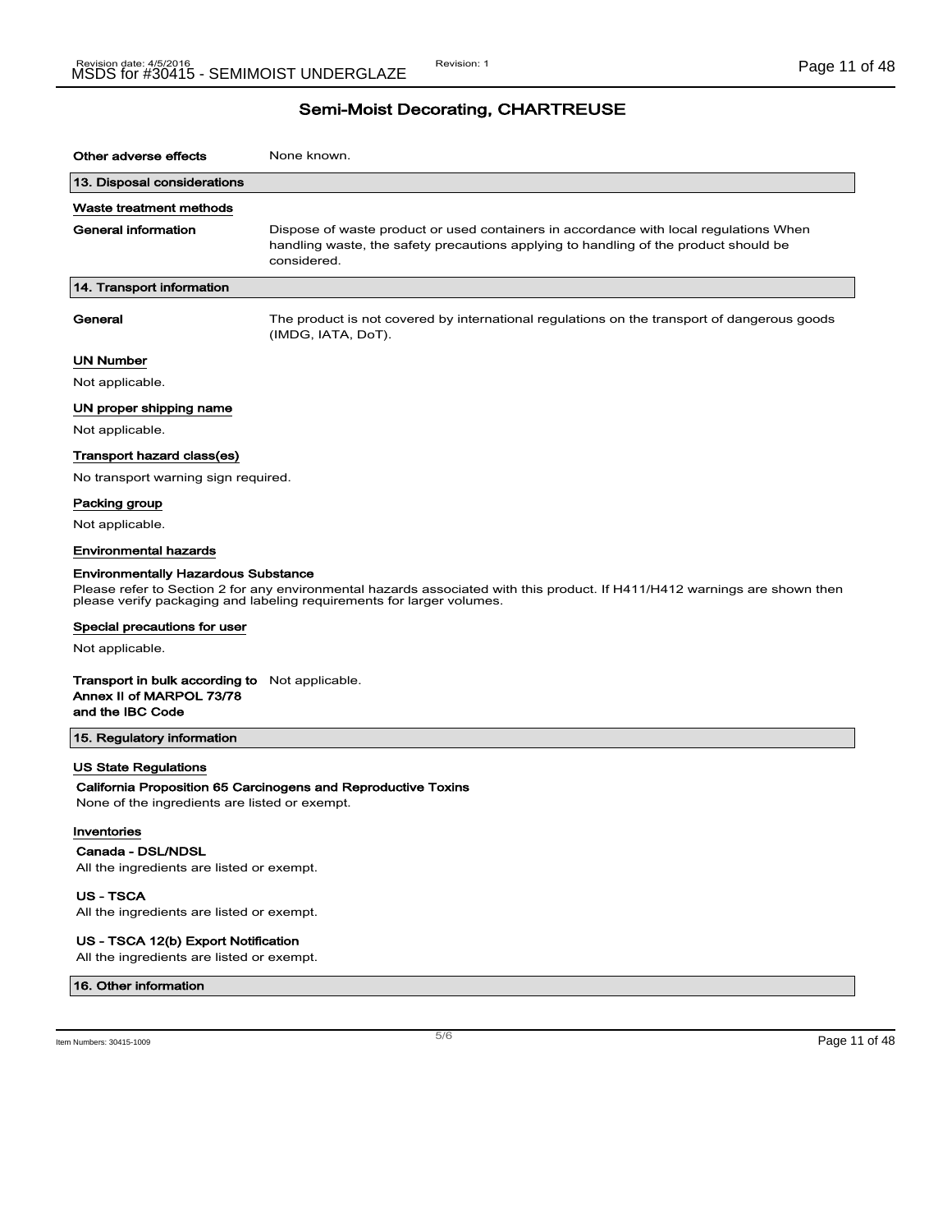# Semi-Moist Decorating, CHARTREUSE

**Other adverse effects** None known.

## 13. Disposal considerations

### Waste treatment methods

**General information** Dispose of waste product or used containers in accordance with local regulations When handling waste, the safety precautions applying to handling of the product should be considered.

## 14. Transport information

**General** The product is not covered by international regulations on the transport of dangerous goods (IMDG, IATA, DoT).

### UN Number

Not applicable.

### UN proper shipping name

Not applicable.

### Transport hazard class(es)

No transport warning sign required.

### Packing group

Not applicable.

### Environmental hazards

**Environmentally Hazardous Substance**

Please refer to Section 2 for any environmental hazards associated with this product. If H411/H412 warnings are shown then please verify packaging and labeling requirements for larger volumes.

### Special precautions for user

Not applicable.

**Transport in bulk according to Annex II of MARPOL 73/78 and the IBC Code** Not applicable.

## 15. Regulatory information

### US State Regulations

**California Proposition 65 Carcinogens and Reproductive Toxins**

None of the ingredients are listed or exempt.

### Inventories

**Canada - DSL/NDSL**

All the ingredients are listed or exempt.

**US - TSCA**

All the ingredients are listed or exempt.

**US - TSCA 12(b) Export Notification**

All the ingredients are listed or exempt.

## 16. Other information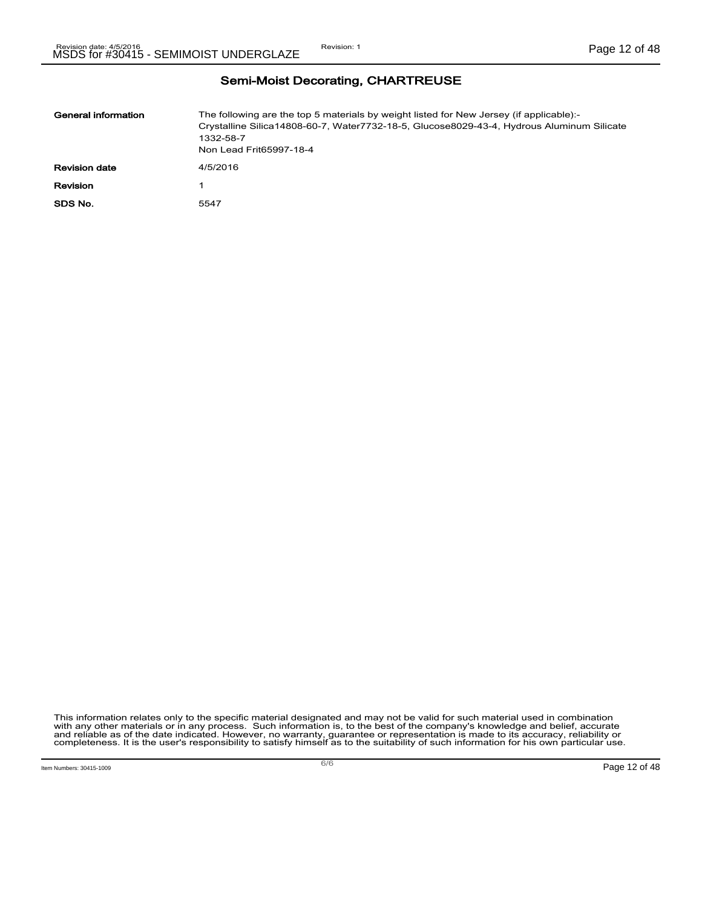## Semi-Moist Decorating, CHARTREUSE

| | |
|---|---|
| **General information** | The following are the top 5 materials by weight listed for New Jersey (if applicable):- Crystalline Silica14808-60-7, Water7732-18-5, Glucose8029-43-4, Hydrous Aluminum Silicate 1332-58-7 Non Lead Frit65997-18-4 |
| **Revision date** | 4/5/2016 |
| **Revision** | 1 |
| **SDS No.** | 5547 |

This information relates only to the specific material designated and may not be valid for such material used in combination with any other materials or in any process. Such information is, to the best of the company's knowledge and belief, accurate and reliable as of the date indicated. However, no warranty, guarantee or representation is made to its accuracy, reliability or completeness. It is the user's responsibility to satisfy himself as to the suitability of such information for his own particular use.

Item Numbers: 30415-1009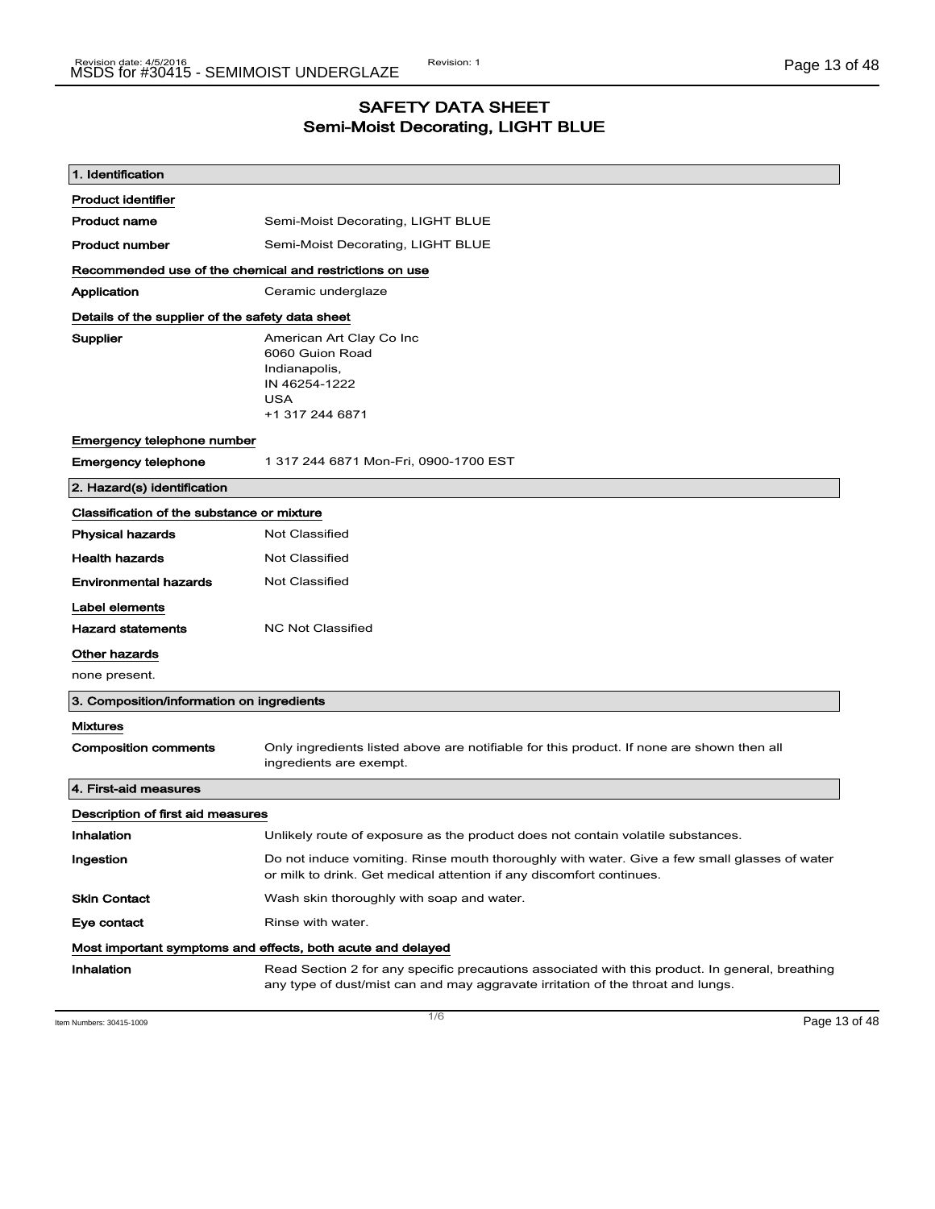# SAFETY DATA SHEET
## Semi-Moist Decorating, LIGHT BLUE

### 1. Identification

**Product identifier**

| | |
|---|---|
| **Product name** | Semi-Moist Decorating, LIGHT BLUE |
| **Product number** | Semi-Moist Decorating, LIGHT BLUE |

**Recommended use of the chemical and restrictions on use**

| | |
|---|---|
| **Application** | Ceramic underglaze |

**Details of the supplier of the safety data sheet**

| | |
|---|---|
| **Supplier** | American Art Clay Co Inc<br>6060 Guion Road<br>Indianapolis,<br>IN 46254-1222<br>USA<br>+1 317 244 6871 |

**Emergency telephone number**

| | |
|---|---|
| **Emergency telephone** | 1 317 244 6871 Mon-Fri, 0900-1700 EST |

### 2. Hazard(s) identification

**Classification of the substance or mixture**

| | |
|---|---|
| **Physical hazards** | Not Classified |
| **Health hazards** | Not Classified |
| **Environmental hazards** | Not Classified |

**Label elements**

| | |
|---|---|
| **Hazard statements** | NC Not Classified |

**Other hazards**

none present.

### 3. Composition/information on ingredients

**Mixtures**

| | |
|---|---|
| **Composition comments** | Only ingredients listed above are notifiable for this product. If none are shown then all ingredients are exempt. |

### 4. First-aid measures

**Description of first aid measures**

| | |
|---|---|
| **Inhalation** | Unlikely route of exposure as the product does not contain volatile substances. |
| **Ingestion** | Do not induce vomiting. Rinse mouth thoroughly with water. Give a few small glasses of water or milk to drink. Get medical attention if any discomfort continues. |
| **Skin Contact** | Wash skin thoroughly with soap and water. |
| **Eye contact** | Rinse with water. |

**Most important symptoms and effects, both acute and delayed**

| | |
|---|---|
| **Inhalation** | Read Section 2 for any specific precautions associated with this product. In general, breathing any type of dust/mist can and may aggravate irritation of the throat and lungs. |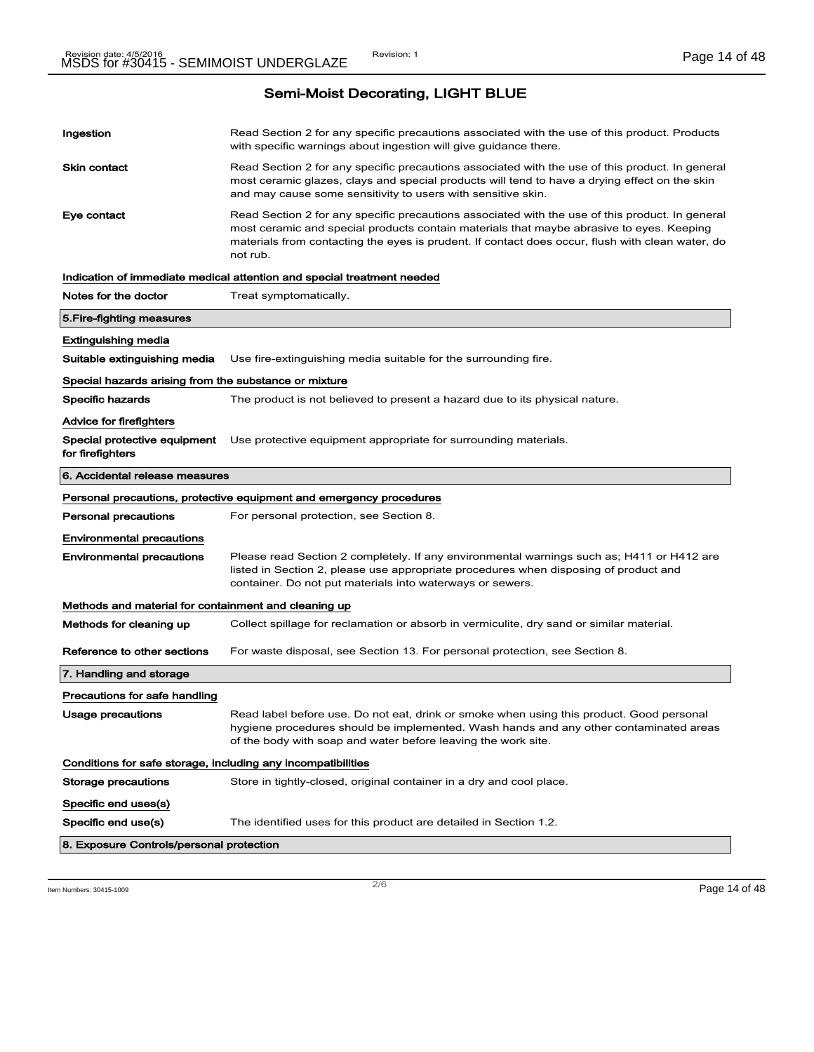## Semi-Moist Decorating, LIGHT BLUE

**Ingestion** Read Section 2 for any specific precautions associated with the use of this product. Products with specific warnings about ingestion will give guidance there.

**Skin contact** Read Section 2 for any specific precautions associated with the use of this product. In general most ceramic glazes, clays and special products will tend to have a drying effect on the skin and may cause some sensitivity to users with sensitive skin.

**Eye contact** Read Section 2 for any specific precautions associated with the use of this product. In general most ceramic and special products contain materials that maybe abrasive to eyes. Keeping materials from contacting the eyes is prudent. If contact does occur, flush with clean water, do not rub.

### Indication of immediate medical attention and special treatment needed

**Notes for the doctor** Treat symptomatically.

## 5.Fire-fighting measures

### Extinguishing media

**Suitable extinguishing media** Use fire-extinguishing media suitable for the surrounding fire.

### Special hazards arising from the substance or mixture

**Specific hazards** The product is not believed to present a hazard due to its physical nature.

### Advice for firefighters

**Special protective equipment for firefighters** Use protective equipment appropriate for surrounding materials.

## 6. Accidental release measures

### Personal precautions, protective equipment and emergency procedures

**Personal precautions** For personal protection, see Section 8.

### Environmental precautions

**Environmental precautions** Please read Section 2 completely. If any environmental warnings such as; H411 or H412 are listed in Section 2, please use appropriate procedures when disposing of product and container. Do not put materials into waterways or sewers.

### Methods and material for containment and cleaning up

**Methods for cleaning up** Collect spillage for reclamation or absorb in vermiculite, dry sand or similar material.

**Reference to other sections** For waste disposal, see Section 13. For personal protection, see Section 8.

## 7. Handling and storage

### Precautions for safe handling

**Usage precautions** Read label before use. Do not eat, drink or smoke when using this product. Good personal hygiene procedures should be implemented. Wash hands and any other contaminated areas of the body with soap and water before leaving the work site.

### Conditions for safe storage, including any incompatibilities

**Storage precautions** Store in tightly-closed, original container in a dry and cool place.

### Specific end uses(s)

**Specific end use(s)** The identified uses for this product are detailed in Section 1.2.

## 8. Exposure Controls/personal protection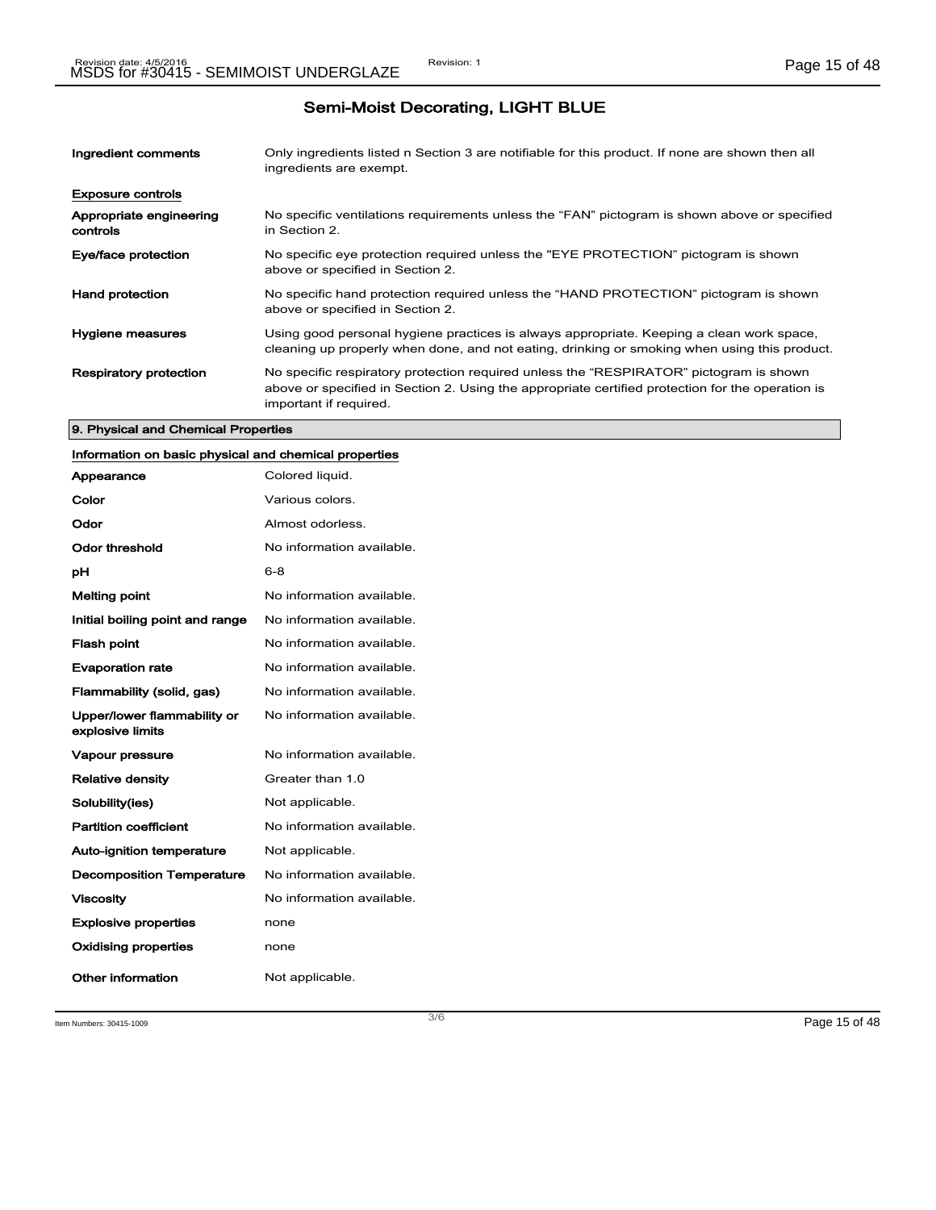# Semi-Moist Decorating, LIGHT BLUE

| | |
|---|---|
| **Ingredient comments** | Only ingredients listed n Section 3 are notifiable for this product. If none are shown then all ingredients are exempt. |

**Exposure controls**

| | |
|---|---|
| **Appropriate engineering controls** | No specific ventilations requirements unless the "FAN" pictogram is shown above or specified in Section 2. |
| **Eye/face protection** | No specific eye protection required unless the "EYE PROTECTION" pictogram is shown above or specified in Section 2. |
| **Hand protection** | No specific hand protection required unless the "HAND PROTECTION" pictogram is shown above or specified in Section 2. |
| **Hygiene measures** | Using good personal hygiene practices is always appropriate. Keeping a clean work space, cleaning up properly when done, and not eating, drinking or smoking when using this product. |
| **Respiratory protection** | No specific respiratory protection required unless the "RESPIRATOR" pictogram is shown above or specified in Section 2. Using the appropriate certified protection for the operation is important if required. |

## 9. Physical and Chemical Properties

**Information on basic physical and chemical properties**

| | |
|---|---|
| **Appearance** | Colored liquid. |
| **Color** | Various colors. |
| **Odor** | Almost odorless. |
| **Odor threshold** | No information available. |
| **pH** | 6-8 |
| **Melting point** | No information available. |
| **Initial boiling point and range** | No information available. |
| **Flash point** | No information available. |
| **Evaporation rate** | No information available. |
| **Flammability (solid, gas)** | No information available. |
| **Upper/lower flammability or explosive limits** | No information available. |
| **Vapour pressure** | No information available. |
| **Relative density** | Greater than 1.0 |
| **Solubility(ies)** | Not applicable. |
| **Partition coefficient** | No information available. |
| **Auto-ignition temperature** | Not applicable. |
| **Decomposition Temperature** | No information available. |
| **Viscosity** | No information available. |
| **Explosive properties** | none |
| **Oxidising properties** | none |
| **Other information** | Not applicable. |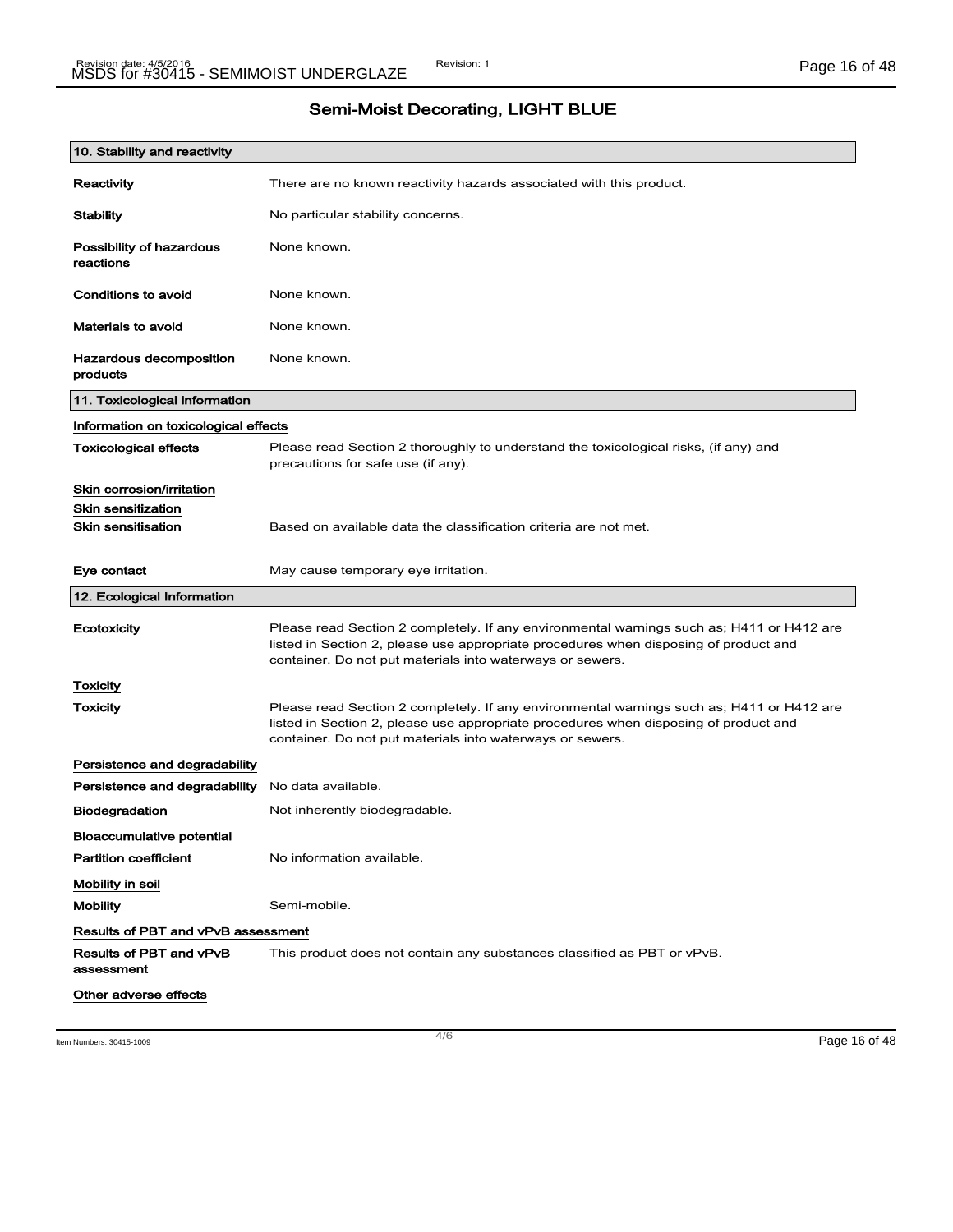# Semi-Moist Decorating, LIGHT BLUE

## 10. Stability and reactivity

| | |
|---|---|
| **Reactivity** | There are no known reactivity hazards associated with this product. |
| **Stability** | No particular stability concerns. |
| **Possibility of hazardous reactions** | None known. |
| **Conditions to avoid** | None known. |
| **Materials to avoid** | None known. |
| **Hazardous decomposition products** | None known. |

## 11. Toxicological information

**Information on toxicological effects**

| | |
|---|---|
| **Toxicological effects** | Please read Section 2 thoroughly to understand the toxicological risks, (if any) and precautions for safe use (if any). |

**Skin corrosion/irritation**

**Skin sensitization**

| | |
|---|---|
| **Skin sensitisation** | Based on available data the classification criteria are not met. |
| **Eye contact** | May cause temporary eye irritation. |

## 12. Ecological Information

| | |
|---|---|
| **Ecotoxicity** | Please read Section 2 completely. If any environmental warnings such as; H411 or H412 are listed in Section 2, please use appropriate procedures when disposing of product and container. Do not put materials into waterways or sewers. |

**Toxicity**

| | |
|---|---|
| **Toxicity** | Please read Section 2 completely. If any environmental warnings such as; H411 or H412 are listed in Section 2, please use appropriate procedures when disposing of product and container. Do not put materials into waterways or sewers. |

**Persistence and degradability**

| | |
|---|---|
| **Persistence and degradability** | No data available. |
| **Biodegradation** | Not inherently biodegradable. |

**Bioaccumulative potential**

| | |
|---|---|
| **Partition coefficient** | No information available. |

**Mobility in soil**

| | |
|---|---|
| **Mobility** | Semi-mobile. |

**Results of PBT and vPvB assessment**

| | |
|---|---|
| **Results of PBT and vPvB assessment** | This product does not contain any substances classified as PBT or vPvB. |

**Other adverse effects**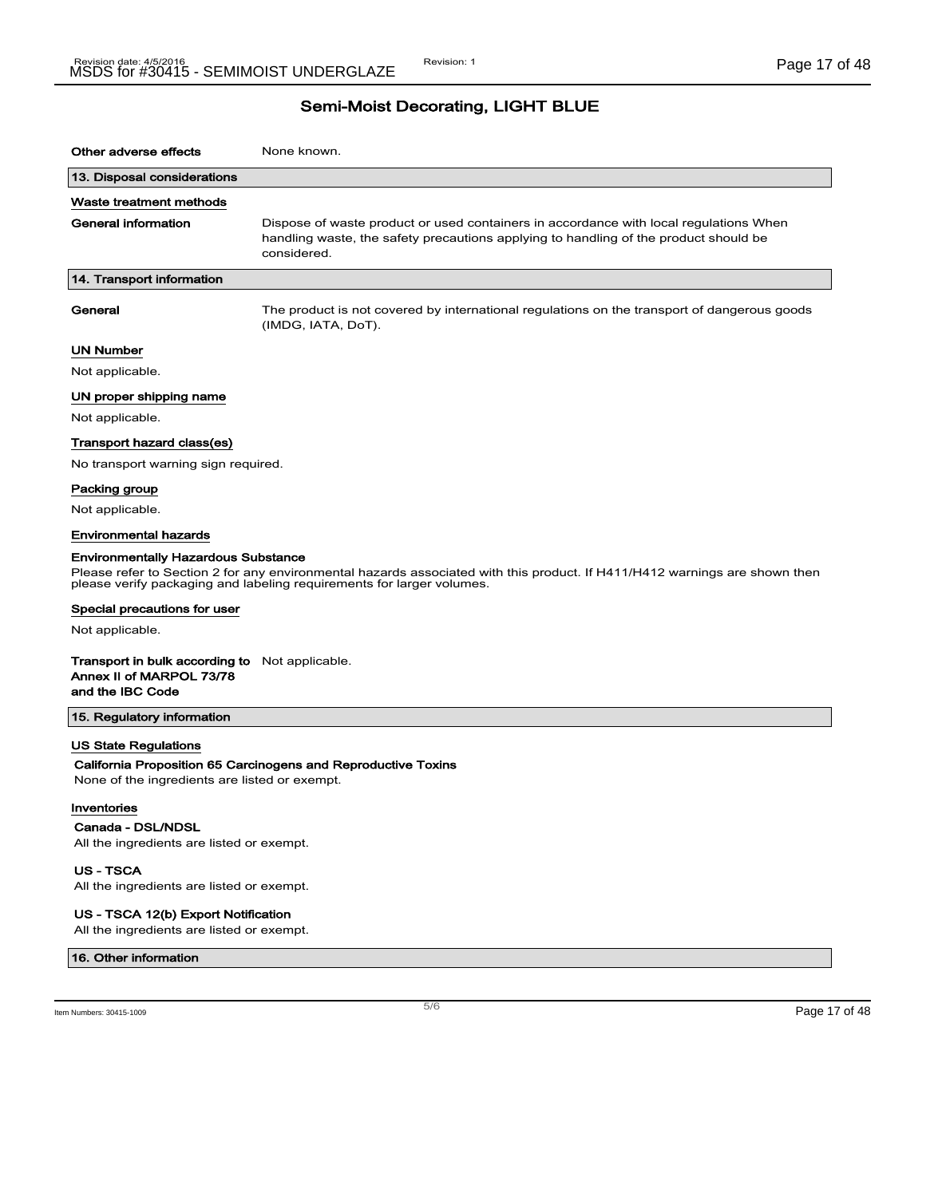## Semi-Moist Decorating, LIGHT BLUE

**Other adverse effects** None known.

### 13. Disposal considerations

#### Waste treatment methods

**General information** Dispose of waste product or used containers in accordance with local regulations When handling waste, the safety precautions applying to handling of the product should be considered.

### 14. Transport information

**General** The product is not covered by international regulations on the transport of dangerous goods (IMDG, IATA, DoT).

#### UN Number

Not applicable.

#### UN proper shipping name

Not applicable.

#### Transport hazard class(es)

No transport warning sign required.

#### Packing group

Not applicable.

#### Environmental hazards

**Environmentally Hazardous Substance**

Please refer to Section 2 for any environmental hazards associated with this product. If H411/H412 warnings are shown then please verify packaging and labeling requirements for larger volumes.

#### Special precautions for user

Not applicable.

**Transport in bulk according to Annex II of MARPOL 73/78 and the IBC Code** Not applicable.

### 15. Regulatory information

#### US State Regulations

**California Proposition 65 Carcinogens and Reproductive Toxins**

None of the ingredients are listed or exempt.

#### Inventories

**Canada - DSL/NDSL**

All the ingredients are listed or exempt.

**US - TSCA**

All the ingredients are listed or exempt.

**US - TSCA 12(b) Export Notification**

All the ingredients are listed or exempt.

### 16. Other information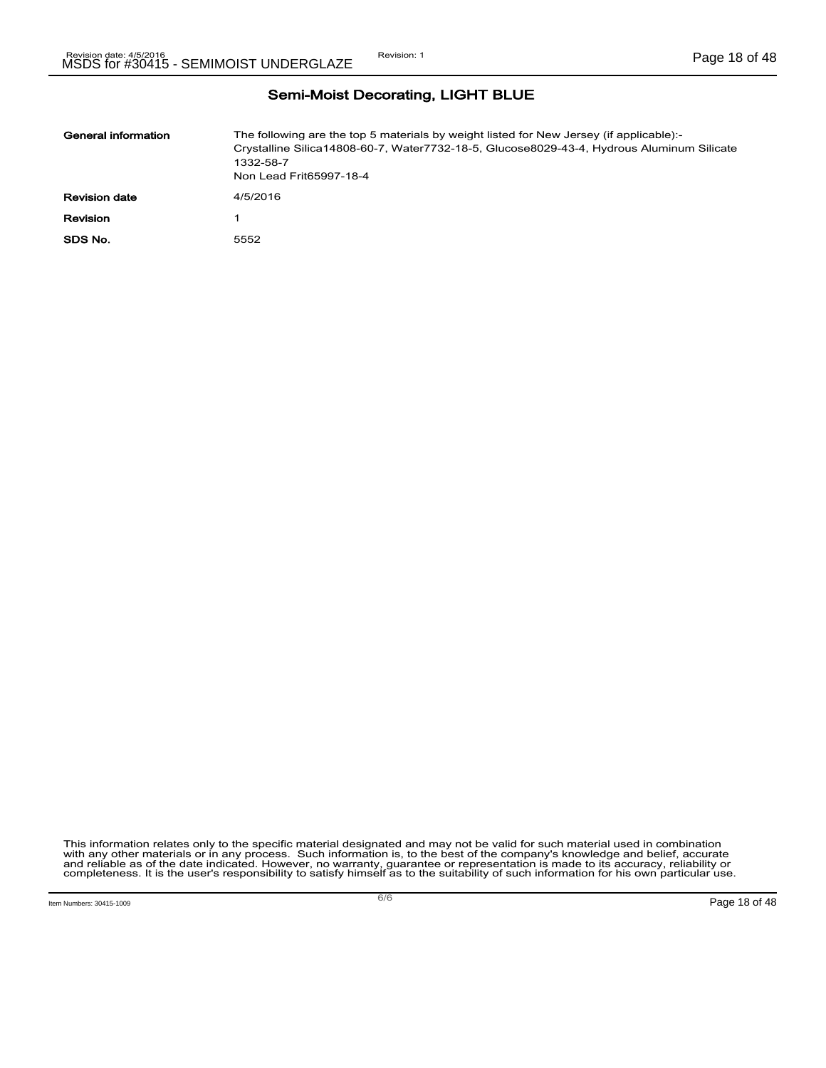## Semi-Moist Decorating, LIGHT BLUE

| | |
|---|---|
| **General information** | The following are the top 5 materials by weight listed for New Jersey (if applicable):- Crystalline Silica14808-60-7, Water7732-18-5, Glucose8029-43-4, Hydrous Aluminum Silicate 1332-58-7<br>Non Lead Frit65997-18-4 |
| **Revision date** | 4/5/2016 |
| **Revision** | 1 |
| **SDS No.** | 5552 |

This information relates only to the specific material designated and may not be valid for such material used in combination with any other materials or in any process. Such information is, to the best of the company's knowledge and belief, accurate and reliable as of the date indicated. However, no warranty, guarantee or representation is made to its accuracy, reliability or completeness. It is the user's responsibility to satisfy himself as to the suitability of such information for his own particular use.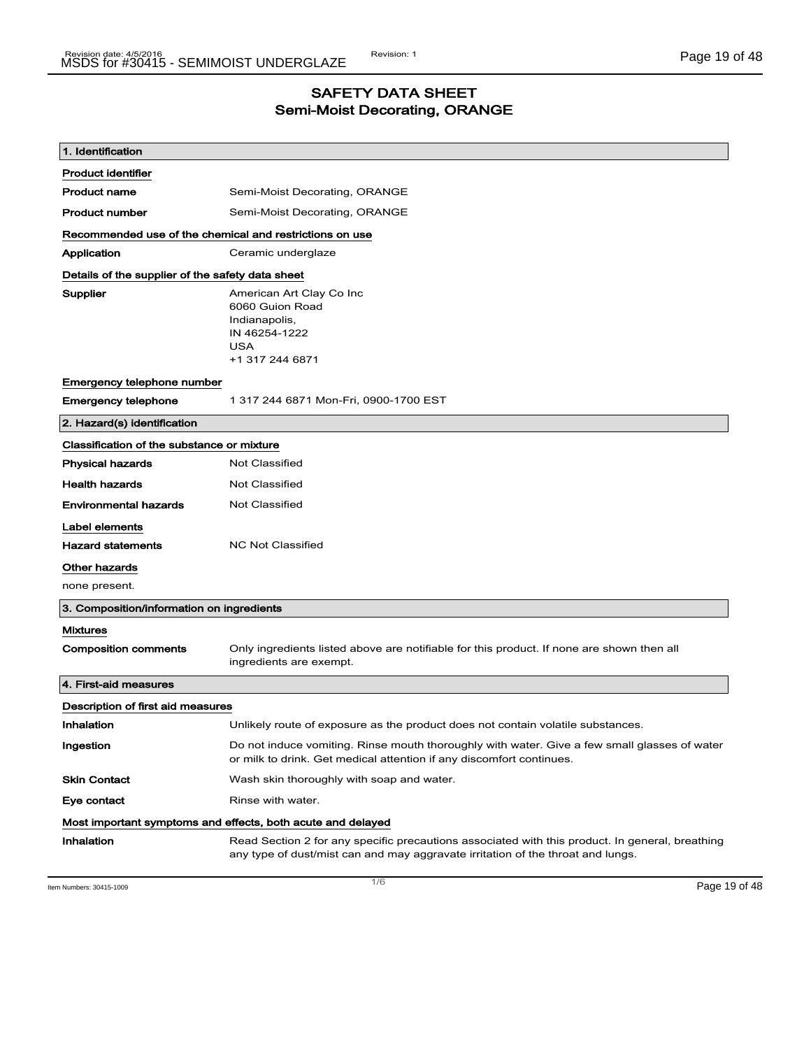# SAFETY DATA SHEET
## Semi-Moist Decorating, ORANGE

### 1. Identification

**Product identifier**

| | |
|---|---|
| **Product name** | Semi-Moist Decorating, ORANGE |
| **Product number** | Semi-Moist Decorating, ORANGE |

**Recommended use of the chemical and restrictions on use**

| | |
|---|---|
| **Application** | Ceramic underglaze |

**Details of the supplier of the safety data sheet**

**Supplier**
American Art Clay Co Inc
6060 Guion Road
Indianapolis,
IN 46254-1222
USA
+1 317 244 6871

**Emergency telephone number**

| | |
|---|---|
| **Emergency telephone** | 1 317 244 6871 Mon-Fri, 0900-1700 EST |

### 2. Hazard(s) identification

**Classification of the substance or mixture**

| | |
|---|---|
| **Physical hazards** | Not Classified |
| **Health hazards** | Not Classified |
| **Environmental hazards** | Not Classified |

**Label elements**

| | |
|---|---|
| **Hazard statements** | NC Not Classified |

**Other hazards**

none present.

### 3. Composition/information on ingredients

**Mixtures**

| | |
|---|---|
| **Composition comments** | Only ingredients listed above are notifiable for this product. If none are shown then all ingredients are exempt. |

### 4. First-aid measures

**Description of first aid measures**

| | |
|---|---|
| **Inhalation** | Unlikely route of exposure as the product does not contain volatile substances. |
| **Ingestion** | Do not induce vomiting. Rinse mouth thoroughly with water. Give a few small glasses of water or milk to drink. Get medical attention if any discomfort continues. |
| **Skin Contact** | Wash skin thoroughly with soap and water. |
| **Eye contact** | Rinse with water. |

**Most important symptoms and effects, both acute and delayed**

| | |
|---|---|
| **Inhalation** | Read Section 2 for any specific precautions associated with this product. In general, breathing any type of dust/mist can and may aggravate irritation of the throat and lungs. |

Item Numbers: 30415-1009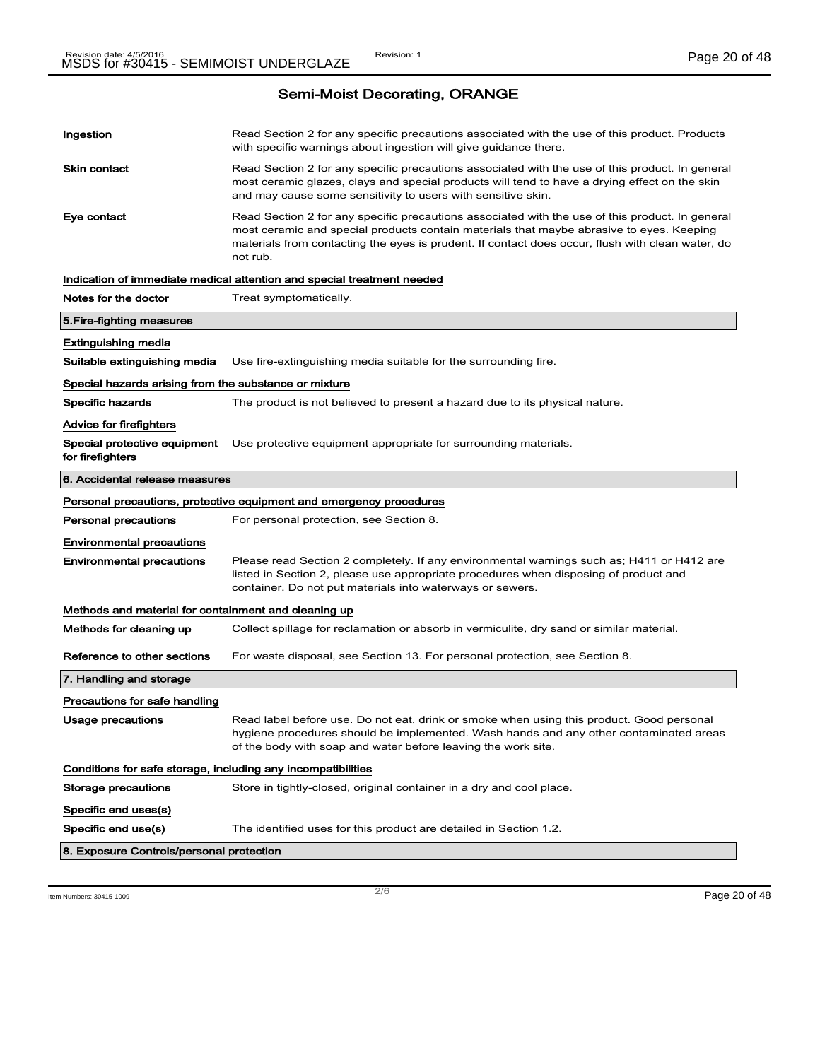## Semi-Moist Decorating, ORANGE

**Ingestion** Read Section 2 for any specific precautions associated with the use of this product. Products with specific warnings about ingestion will give guidance there.

**Skin contact** Read Section 2 for any specific precautions associated with the use of this product. In general most ceramic glazes, clays and special products will tend to have a drying effect on the skin and may cause some sensitivity to users with sensitive skin.

**Eye contact** Read Section 2 for any specific precautions associated with the use of this product. In general most ceramic and special products contain materials that maybe abrasive to eyes. Keeping materials from contacting the eyes is prudent. If contact does occur, flush with clean water, do not rub.

### Indication of immediate medical attention and special treatment needed

**Notes for the doctor** Treat symptomatically.

## 5.Fire-fighting measures

### Extinguishing media

**Suitable extinguishing media** Use fire-extinguishing media suitable for the surrounding fire.

### Special hazards arising from the substance or mixture

**Specific hazards** The product is not believed to present a hazard due to its physical nature.

### Advice for firefighters

**Special protective equipment for firefighters** Use protective equipment appropriate for surrounding materials.

## 6. Accidental release measures

### Personal precautions, protective equipment and emergency procedures

**Personal precautions** For personal protection, see Section 8.

### Environmental precautions

**Environmental precautions** Please read Section 2 completely. If any environmental warnings such as; H411 or H412 are listed in Section 2, please use appropriate procedures when disposing of product and container. Do not put materials into waterways or sewers.

### Methods and material for containment and cleaning up

**Methods for cleaning up** Collect spillage for reclamation or absorb in vermiculite, dry sand or similar material.

**Reference to other sections** For waste disposal, see Section 13. For personal protection, see Section 8.

## 7. Handling and storage

### Precautions for safe handling

**Usage precautions** Read label before use. Do not eat, drink or smoke when using this product. Good personal hygiene procedures should be implemented. Wash hands and any other contaminated areas of the body with soap and water before leaving the work site.

### Conditions for safe storage, including any incompatibilities

**Storage precautions** Store in tightly-closed, original container in a dry and cool place.

### Specific end uses(s)

**Specific end use(s)** The identified uses for this product are detailed in Section 1.2.

## 8. Exposure Controls/personal protection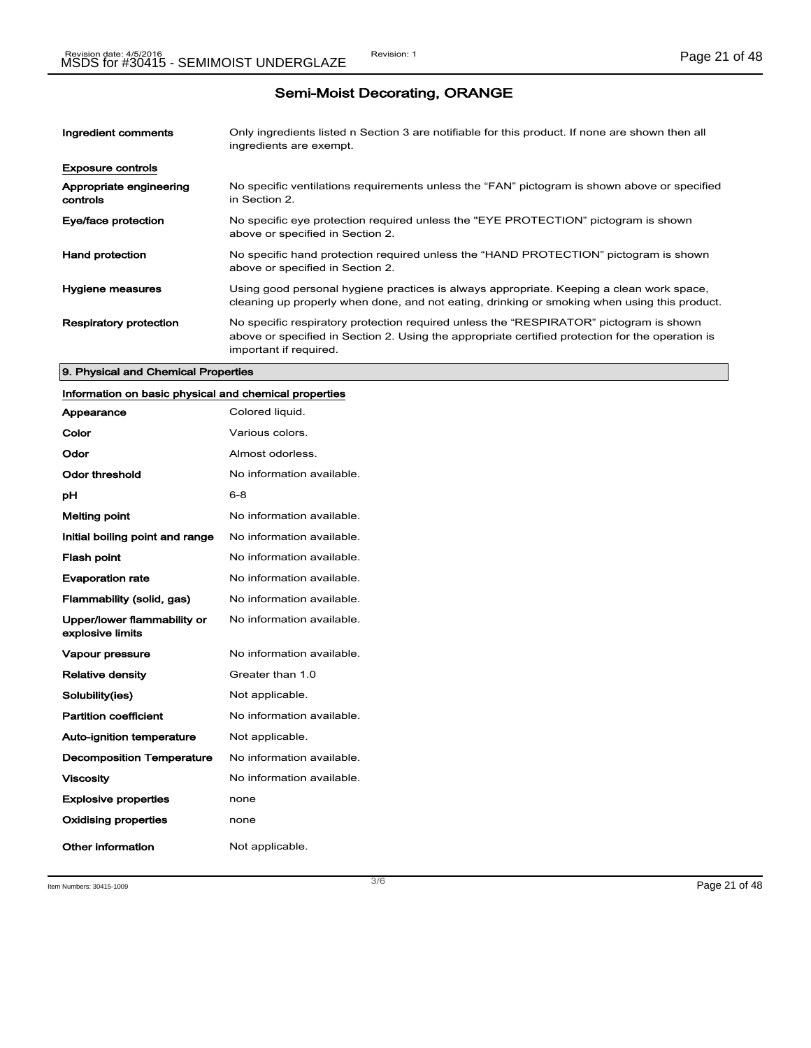## Semi-Moist Decorating, ORANGE

| | |
|---|---|
| **Ingredient comments** | Only ingredients listed n Section 3 are notifiable for this product. If none are shown then all ingredients are exempt. |

**Exposure controls**

| | |
|---|---|
| **Appropriate engineering controls** | No specific ventilations requirements unless the “FAN” pictogram is shown above or specified in Section 2. |
| **Eye/face protection** | No specific eye protection required unless the "EYE PROTECTION" pictogram is shown above or specified in Section 2. |
| **Hand protection** | No specific hand protection required unless the “HAND PROTECTION” pictogram is shown above or specified in Section 2. |
| **Hygiene measures** | Using good personal hygiene practices is always appropriate. Keeping a clean work space, cleaning up properly when done, and not eating, drinking or smoking when using this product. |
| **Respiratory protection** | No specific respiratory protection required unless the “RESPIRATOR” pictogram is shown above or specified in Section 2. Using the appropriate certified protection for the operation is important if required. |

### 9. Physical and Chemical Properties

**Information on basic physical and chemical properties**

| | |
|---|---|
| **Appearance** | Colored liquid. |
| **Color** | Various colors. |
| **Odor** | Almost odorless. |
| **Odor threshold** | No information available. |
| **pH** | 6-8 |
| **Melting point** | No information available. |
| **Initial boiling point and range** | No information available. |
| **Flash point** | No information available. |
| **Evaporation rate** | No information available. |
| **Flammability (solid, gas)** | No information available. |
| **Upper/lower flammability or explosive limits** | No information available. |
| **Vapour pressure** | No information available. |
| **Relative density** | Greater than 1.0 |
| **Solubility(ies)** | Not applicable. |
| **Partition coefficient** | No information available. |
| **Auto-ignition temperature** | Not applicable. |
| **Decomposition Temperature** | No information available. |
| **Viscosity** | No information available. |
| **Explosive properties** | none |
| **Oxidising properties** | none |
| **Other information** | Not applicable. |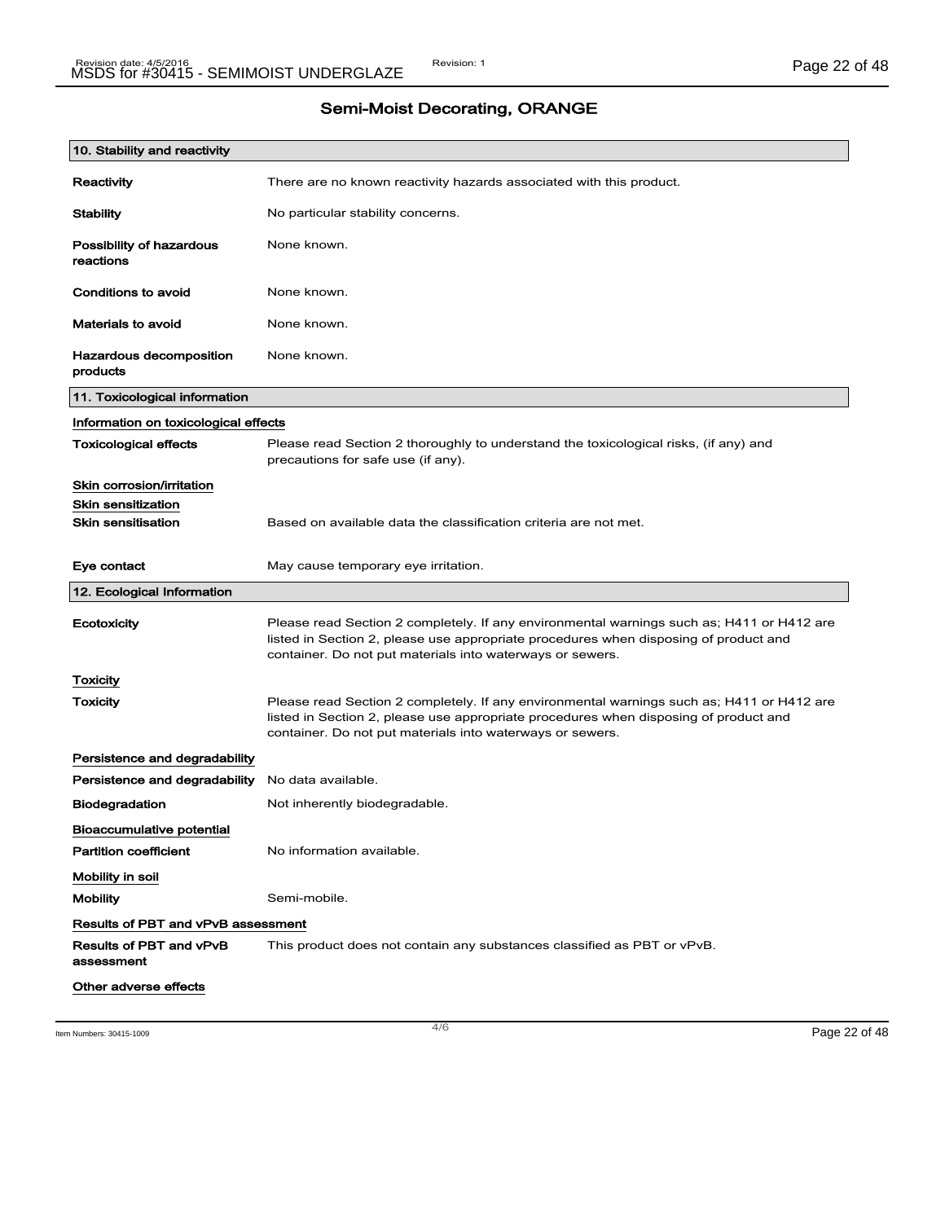# Semi-Moist Decorating, ORANGE

## 10. Stability and reactivity

**Reactivity** There are no known reactivity hazards associated with this product.

**Stability** No particular stability concerns.

**Possibility of hazardous reactions** None known.

**Conditions to avoid** None known.

**Materials to avoid** None known.

**Hazardous decomposition products** None known.

## 11. Toxicological information

### Information on toxicological effects

**Toxicological effects** Please read Section 2 thoroughly to understand the toxicological risks, (if any) and precautions for safe use (if any).

### Skin corrosion/irritation

### Skin sensitization

**Skin sensitisation** Based on available data the classification criteria are not met.

**Eye contact** May cause temporary eye irritation.

## 12. Ecological Information

**Ecotoxicity** Please read Section 2 completely. If any environmental warnings such as; H411 or H412 are listed in Section 2, please use appropriate procedures when disposing of product and container. Do not put materials into waterways or sewers.

### Toxicity

**Toxicity** Please read Section 2 completely. If any environmental warnings such as; H411 or H412 are listed in Section 2, please use appropriate procedures when disposing of product and container. Do not put materials into waterways or sewers.

### Persistence and degradability

**Persistence and degradability** No data available.

**Biodegradation** Not inherently biodegradable.

### Bioaccumulative potential

**Partition coefficient** No information available.

### Mobility in soil

**Mobility** Semi-mobile.

### Results of PBT and vPvB assessment

**Results of PBT and vPvB assessment** This product does not contain any substances classified as PBT or vPvB.

### Other adverse effects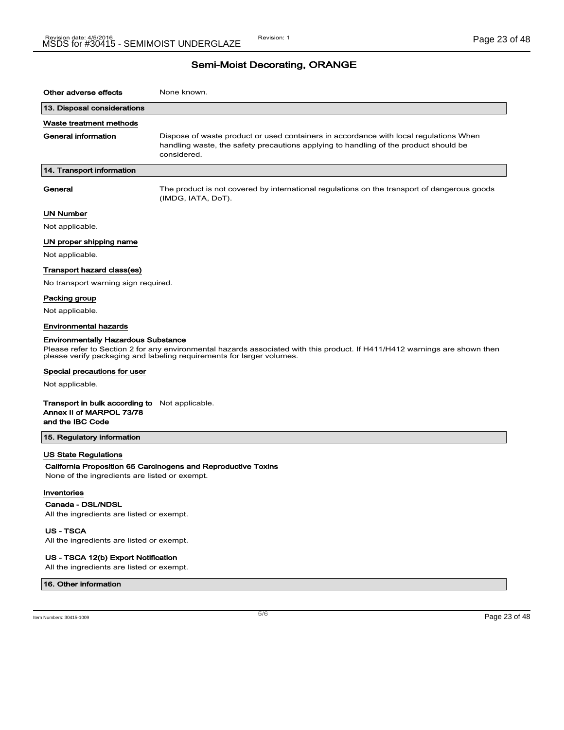## Semi-Moist Decorating, ORANGE

**Other adverse effects** None known.

### 13. Disposal considerations

**Waste treatment methods**

**General information** Dispose of waste product or used containers in accordance with local regulations When handling waste, the safety precautions applying to handling of the product should be considered.

### 14. Transport information

**General** The product is not covered by international regulations on the transport of dangerous goods (IMDG, IATA, DoT).

**UN Number**

Not applicable.

**UN proper shipping name**

Not applicable.

**Transport hazard class(es)**

No transport warning sign required.

**Packing group**

Not applicable.

**Environmental hazards**

**Environmentally Hazardous Substance**

Please refer to Section 2 for any environmental hazards associated with this product. If H411/H412 warnings are shown then please verify packaging and labeling requirements for larger volumes.

**Special precautions for user**

Not applicable.

**Transport in bulk according to Annex II of MARPOL 73/78 and the IBC Code** Not applicable.

### 15. Regulatory information

**US State Regulations**

**California Proposition 65 Carcinogens and Reproductive Toxins**

None of the ingredients are listed or exempt.

**Inventories**

**Canada - DSL/NDSL**

All the ingredients are listed or exempt.

**US - TSCA**

All the ingredients are listed or exempt.

**US - TSCA 12(b) Export Notification**

All the ingredients are listed or exempt.

### 16. Other information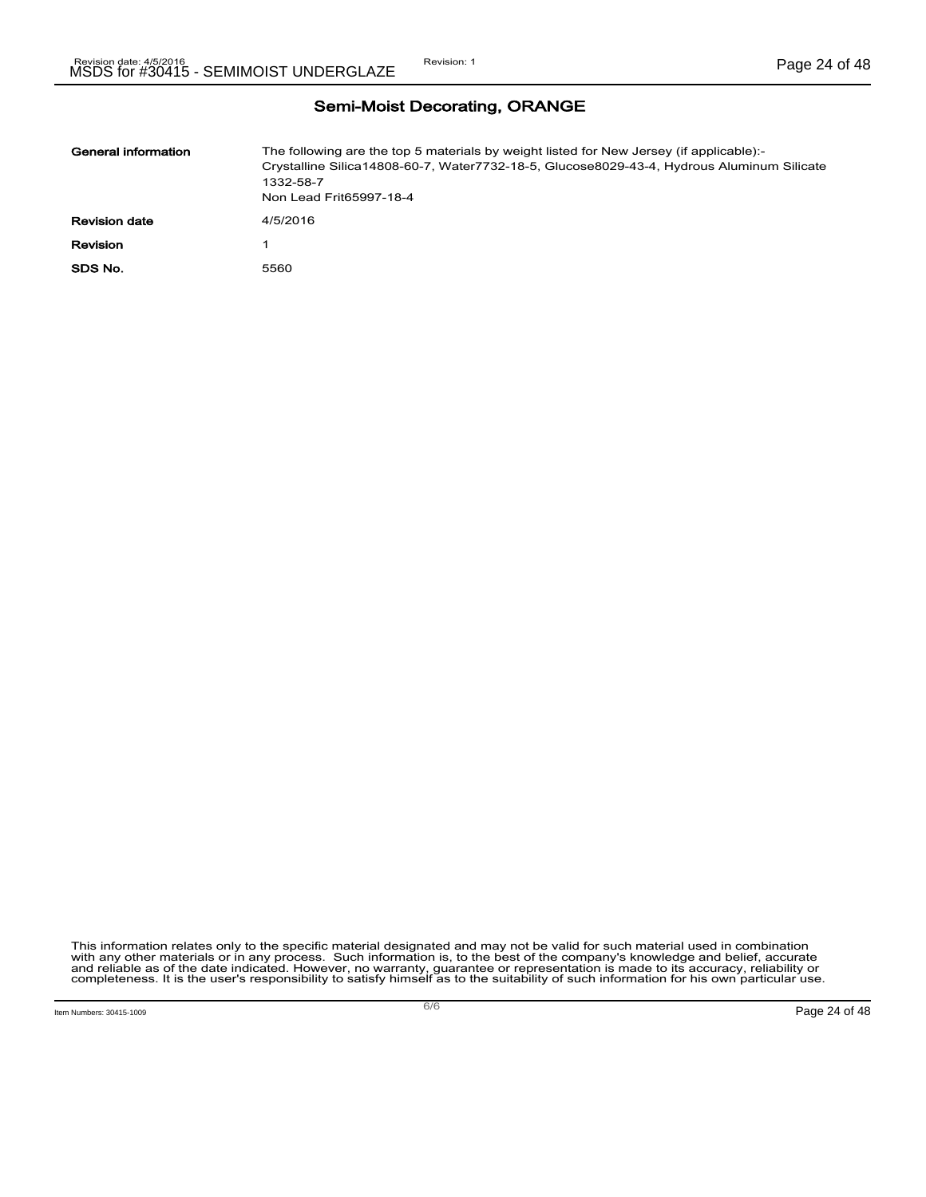## Semi-Moist Decorating, ORANGE

| | |
|---|---|
| **General information** | The following are the top 5 materials by weight listed for New Jersey (if applicable):- Crystalline Silica14808-60-7, Water7732-18-5, Glucose8029-43-4, Hydrous Aluminum Silicate 1332-58-7 Non Lead Frit65997-18-4 |
| **Revision date** | 4/5/2016 |
| **Revision** | 1 |
| **SDS No.** | 5560 |

This information relates only to the specific material designated and may not be valid for such material used in combination with any other materials or in any process. Such information is, to the best of the company's knowledge and belief, accurate and reliable as of the date indicated. However, no warranty, guarantee or representation is made to its accuracy, reliability or completeness. It is the user's responsibility to satisfy himself as to the suitability of such information for his own particular use.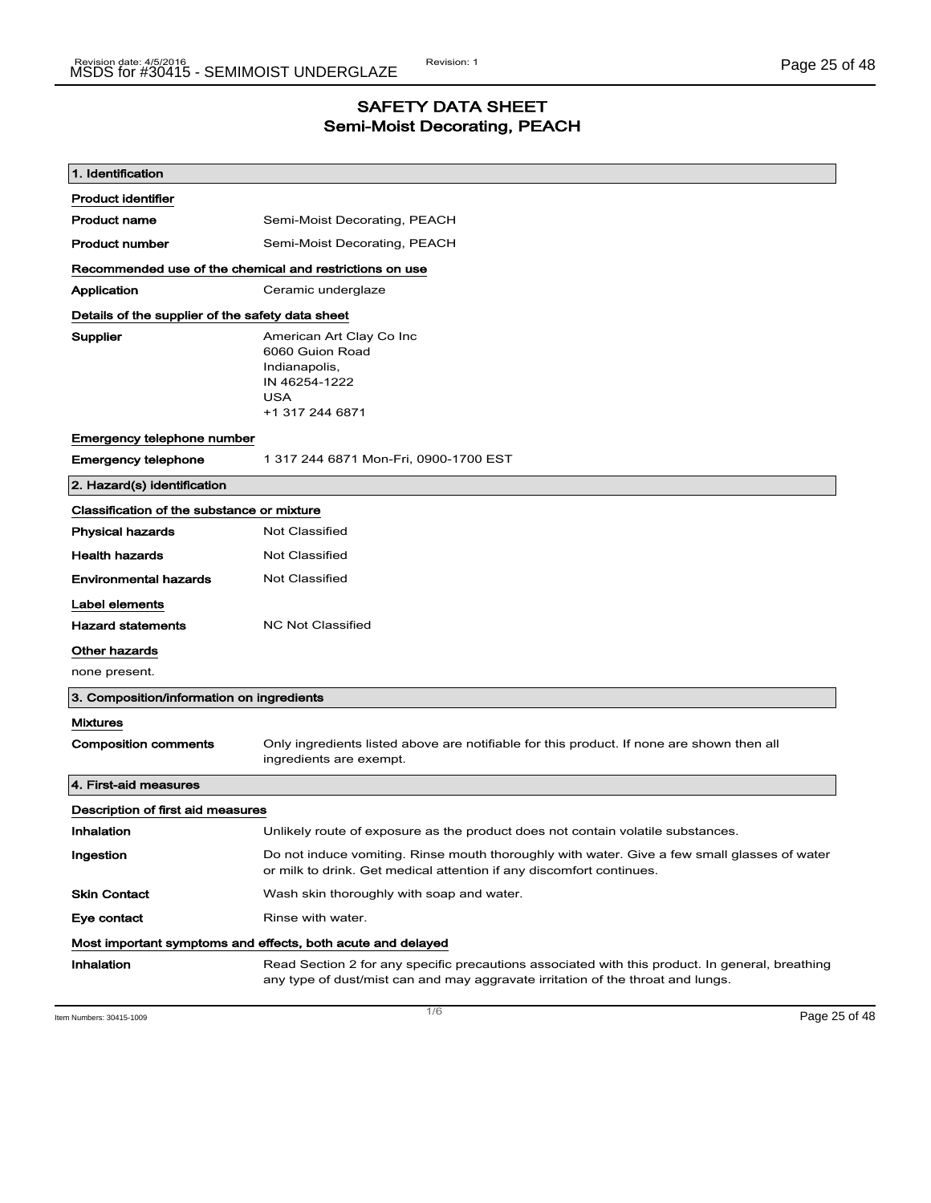# SAFETY DATA SHEET
## Semi-Moist Decorating, PEACH

### 1. Identification

**Product identifier**

| | |
|---|---|
| **Product name** | Semi-Moist Decorating, PEACH |
| **Product number** | Semi-Moist Decorating, PEACH |

**Recommended use of the chemical and restrictions on use**

| | |
|---|---|
| **Application** | Ceramic underglaze |

**Details of the supplier of the safety data sheet**

**Supplier**
American Art Clay Co Inc
6060 Guion Road
Indianapolis,
IN 46254-1222
USA
+1 317 244 6871

**Emergency telephone number**

| | |
|---|---|
| **Emergency telephone** | 1 317 244 6871 Mon-Fri, 0900-1700 EST |

### 2. Hazard(s) identification

**Classification of the substance or mixture**

| | |
|---|---|
| **Physical hazards** | Not Classified |
| **Health hazards** | Not Classified |
| **Environmental hazards** | Not Classified |

**Label elements**

| | |
|---|---|
| **Hazard statements** | NC Not Classified |

**Other hazards**

none present.

### 3. Composition/information on ingredients

**Mixtures**

| | |
|---|---|
| **Composition comments** | Only ingredients listed above are notifiable for this product. If none are shown then all ingredients are exempt. |

### 4. First-aid measures

**Description of first aid measures**

| | |
|---|---|
| **Inhalation** | Unlikely route of exposure as the product does not contain volatile substances. |
| **Ingestion** | Do not induce vomiting. Rinse mouth thoroughly with water. Give a few small glasses of water or milk to drink. Get medical attention if any discomfort continues. |
| **Skin Contact** | Wash skin thoroughly with soap and water. |
| **Eye contact** | Rinse with water. |

**Most important symptoms and effects, both acute and delayed**

| | |
|---|---|
| **Inhalation** | Read Section 2 for any specific precautions associated with this product. In general, breathing any type of dust/mist can and may aggravate irritation of the throat and lungs. |

Item Numbers: 30415-1009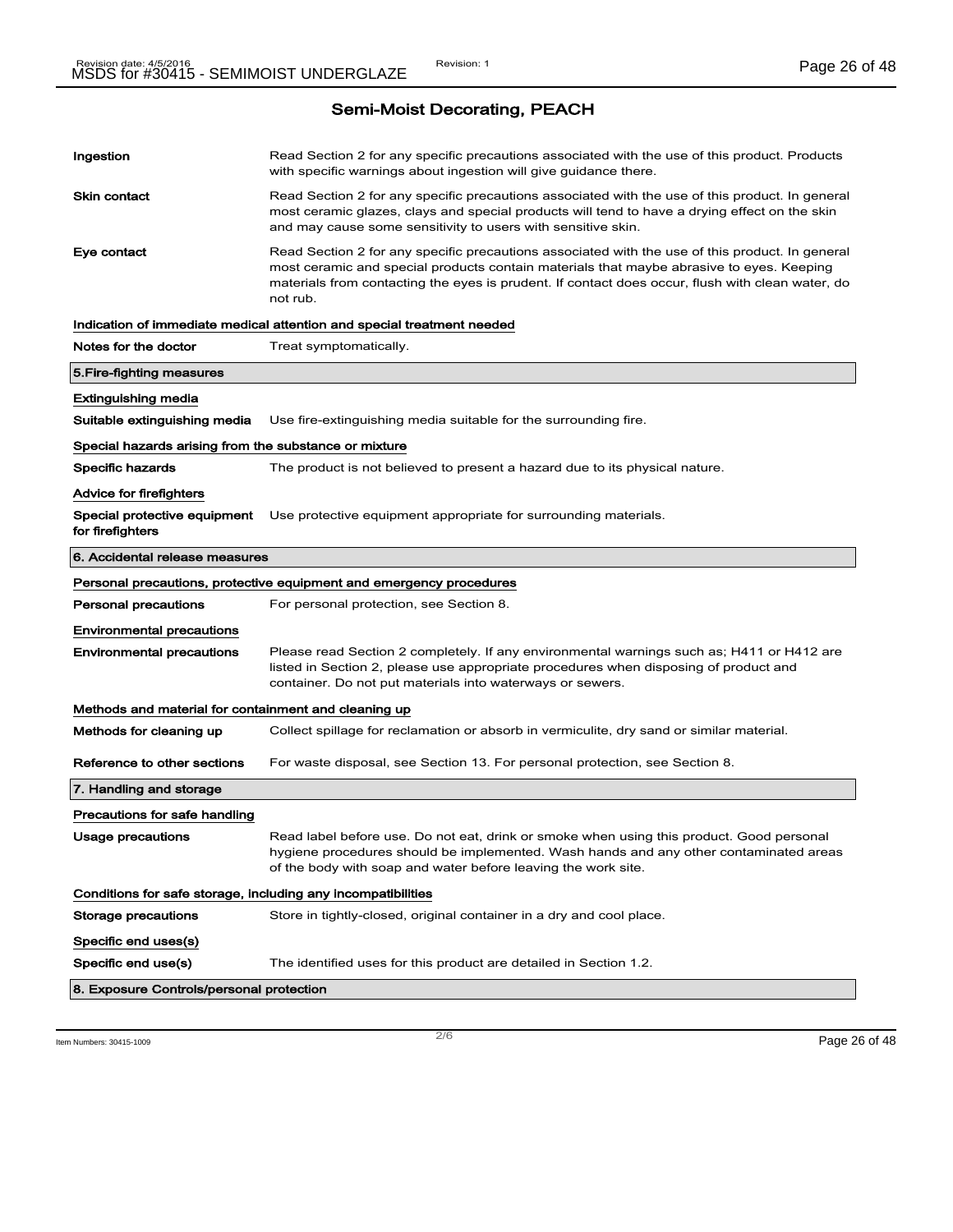## Semi-Moist Decorating, PEACH

**Ingestion** Read Section 2 for any specific precautions associated with the use of this product. Products with specific warnings about ingestion will give guidance there.

**Skin contact** Read Section 2 for any specific precautions associated with the use of this product. In general most ceramic glazes, clays and special products will tend to have a drying effect on the skin and may cause some sensitivity to users with sensitive skin.

**Eye contact** Read Section 2 for any specific precautions associated with the use of this product. In general most ceramic and special products contain materials that maybe abrasive to eyes. Keeping materials from contacting the eyes is prudent. If contact does occur, flush with clean water, do not rub.

**Indication of immediate medical attention and special treatment needed**

**Notes for the doctor** Treat symptomatically.

### 5.Fire-fighting measures

**Extinguishing media**

**Suitable extinguishing media** Use fire-extinguishing media suitable for the surrounding fire.

**Special hazards arising from the substance or mixture**

**Specific hazards** The product is not believed to present a hazard due to its physical nature.

**Advice for firefighters**

**Special protective equipment for firefighters** Use protective equipment appropriate for surrounding materials.

### 6. Accidental release measures

**Personal precautions, protective equipment and emergency procedures**

**Personal precautions** For personal protection, see Section 8.

**Environmental precautions**

**Environmental precautions** Please read Section 2 completely. If any environmental warnings such as; H411 or H412 are listed in Section 2, please use appropriate procedures when disposing of product and container. Do not put materials into waterways or sewers.

**Methods and material for containment and cleaning up**

**Methods for cleaning up** Collect spillage for reclamation or absorb in vermiculite, dry sand or similar material.

**Reference to other sections** For waste disposal, see Section 13. For personal protection, see Section 8.

### 7. Handling and storage

**Precautions for safe handling**

**Usage precautions** Read label before use. Do not eat, drink or smoke when using this product. Good personal hygiene procedures should be implemented. Wash hands and any other contaminated areas of the body with soap and water before leaving the work site.

**Conditions for safe storage, including any incompatibilities**

**Storage precautions** Store in tightly-closed, original container in a dry and cool place.

**Specific end uses(s)**

**Specific end use(s)** The identified uses for this product are detailed in Section 1.2.

### 8. Exposure Controls/personal protection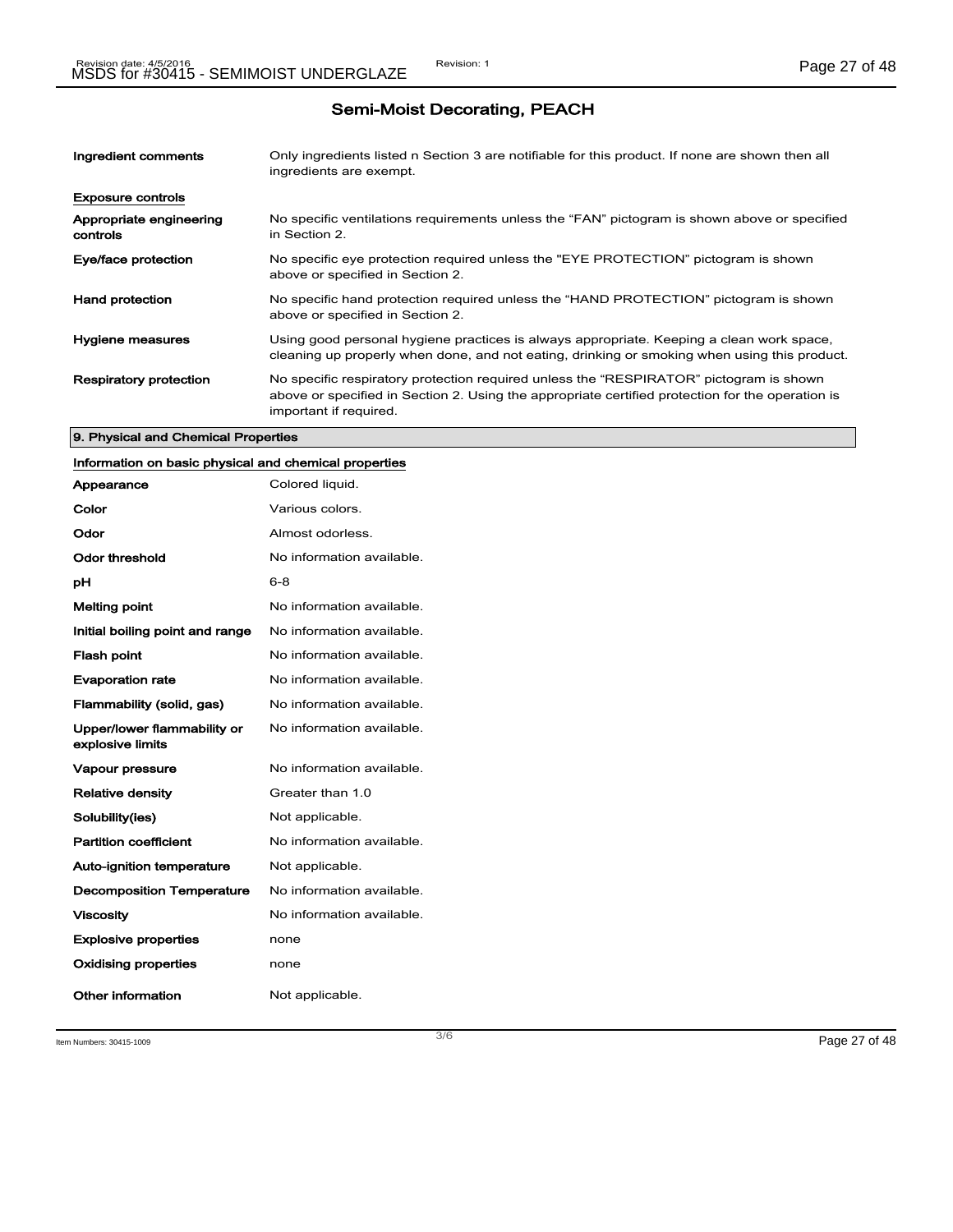## Semi-Moist Decorating, PEACH

**Ingredient comments** Only ingredients listed n Section 3 are notifiable for this product. If none are shown then all ingredients are exempt.

**Exposure controls**

**Appropriate engineering controls** No specific ventilations requirements unless the "FAN" pictogram is shown above or specified in Section 2.

**Eye/face protection** No specific eye protection required unless the "EYE PROTECTION" pictogram is shown above or specified in Section 2.

**Hand protection** No specific hand protection required unless the "HAND PROTECTION" pictogram is shown above or specified in Section 2.

**Hygiene measures** Using good personal hygiene practices is always appropriate. Keeping a clean work space, cleaning up properly when done, and not eating, drinking or smoking when using this product.

**Respiratory protection** No specific respiratory protection required unless the "RESPIRATOR" pictogram is shown above or specified in Section 2. Using the appropriate certified protection for the operation is important if required.

### 9. Physical and Chemical Properties

**Information on basic physical and chemical properties**

| Property | Value |
|---|---|
| Appearance | Colored liquid. |
| Color | Various colors. |
| Odor | Almost odorless. |
| Odor threshold | No information available. |
| pH | 6-8 |
| Melting point | No information available. |
| Initial boiling point and range | No information available. |
| Flash point | No information available. |
| Evaporation rate | No information available. |
| Flammability (solid, gas) | No information available. |
| Upper/lower flammability or explosive limits | No information available. |
| Vapour pressure | No information available. |
| Relative density | Greater than 1.0 |
| Solubility(ies) | Not applicable. |
| Partition coefficient | No information available. |
| Auto-ignition temperature | Not applicable. |
| Decomposition Temperature | No information available. |
| Viscosity | No information available. |
| Explosive properties | none |
| Oxidising properties | none |
| Other information | Not applicable. |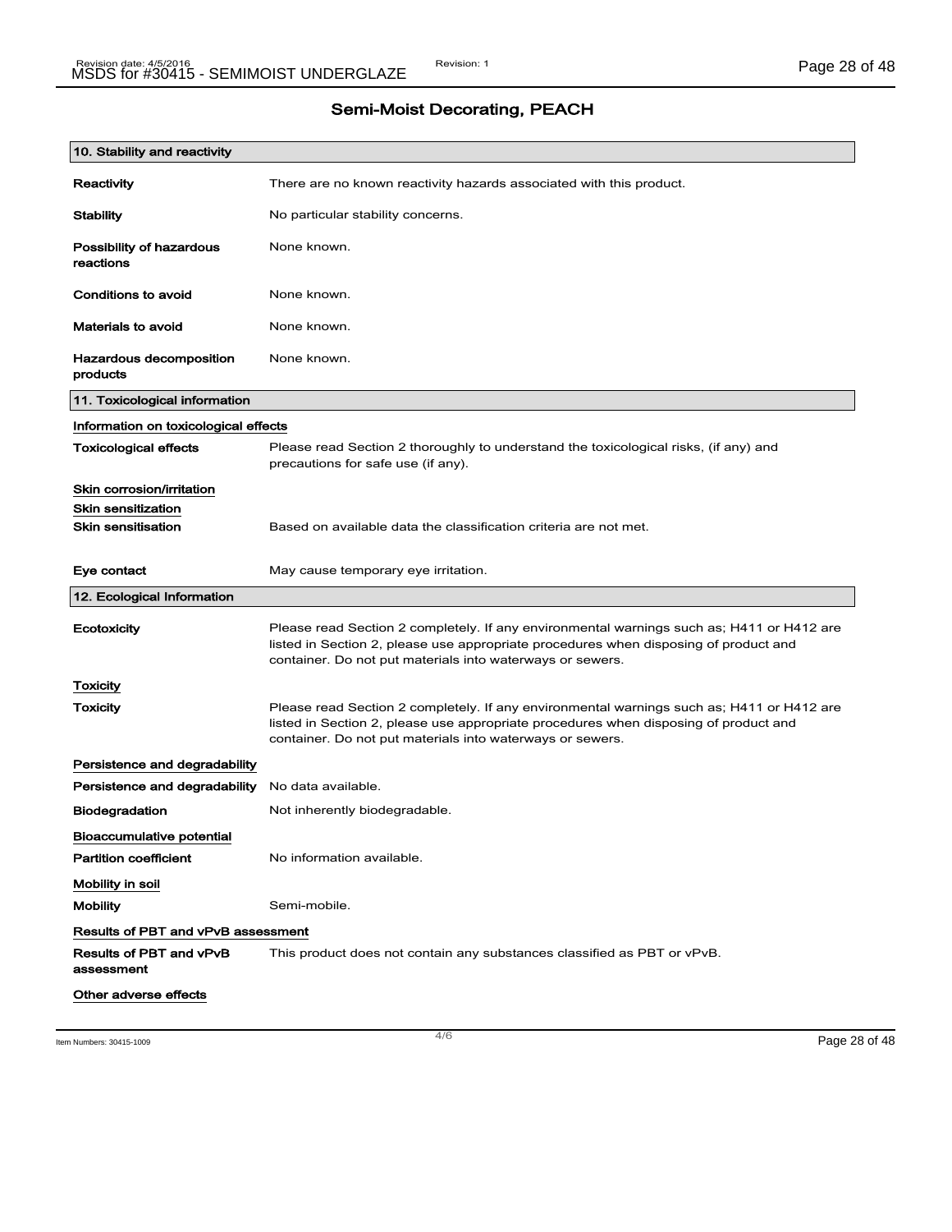## Semi-Moist Decorating, PEACH

### 10. Stability and reactivity

**Reactivity** There are no known reactivity hazards associated with this product.

**Stability** No particular stability concerns.

**Possibility of hazardous reactions** None known.

**Conditions to avoid** None known.

**Materials to avoid** None known.

**Hazardous decomposition products** None known.

### 11. Toxicological information

Information on toxicological effects

**Toxicological effects** Please read Section 2 thoroughly to understand the toxicological risks, (if any) and precautions for safe use (if any).

Skin corrosion/irritation

Skin sensitization

**Skin sensitisation** Based on available data the classification criteria are not met.

**Eye contact** May cause temporary eye irritation.

### 12. Ecological Information

**Ecotoxicity** Please read Section 2 completely. If any environmental warnings such as; H411 or H412 are listed in Section 2, please use appropriate procedures when disposing of product and container. Do not put materials into waterways or sewers.

Toxicity

**Toxicity** Please read Section 2 completely. If any environmental warnings such as; H411 or H412 are listed in Section 2, please use appropriate procedures when disposing of product and container. Do not put materials into waterways or sewers.

Persistence and degradability

**Persistence and degradability** No data available.

**Biodegradation** Not inherently biodegradable.

Bioaccumulative potential

**Partition coefficient** No information available.

Mobility in soil

**Mobility** Semi-mobile.

Results of PBT and vPvB assessment

**Results of PBT and vPvB assessment** This product does not contain any substances classified as PBT or vPvB.

Other adverse effects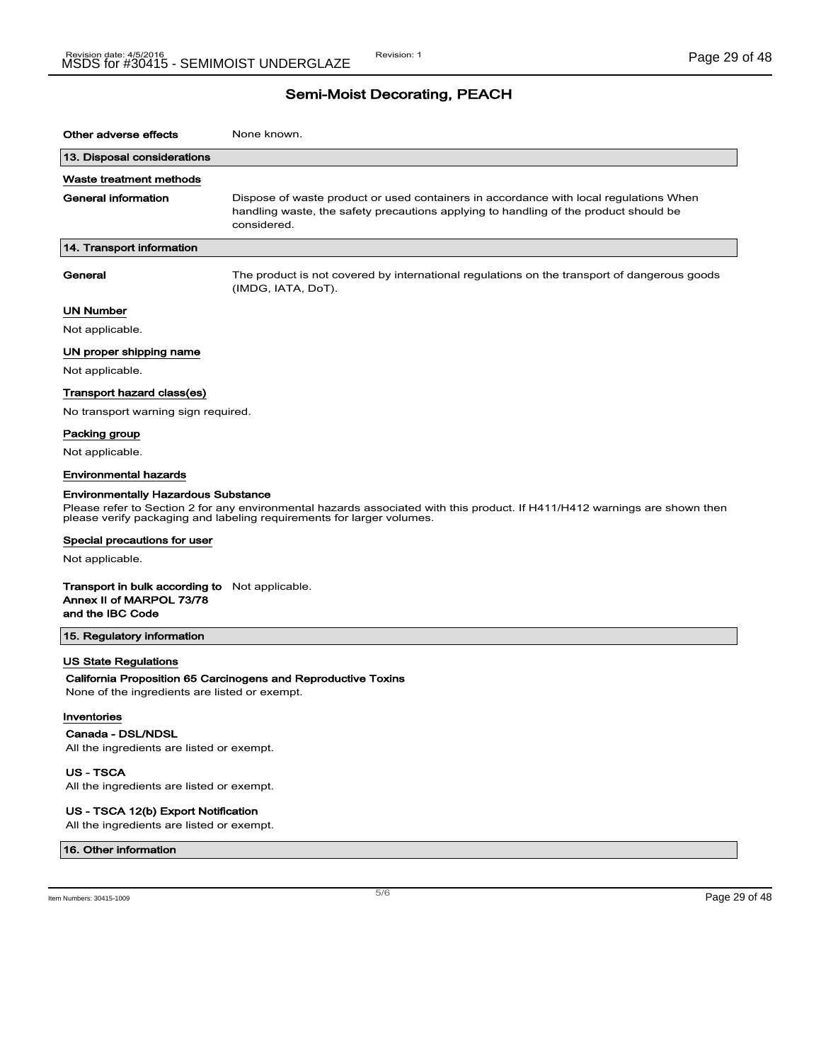## Semi-Moist Decorating, PEACH

**Other adverse effects** None known.

### 13. Disposal considerations

**Waste treatment methods**

**General information** Dispose of waste product or used containers in accordance with local regulations When handling waste, the safety precautions applying to handling of the product should be considered.

### 14. Transport information

**General** The product is not covered by international regulations on the transport of dangerous goods (IMDG, IATA, DoT).

**UN Number**

Not applicable.

**UN proper shipping name**

Not applicable.

**Transport hazard class(es)**

No transport warning sign required.

**Packing group**

Not applicable.

**Environmental hazards**

**Environmentally Hazardous Substance**

Please refer to Section 2 for any environmental hazards associated with this product. If H411/H412 warnings are shown then please verify packaging and labeling requirements for larger volumes.

**Special precautions for user**

Not applicable.

**Transport in bulk according to Annex II of MARPOL 73/78 and the IBC Code** Not applicable.

### 15. Regulatory information

**US State Regulations**

**California Proposition 65 Carcinogens and Reproductive Toxins**

None of the ingredients are listed or exempt.

**Inventories**

**Canada - DSL/NDSL**

All the ingredients are listed or exempt.

**US - TSCA**

All the ingredients are listed or exempt.

**US - TSCA 12(b) Export Notification**

All the ingredients are listed or exempt.

### 16. Other information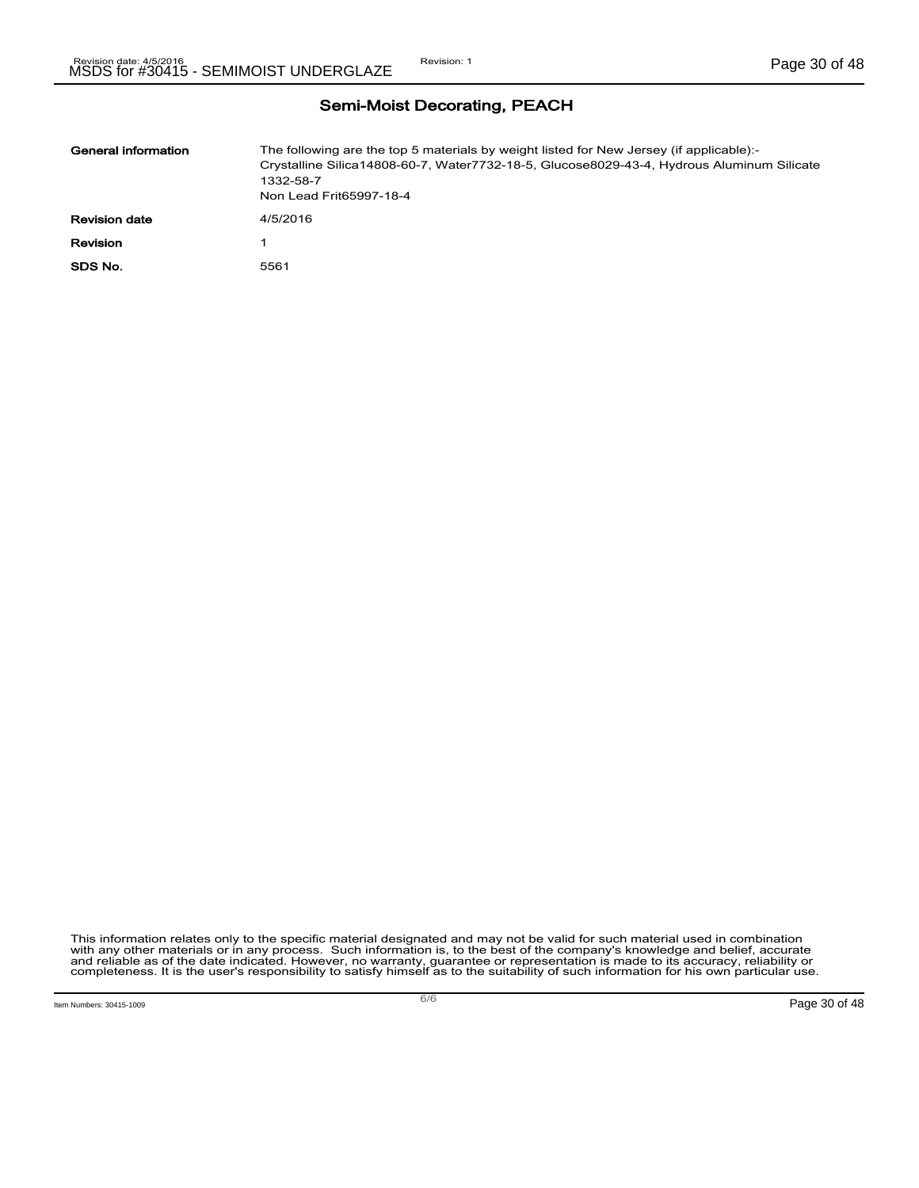## Semi-Moist Decorating, PEACH

| | |
|---|---|
| **General information** | The following are the top 5 materials by weight listed for New Jersey (if applicable):- Crystalline Silica14808-60-7, Water7732-18-5, Glucose8029-43-4, Hydrous Aluminum Silicate 1332-58-7 Non Lead Frit65997-18-4 |
| **Revision date** | 4/5/2016 |
| **Revision** | 1 |
| **SDS No.** | 5561 |

This information relates only to the specific material designated and may not be valid for such material used in combination with any other materials or in any process. Such information is, to the best of the company's knowledge and belief, accurate and reliable as of the date indicated. However, no warranty, guarantee or representation is made to its accuracy, reliability or completeness. It is the user's responsibility to satisfy himself as to the suitability of such information for his own particular use.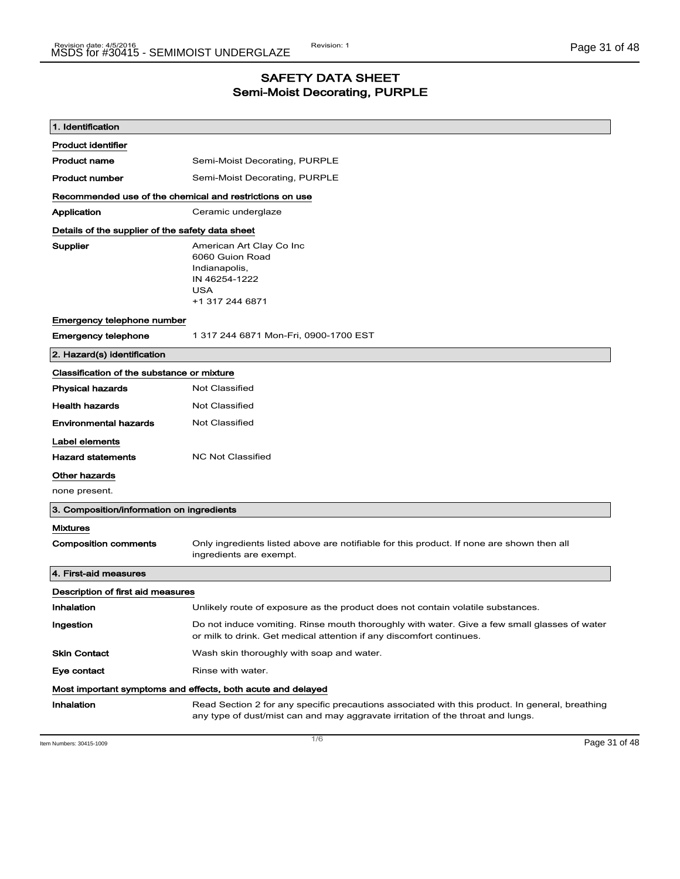# SAFETY DATA SHEET
## Semi-Moist Decorating, PURPLE

### 1. Identification

**Product identifier**

| | |
|---|---|
| **Product name** | Semi-Moist Decorating, PURPLE |
| **Product number** | Semi-Moist Decorating, PURPLE |

**Recommended use of the chemical and restrictions on use**

| | |
|---|---|
| **Application** | Ceramic underglaze |

**Details of the supplier of the safety data sheet**

| | |
|---|---|
| **Supplier** | American Art Clay Co Inc<br>6060 Guion Road<br>Indianapolis,<br>IN 46254-1222<br>USA<br>+1 317 244 6871 |

**Emergency telephone number**

| | |
|---|---|
| **Emergency telephone** | 1 317 244 6871 Mon-Fri, 0900-1700 EST |

### 2. Hazard(s) identification

**Classification of the substance or mixture**

| | |
|---|---|
| **Physical hazards** | Not Classified |
| **Health hazards** | Not Classified |
| **Environmental hazards** | Not Classified |

**Label elements**

| | |
|---|---|
| **Hazard statements** | NC Not Classified |

**Other hazards**

none present.

### 3. Composition/information on ingredients

**Mixtures**

| | |
|---|---|
| **Composition comments** | Only ingredients listed above are notifiable for this product. If none are shown then all ingredients are exempt. |

### 4. First-aid measures

**Description of first aid measures**

| | |
|---|---|
| **Inhalation** | Unlikely route of exposure as the product does not contain volatile substances. |
| **Ingestion** | Do not induce vomiting. Rinse mouth thoroughly with water. Give a few small glasses of water or milk to drink. Get medical attention if any discomfort continues. |
| **Skin Contact** | Wash skin thoroughly with soap and water. |
| **Eye contact** | Rinse with water. |

**Most important symptoms and effects, both acute and delayed**

| | |
|---|---|
| **Inhalation** | Read Section 2 for any specific precautions associated with this product. In general, breathing any type of dust/mist can and may aggravate irritation of the throat and lungs. |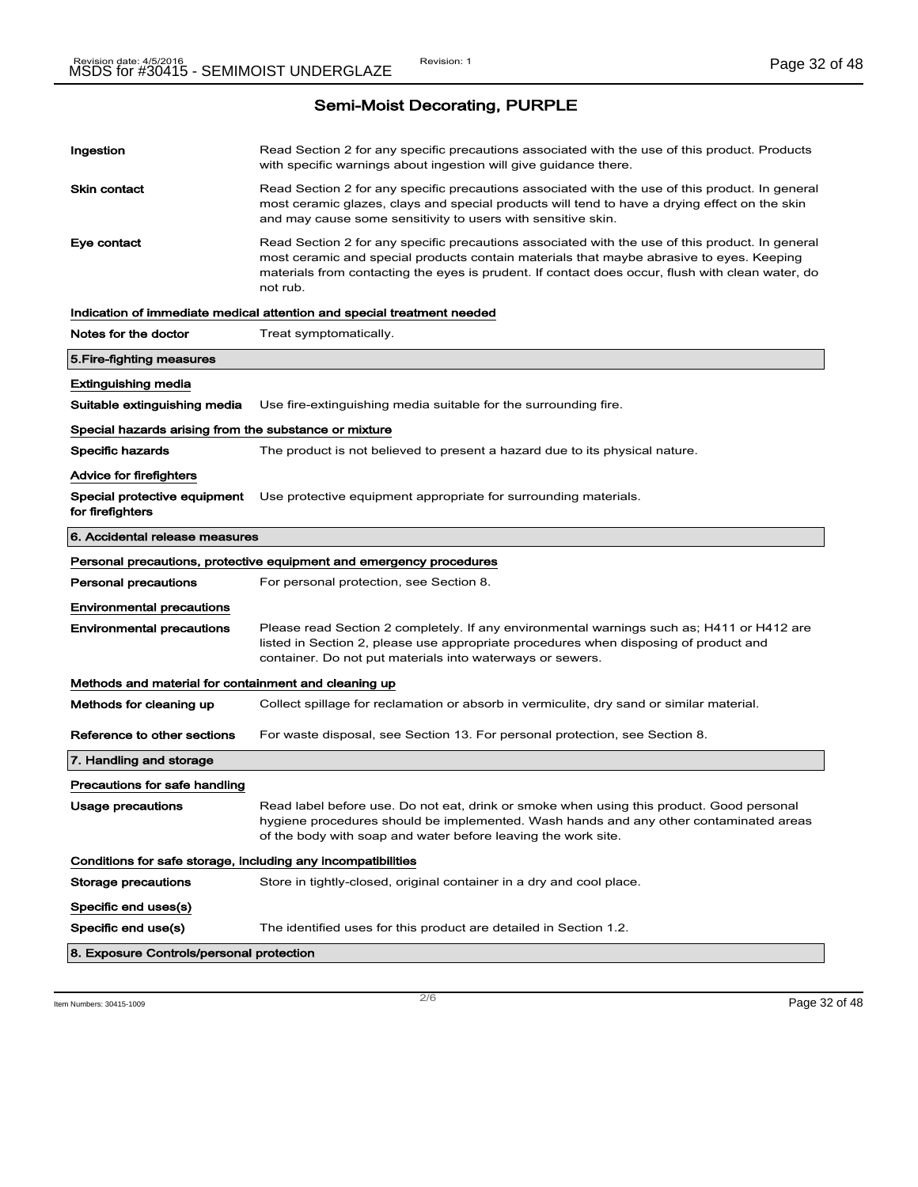## Semi-Moist Decorating, PURPLE

| | |
|---|---|
| **Ingestion** | Read Section 2 for any specific precautions associated with the use of this product. Products with specific warnings about ingestion will give guidance there. |
| **Skin contact** | Read Section 2 for any specific precautions associated with the use of this product. In general most ceramic glazes, clays and special products will tend to have a drying effect on the skin and may cause some sensitivity to users with sensitive skin. |
| **Eye contact** | Read Section 2 for any specific precautions associated with the use of this product. In general most ceramic and special products contain materials that maybe abrasive to eyes. Keeping materials from contacting the eyes is prudent. If contact does occur, flush with clean water, do not rub. |

**Indication of immediate medical attention and special treatment needed**

| | |
|---|---|
| **Notes for the doctor** | Treat symptomatically. |

### 5.Fire-fighting measures

**Extinguishing media**

| | |
|---|---|
| **Suitable extinguishing media** | Use fire-extinguishing media suitable for the surrounding fire. |

**Special hazards arising from the substance or mixture**

| | |
|---|---|
| **Specific hazards** | The product is not believed to present a hazard due to its physical nature. |

**Advice for firefighters**

| | |
|---|---|
| **Special protective equipment for firefighters** | Use protective equipment appropriate for surrounding materials. |

### 6. Accidental release measures

**Personal precautions, protective equipment and emergency procedures**

| | |
|---|---|
| **Personal precautions** | For personal protection, see Section 8. |

**Environmental precautions**

| | |
|---|---|
| **Environmental precautions** | Please read Section 2 completely. If any environmental warnings such as; H411 or H412 are listed in Section 2, please use appropriate procedures when disposing of product and container. Do not put materials into waterways or sewers. |

**Methods and material for containment and cleaning up**

| | |
|---|---|
| **Methods for cleaning up** | Collect spillage for reclamation or absorb in vermiculite, dry sand or similar material. |
| **Reference to other sections** | For waste disposal, see Section 13. For personal protection, see Section 8. |

### 7. Handling and storage

**Precautions for safe handling**

| | |
|---|---|
| **Usage precautions** | Read label before use. Do not eat, drink or smoke when using this product. Good personal hygiene procedures should be implemented. Wash hands and any other contaminated areas of the body with soap and water before leaving the work site. |

**Conditions for safe storage, including any incompatibilities**

| | |
|---|---|
| **Storage precautions** | Store in tightly-closed, original container in a dry and cool place. |

**Specific end uses(s)**

| | |
|---|---|
| **Specific end use(s)** | The identified uses for this product are detailed in Section 1.2. |

### 8. Exposure Controls/personal protection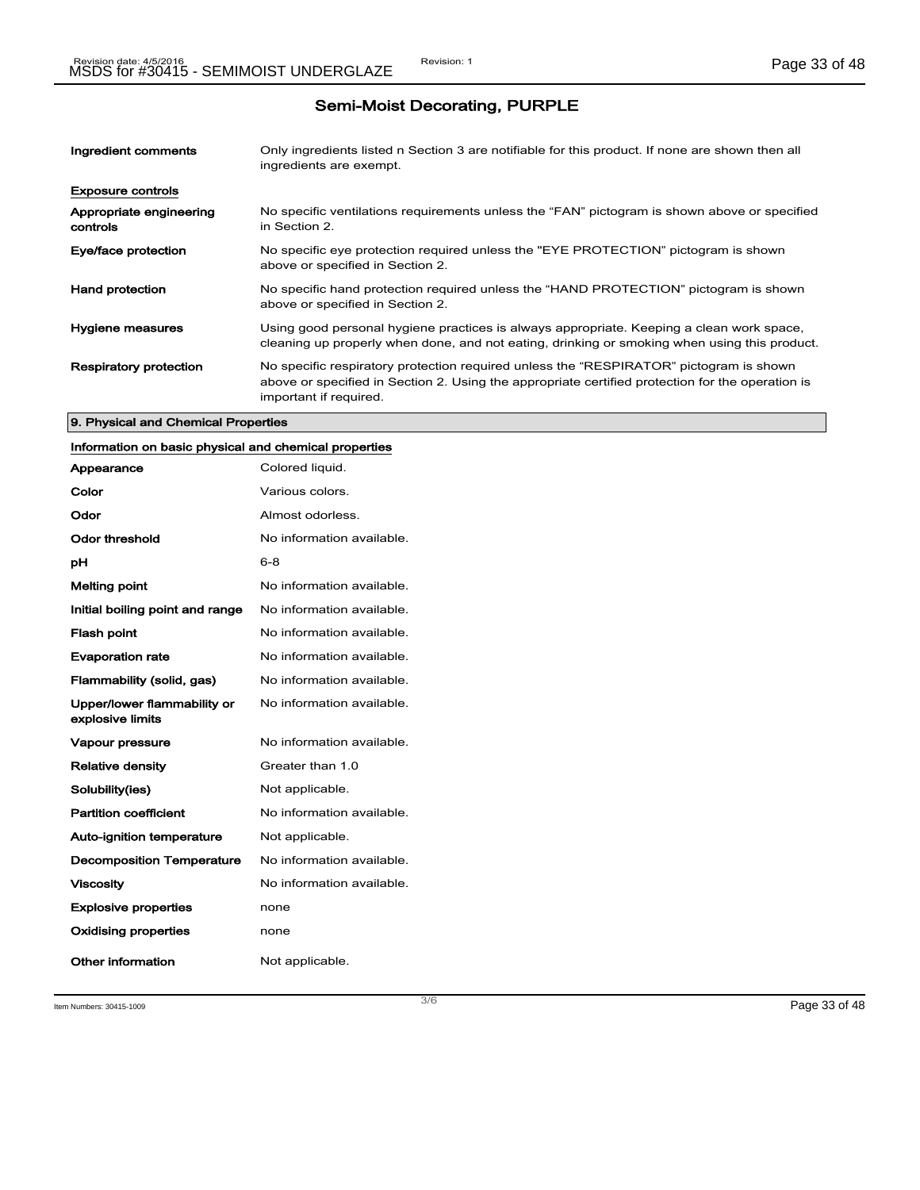## Semi-Moist Decorating, PURPLE

| | |
|---|---|
| **Ingredient comments** | Only ingredients listed n Section 3 are notifiable for this product. If none are shown then all ingredients are exempt. |

**Exposure controls**

| | |
|---|---|
| **Appropriate engineering controls** | No specific ventilations requirements unless the “FAN” pictogram is shown above or specified in Section 2. |
| **Eye/face protection** | No specific eye protection required unless the "EYE PROTECTION” pictogram is shown above or specified in Section 2. |
| **Hand protection** | No specific hand protection required unless the “HAND PROTECTION” pictogram is shown above or specified in Section 2. |
| **Hygiene measures** | Using good personal hygiene practices is always appropriate. Keeping a clean work space, cleaning up properly when done, and not eating, drinking or smoking when using this product. |
| **Respiratory protection** | No specific respiratory protection required unless the “RESPIRATOR” pictogram is shown above or specified in Section 2. Using the appropriate certified protection for the operation is important if required. |

### 9. Physical and Chemical Properties

**Information on basic physical and chemical properties**

| | |
|---|---|
| **Appearance** | Colored liquid. |
| **Color** | Various colors. |
| **Odor** | Almost odorless. |
| **Odor threshold** | No information available. |
| **pH** | 6-8 |
| **Melting point** | No information available. |
| **Initial boiling point and range** | No information available. |
| **Flash point** | No information available. |
| **Evaporation rate** | No information available. |
| **Flammability (solid, gas)** | No information available. |
| **Upper/lower flammability or explosive limits** | No information available. |
| **Vapour pressure** | No information available. |
| **Relative density** | Greater than 1.0 |
| **Solubility(ies)** | Not applicable. |
| **Partition coefficient** | No information available. |
| **Auto-ignition temperature** | Not applicable. |
| **Decomposition Temperature** | No information available. |
| **Viscosity** | No information available. |
| **Explosive properties** | none |
| **Oxidising properties** | none |
| **Other information** | Not applicable. |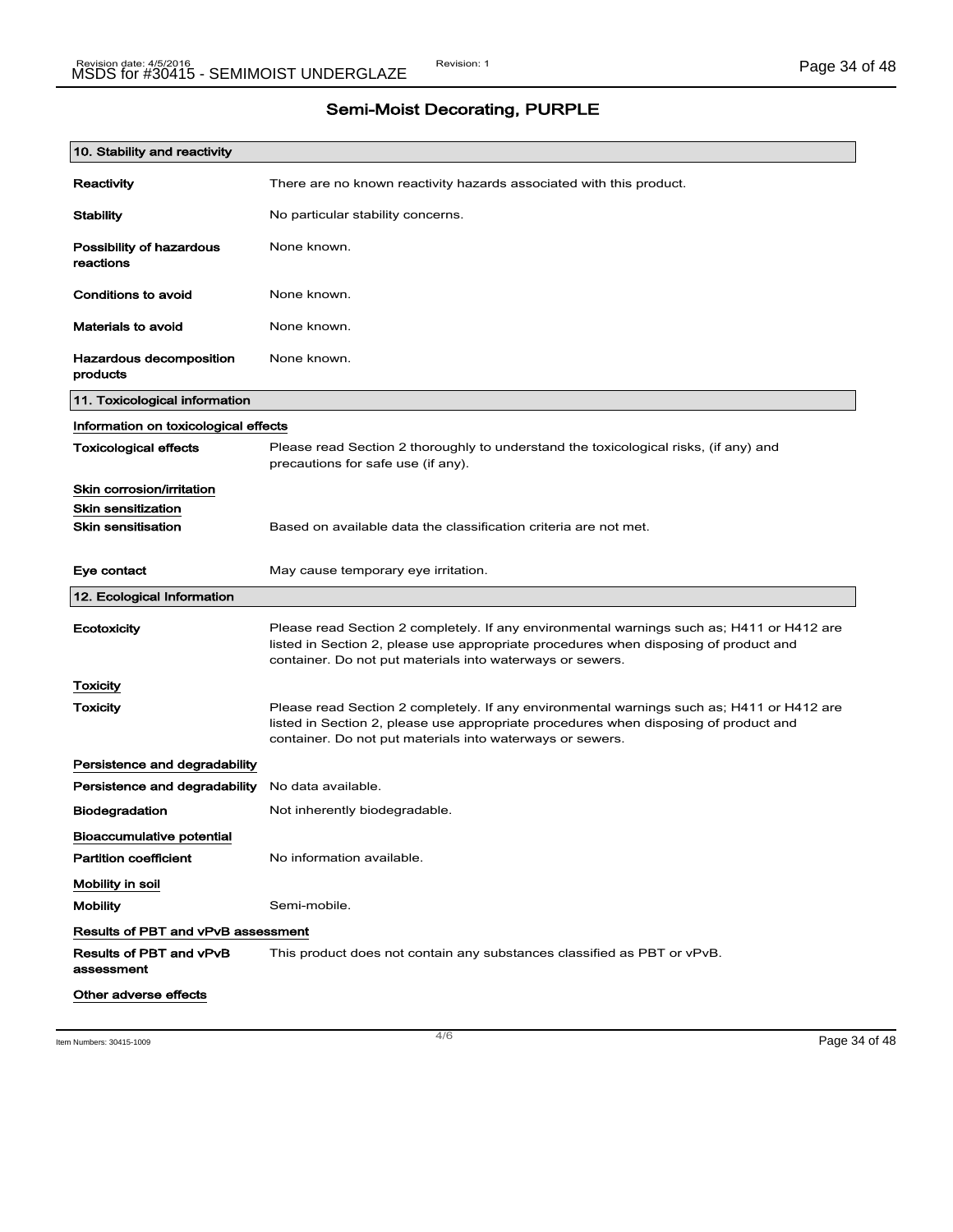## Semi-Moist Decorating, PURPLE

### 10. Stability and reactivity

**Reactivity** There are no known reactivity hazards associated with this product.

**Stability** No particular stability concerns.

**Possibility of hazardous reactions** None known.

**Conditions to avoid** None known.

**Materials to avoid** None known.

**Hazardous decomposition products** None known.

### 11. Toxicological information

Information on toxicological effects

**Toxicological effects** Please read Section 2 thoroughly to understand the toxicological risks, (if any) and precautions for safe use (if any).

Skin corrosion/irritation

Skin sensitization

**Skin sensitisation** Based on available data the classification criteria are not met.

**Eye contact** May cause temporary eye irritation.

### 12. Ecological Information

**Ecotoxicity** Please read Section 2 completely. If any environmental warnings such as; H411 or H412 are listed in Section 2, please use appropriate procedures when disposing of product and container. Do not put materials into waterways or sewers.

Toxicity

**Toxicity** Please read Section 2 completely. If any environmental warnings such as; H411 or H412 are listed in Section 2, please use appropriate procedures when disposing of product and container. Do not put materials into waterways or sewers.

Persistence and degradability

**Persistence and degradability** No data available.

**Biodegradation** Not inherently biodegradable.

Bioaccumulative potential

**Partition coefficient** No information available.

Mobility in soil

**Mobility** Semi-mobile.

Results of PBT and vPvB assessment

**Results of PBT and vPvB assessment** This product does not contain any substances classified as PBT or vPvB.

Other adverse effects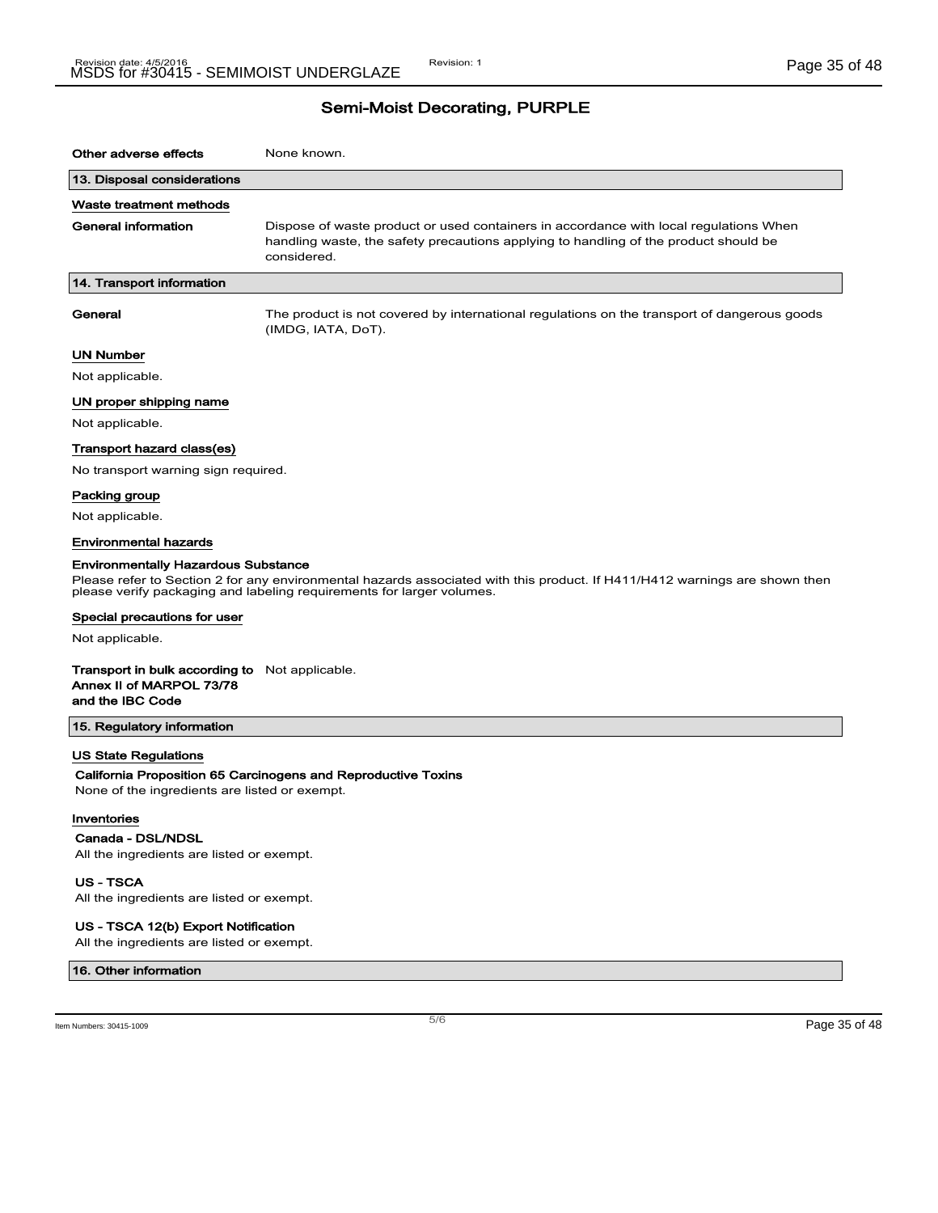## Semi-Moist Decorating, PURPLE

**Other adverse effects** None known.

### 13. Disposal considerations

#### Waste treatment methods

**General information** Dispose of waste product or used containers in accordance with local regulations When handling waste, the safety precautions applying to handling of the product should be considered.

### 14. Transport information

**General** The product is not covered by international regulations on the transport of dangerous goods (IMDG, IATA, DoT).

#### UN Number

Not applicable.

#### UN proper shipping name

Not applicable.

#### Transport hazard class(es)

No transport warning sign required.

#### Packing group

Not applicable.

#### Environmental hazards

**Environmentally Hazardous Substance**

Please refer to Section 2 for any environmental hazards associated with this product. If H411/H412 warnings are shown then please verify packaging and labeling requirements for larger volumes.

#### Special precautions for user

Not applicable.

**Transport in bulk according to Annex II of MARPOL 73/78 and the IBC Code** Not applicable.

### 15. Regulatory information

#### US State Regulations

**California Proposition 65 Carcinogens and Reproductive Toxins**

None of the ingredients are listed or exempt.

#### Inventories

**Canada - DSL/NDSL**

All the ingredients are listed or exempt.

**US - TSCA**

All the ingredients are listed or exempt.

**US - TSCA 12(b) Export Notification**

All the ingredients are listed or exempt.

### 16. Other information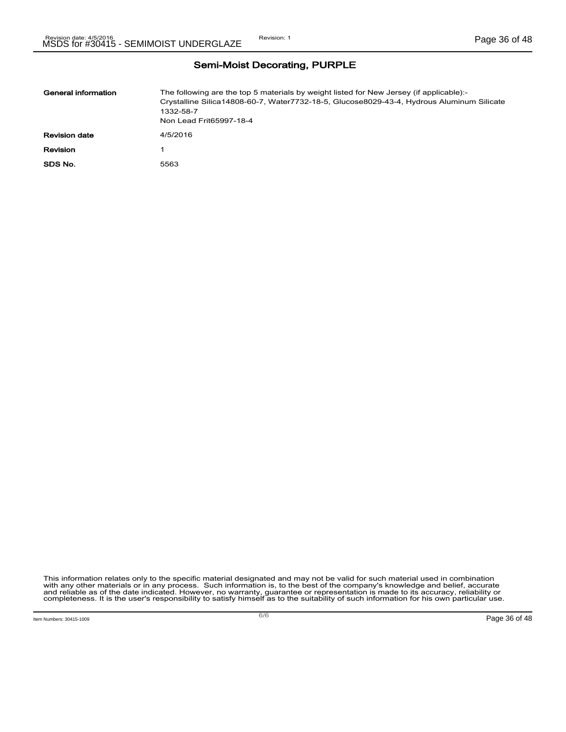## Semi-Moist Decorating, PURPLE

| | |
|---|---|
| **General information** | The following are the top 5 materials by weight listed for New Jersey (if applicable):- Crystalline Silica14808-60-7, Water7732-18-5, Glucose8029-43-4, Hydrous Aluminum Silicate 1332-58-7 Non Lead Frit65997-18-4 |
| **Revision date** | 4/5/2016 |
| **Revision** | 1 |
| **SDS No.** | 5563 |

This information relates only to the specific material designated and may not be valid for such material used in combination with any other materials or in any process. Such information is, to the best of the company's knowledge and belief, accurate and reliable as of the date indicated. However, no warranty, guarantee or representation is made to its accuracy, reliability or completeness. It is the user's responsibility to satisfy himself as to the suitability of such information for his own particular use.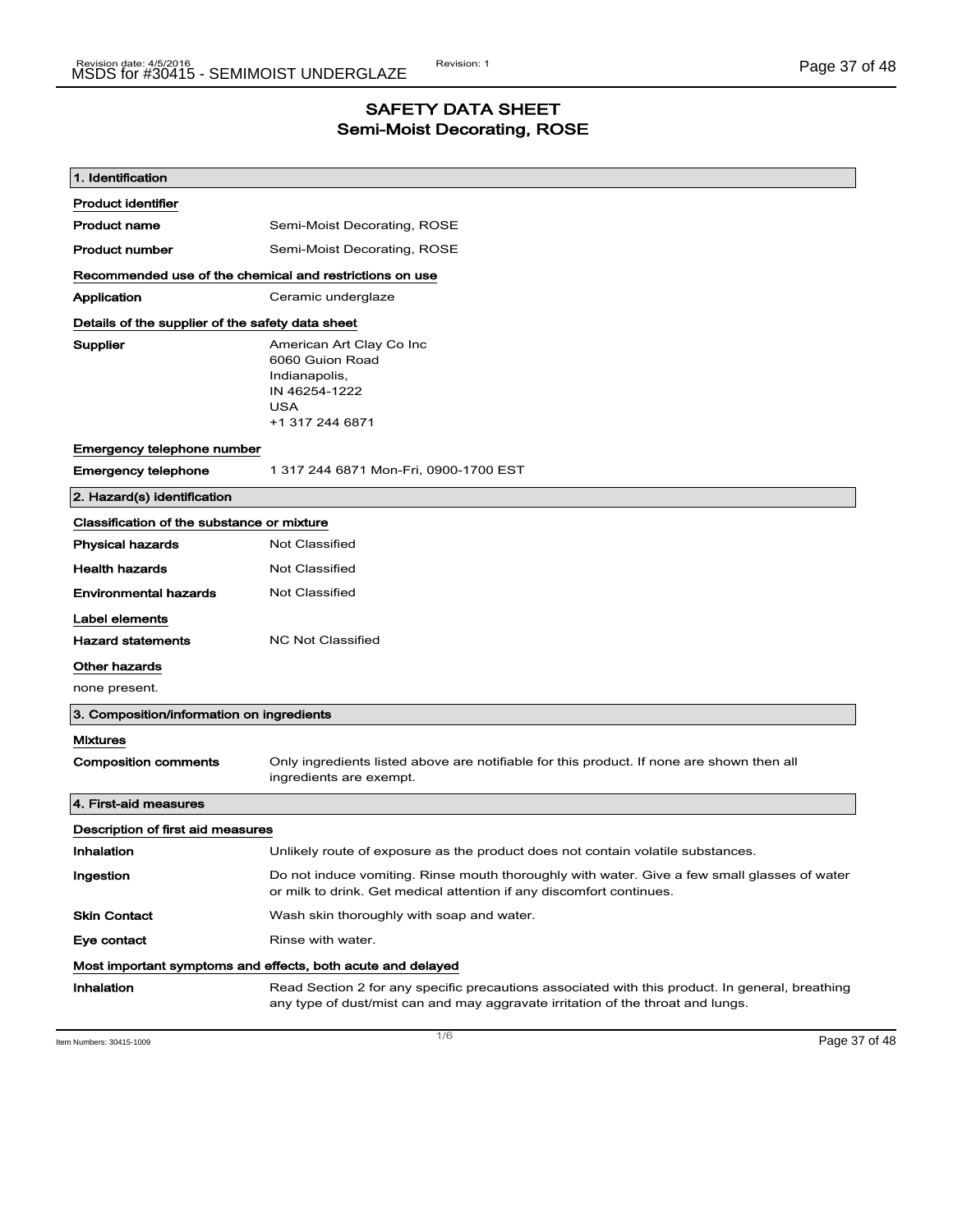# SAFETY DATA SHEET
## Semi-Moist Decorating, ROSE

### 1. Identification

**Product identifier**

| | |
|---|---|
| **Product name** | Semi-Moist Decorating, ROSE |
| **Product number** | Semi-Moist Decorating, ROSE |

**Recommended use of the chemical and restrictions on use**

| | |
|---|---|
| **Application** | Ceramic underglaze |

**Details of the supplier of the safety data sheet**

**Supplier**
American Art Clay Co Inc
6060 Guion Road
Indianapolis,
IN 46254-1222
USA
+1 317 244 6871

**Emergency telephone number**

| | |
|---|---|
| **Emergency telephone** | 1 317 244 6871 Mon-Fri, 0900-1700 EST |

### 2. Hazard(s) identification

**Classification of the substance or mixture**

| | |
|---|---|
| **Physical hazards** | Not Classified |
| **Health hazards** | Not Classified |
| **Environmental hazards** | Not Classified |

**Label elements**

| | |
|---|---|
| **Hazard statements** | NC Not Classified |

**Other hazards**

none present.

### 3. Composition/information on ingredients

**Mixtures**

| | |
|---|---|
| **Composition comments** | Only ingredients listed above are notifiable for this product. If none are shown then all ingredients are exempt. |

### 4. First-aid measures

**Description of first aid measures**

| | |
|---|---|
| **Inhalation** | Unlikely route of exposure as the product does not contain volatile substances. |
| **Ingestion** | Do not induce vomiting. Rinse mouth thoroughly with water. Give a few small glasses of water or milk to drink. Get medical attention if any discomfort continues. |
| **Skin Contact** | Wash skin thoroughly with soap and water. |
| **Eye contact** | Rinse with water. |

**Most important symptoms and effects, both acute and delayed**

| | |
|---|---|
| **Inhalation** | Read Section 2 for any specific precautions associated with this product. In general, breathing any type of dust/mist can and may aggravate irritation of the throat and lungs. |

Item Numbers: 30415-1009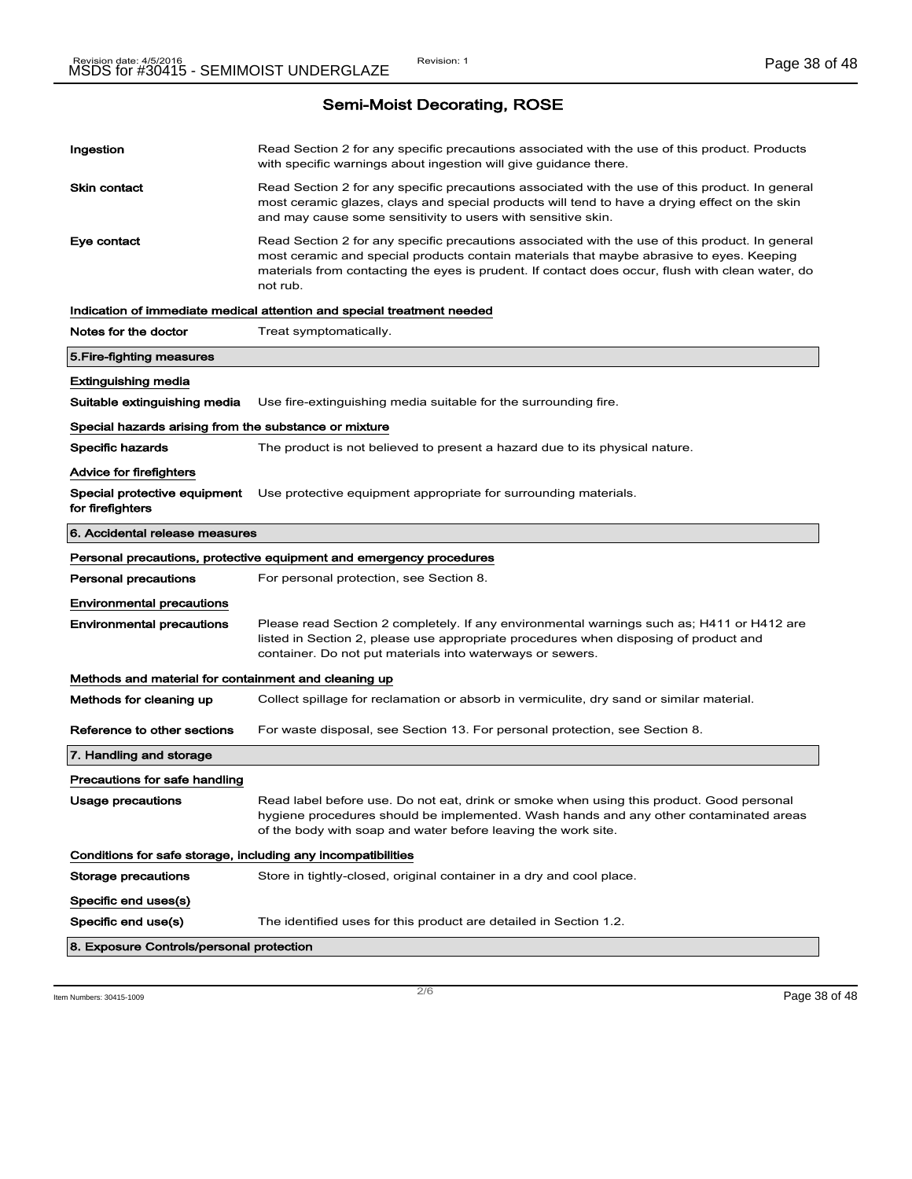## Semi-Moist Decorating, ROSE

| | |
|---|---|
| **Ingestion** | Read Section 2 for any specific precautions associated with the use of this product. Products with specific warnings about ingestion will give guidance there. |
| **Skin contact** | Read Section 2 for any specific precautions associated with the use of this product. In general most ceramic glazes, clays and special products will tend to have a drying effect on the skin and may cause some sensitivity to users with sensitive skin. |
| **Eye contact** | Read Section 2 for any specific precautions associated with the use of this product. In general most ceramic and special products contain materials that maybe abrasive to eyes. Keeping materials from contacting the eyes is prudent. If contact does occur, flush with clean water, do not rub. |

**Indication of immediate medical attention and special treatment needed**

| | |
|---|---|
| **Notes for the doctor** | Treat symptomatically. |

### 5.Fire-fighting measures

**Extinguishing media**

| | |
|---|---|
| **Suitable extinguishing media** | Use fire-extinguishing media suitable for the surrounding fire. |

**Special hazards arising from the substance or mixture**

| | |
|---|---|
| **Specific hazards** | The product is not believed to present a hazard due to its physical nature. |

**Advice for firefighters**

| | |
|---|---|
| **Special protective equipment for firefighters** | Use protective equipment appropriate for surrounding materials. |

### 6. Accidental release measures

**Personal precautions, protective equipment and emergency procedures**

| | |
|---|---|
| **Personal precautions** | For personal protection, see Section 8. |

**Environmental precautions**

| | |
|---|---|
| **Environmental precautions** | Please read Section 2 completely. If any environmental warnings such as; H411 or H412 are listed in Section 2, please use appropriate procedures when disposing of product and container. Do not put materials into waterways or sewers. |

**Methods and material for containment and cleaning up**

| | |
|---|---|
| **Methods for cleaning up** | Collect spillage for reclamation or absorb in vermiculite, dry sand or similar material. |
| **Reference to other sections** | For waste disposal, see Section 13. For personal protection, see Section 8. |

### 7. Handling and storage

**Precautions for safe handling**

| | |
|---|---|
| **Usage precautions** | Read label before use. Do not eat, drink or smoke when using this product. Good personal hygiene procedures should be implemented. Wash hands and any other contaminated areas of the body with soap and water before leaving the work site. |

**Conditions for safe storage, including any incompatibilities**

| | |
|---|---|
| **Storage precautions** | Store in tightly-closed, original container in a dry and cool place. |

**Specific end uses(s)**

| | |
|---|---|
| **Specific end use(s)** | The identified uses for this product are detailed in Section 1.2. |

### 8. Exposure Controls/personal protection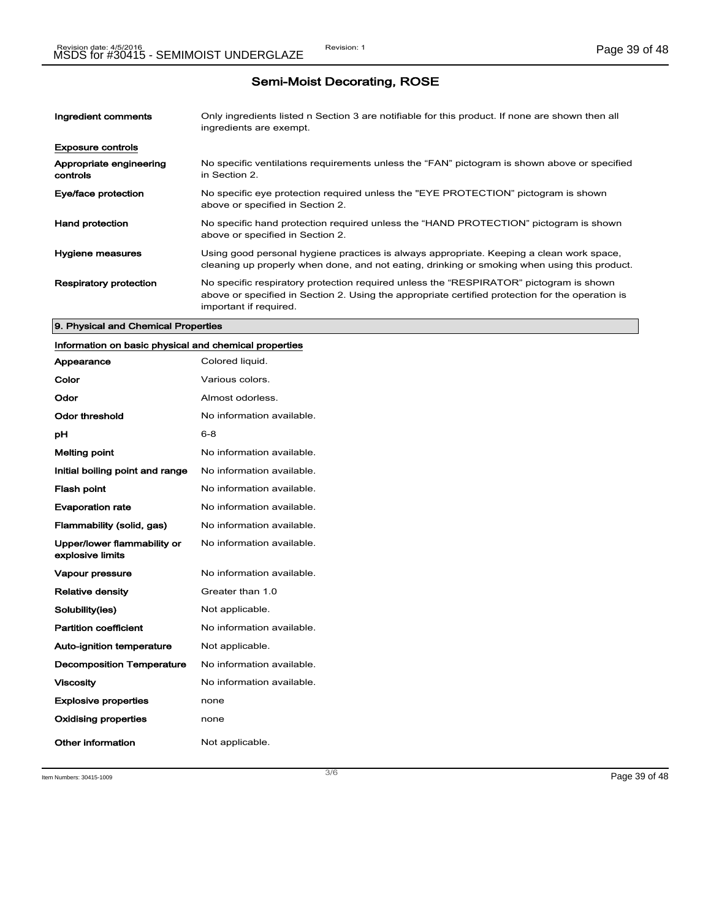## Semi-Moist Decorating, ROSE

**Ingredient comments** — Only ingredients listed n Section 3 are notifiable for this product. If none are shown then all ingredients are exempt.

**Exposure controls**

| | |
|---|---|
| **Appropriate engineering controls** | No specific ventilations requirements unless the “FAN” pictogram is shown above or specified in Section 2. |
| **Eye/face protection** | No specific eye protection required unless the "EYE PROTECTION” pictogram is shown above or specified in Section 2. |
| **Hand protection** | No specific hand protection required unless the “HAND PROTECTION” pictogram is shown above or specified in Section 2. |
| **Hygiene measures** | Using good personal hygiene practices is always appropriate. Keeping a clean work space, cleaning up properly when done, and not eating, drinking or smoking when using this product. |
| **Respiratory protection** | No specific respiratory protection required unless the “RESPIRATOR” pictogram is shown above or specified in Section 2. Using the appropriate certified protection for the operation is important if required. |

### 9. Physical and Chemical Properties

**Information on basic physical and chemical properties**

| | |
|---|---|
| **Appearance** | Colored liquid. |
| **Color** | Various colors. |
| **Odor** | Almost odorless. |
| **Odor threshold** | No information available. |
| **pH** | 6-8 |
| **Melting point** | No information available. |
| **Initial boiling point and range** | No information available. |
| **Flash point** | No information available. |
| **Evaporation rate** | No information available. |
| **Flammability (solid, gas)** | No information available. |
| **Upper/lower flammability or explosive limits** | No information available. |
| **Vapour pressure** | No information available. |
| **Relative density** | Greater than 1.0 |
| **Solubility(ies)** | Not applicable. |
| **Partition coefficient** | No information available. |
| **Auto-ignition temperature** | Not applicable. |
| **Decomposition Temperature** | No information available. |
| **Viscosity** | No information available. |
| **Explosive properties** | none |
| **Oxidising properties** | none |
| **Other information** | Not applicable. |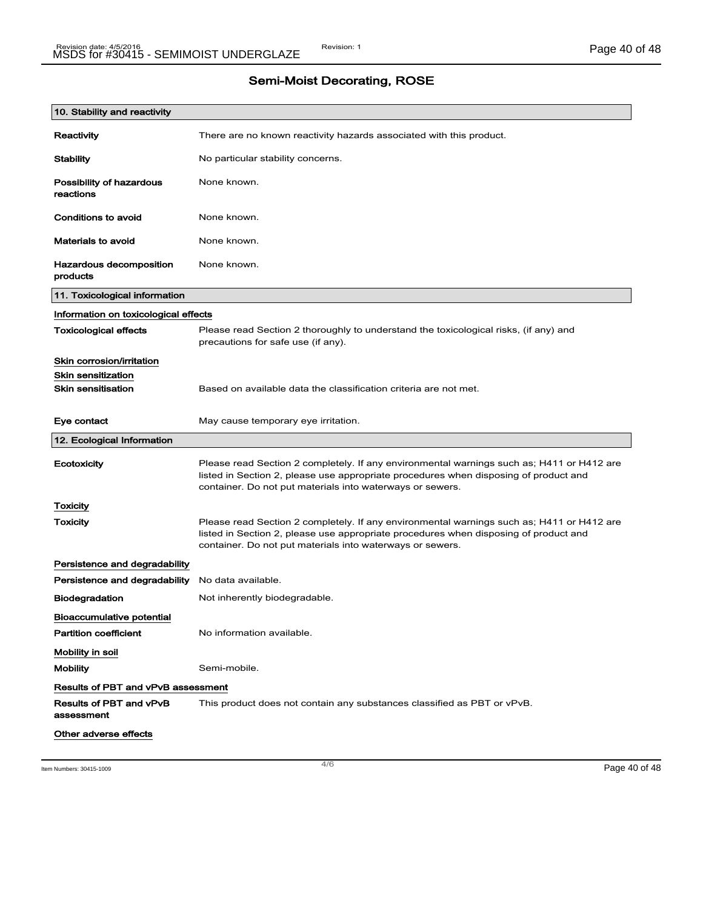## Semi-Moist Decorating, ROSE

### 10. Stability and reactivity

**Reactivity** There are no known reactivity hazards associated with this product.

**Stability** No particular stability concerns.

**Possibility of hazardous reactions** None known.

**Conditions to avoid** None known.

**Materials to avoid** None known.

**Hazardous decomposition products** None known.

### 11. Toxicological information

<u>Information on toxicological effects</u>

**Toxicological effects** Please read Section 2 thoroughly to understand the toxicological risks, (if any) and precautions for safe use (if any).

<u>Skin corrosion/irritation</u>

<u>Skin sensitization</u>

**Skin sensitisation** Based on available data the classification criteria are not met.

**Eye contact** May cause temporary eye irritation.

### 12. Ecological Information

**Ecotoxicity** Please read Section 2 completely. If any environmental warnings such as; H411 or H412 are listed in Section 2, please use appropriate procedures when disposing of product and container. Do not put materials into waterways or sewers.

<u>Toxicity</u>

**Toxicity** Please read Section 2 completely. If any environmental warnings such as; H411 or H412 are listed in Section 2, please use appropriate procedures when disposing of product and container. Do not put materials into waterways or sewers.

<u>Persistence and degradability</u>

**Persistence and degradability** No data available.

**Biodegradation** Not inherently biodegradable.

<u>Bioaccumulative potential</u>

**Partition coefficient** No information available.

<u>Mobility in soil</u>

**Mobility** Semi-mobile.

<u>Results of PBT and vPvB assessment</u>

**Results of PBT and vPvB assessment** This product does not contain any substances classified as PBT or vPvB.

<u>Other adverse effects</u>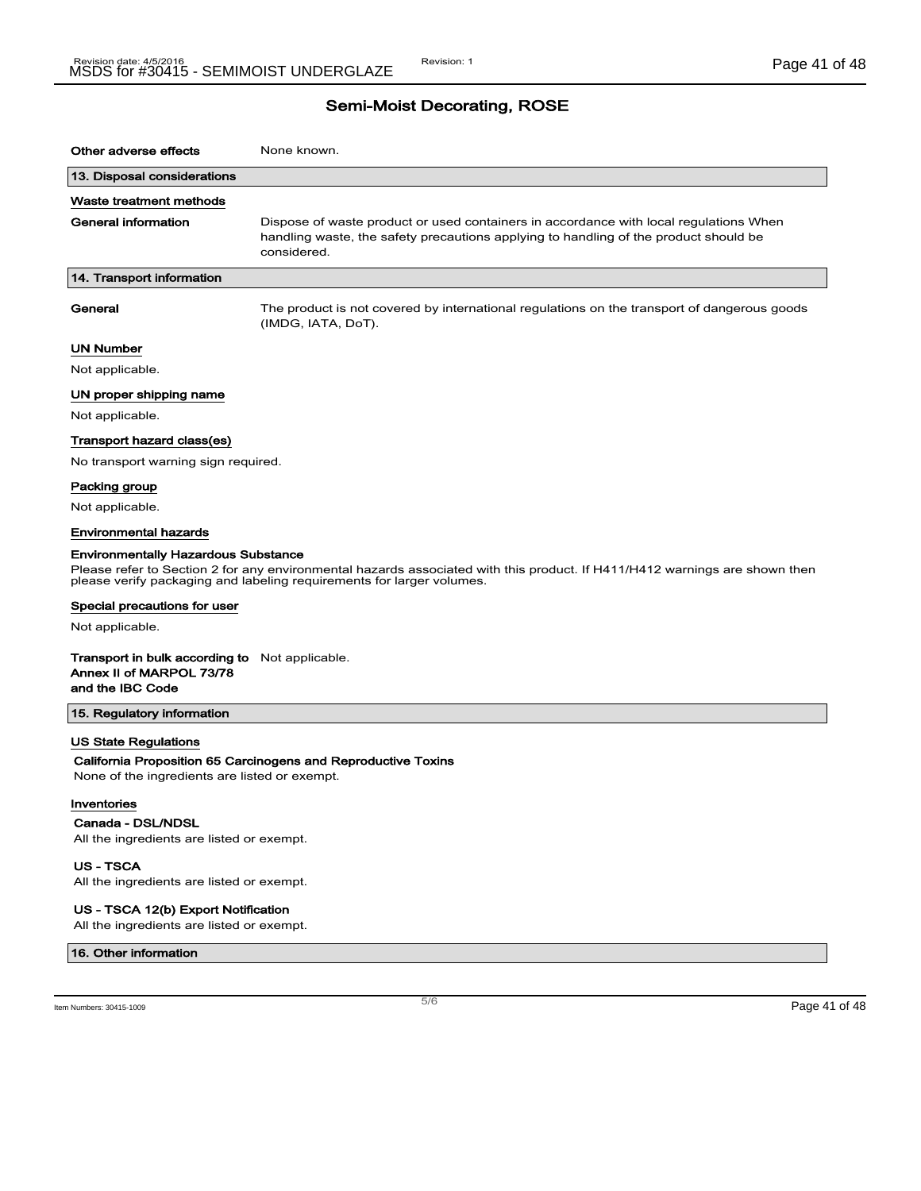## Semi-Moist Decorating, ROSE

**Other adverse effects** None known.

### 13. Disposal considerations

#### Waste treatment methods

**General information** Dispose of waste product or used containers in accordance with local regulations When handling waste, the safety precautions applying to handling of the product should be considered.

### 14. Transport information

**General** The product is not covered by international regulations on the transport of dangerous goods (IMDG, IATA, DoT).

#### UN Number

Not applicable.

#### UN proper shipping name

Not applicable.

#### Transport hazard class(es)

No transport warning sign required.

#### Packing group

Not applicable.

#### Environmental hazards

**Environmentally Hazardous Substance**

Please refer to Section 2 for any environmental hazards associated with this product. If H411/H412 warnings are shown then please verify packaging and labeling requirements for larger volumes.

#### Special precautions for user

Not applicable.

**Transport in bulk according to Annex II of MARPOL 73/78 and the IBC Code** Not applicable.

### 15. Regulatory information

#### US State Regulations

**California Proposition 65 Carcinogens and Reproductive Toxins**

None of the ingredients are listed or exempt.

#### Inventories

**Canada - DSL/NDSL**

All the ingredients are listed or exempt.

**US - TSCA**

All the ingredients are listed or exempt.

**US - TSCA 12(b) Export Notification**

All the ingredients are listed or exempt.

### 16. Other information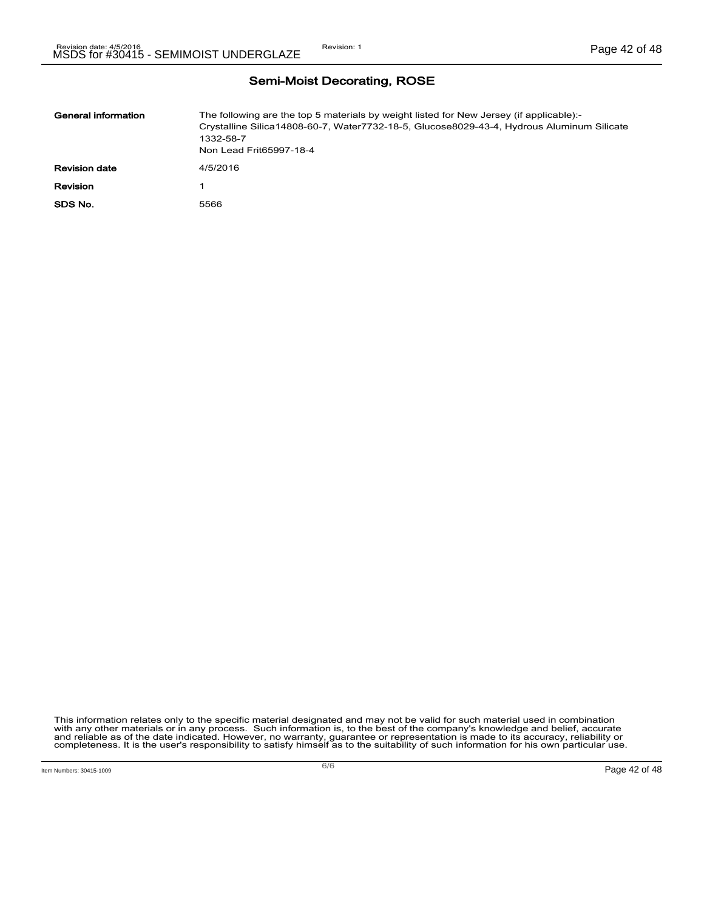## Semi-Moist Decorating, ROSE

| | |
|---|---|
| **General information** | The following are the top 5 materials by weight listed for New Jersey (if applicable):- Crystalline Silica14808-60-7, Water7732-18-5, Glucose8029-43-4, Hydrous Aluminum Silicate 1332-58-7<br>Non Lead Frit65997-18-4 |
| **Revision date** | 4/5/2016 |
| **Revision** | 1 |
| **SDS No.** | 5566 |

This information relates only to the specific material designated and may not be valid for such material used in combination with any other materials or in any process. Such information is, to the best of the company's knowledge and belief, accurate and reliable as of the date indicated. However, no warranty, guarantee or representation is made to its accuracy, reliability or completeness. It is the user's responsibility to satisfy himself as to the suitability of such information for his own particular use.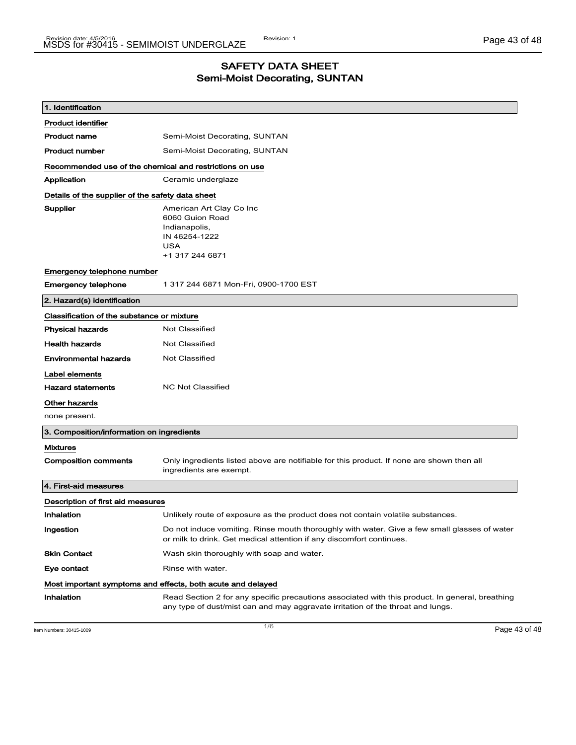# SAFETY DATA SHEET
## Semi-Moist Decorating, SUNTAN

### 1. Identification

**Product identifier**

| | |
|---|---|
| **Product name** | Semi-Moist Decorating, SUNTAN |
| **Product number** | Semi-Moist Decorating, SUNTAN |

**Recommended use of the chemical and restrictions on use**

| | |
|---|---|
| **Application** | Ceramic underglaze |

**Details of the supplier of the safety data sheet**

| | |
|---|---|
| **Supplier** | American Art Clay Co Inc<br>6060 Guion Road<br>Indianapolis,<br>IN 46254-1222<br>USA<br>+1 317 244 6871 |

**Emergency telephone number**

| | |
|---|---|
| **Emergency telephone** | 1 317 244 6871 Mon-Fri, 0900-1700 EST |

### 2. Hazard(s) identification

**Classification of the substance or mixture**

| | |
|---|---|
| **Physical hazards** | Not Classified |
| **Health hazards** | Not Classified |
| **Environmental hazards** | Not Classified |

**Label elements**

| | |
|---|---|
| **Hazard statements** | NC Not Classified |

**Other hazards**

none present.

### 3. Composition/information on ingredients

**Mixtures**

| | |
|---|---|
| **Composition comments** | Only ingredients listed above are notifiable for this product. If none are shown then all ingredients are exempt. |

### 4. First-aid measures

**Description of first aid measures**

| | |
|---|---|
| **Inhalation** | Unlikely route of exposure as the product does not contain volatile substances. |
| **Ingestion** | Do not induce vomiting. Rinse mouth thoroughly with water. Give a few small glasses of water or milk to drink. Get medical attention if any discomfort continues. |
| **Skin Contact** | Wash skin thoroughly with soap and water. |
| **Eye contact** | Rinse with water. |

**Most important symptoms and effects, both acute and delayed**

| | |
|---|---|
| **Inhalation** | Read Section 2 for any specific precautions associated with this product. In general, breathing any type of dust/mist can and may aggravate irritation of the throat and lungs. |

Item Numbers: 30415-1009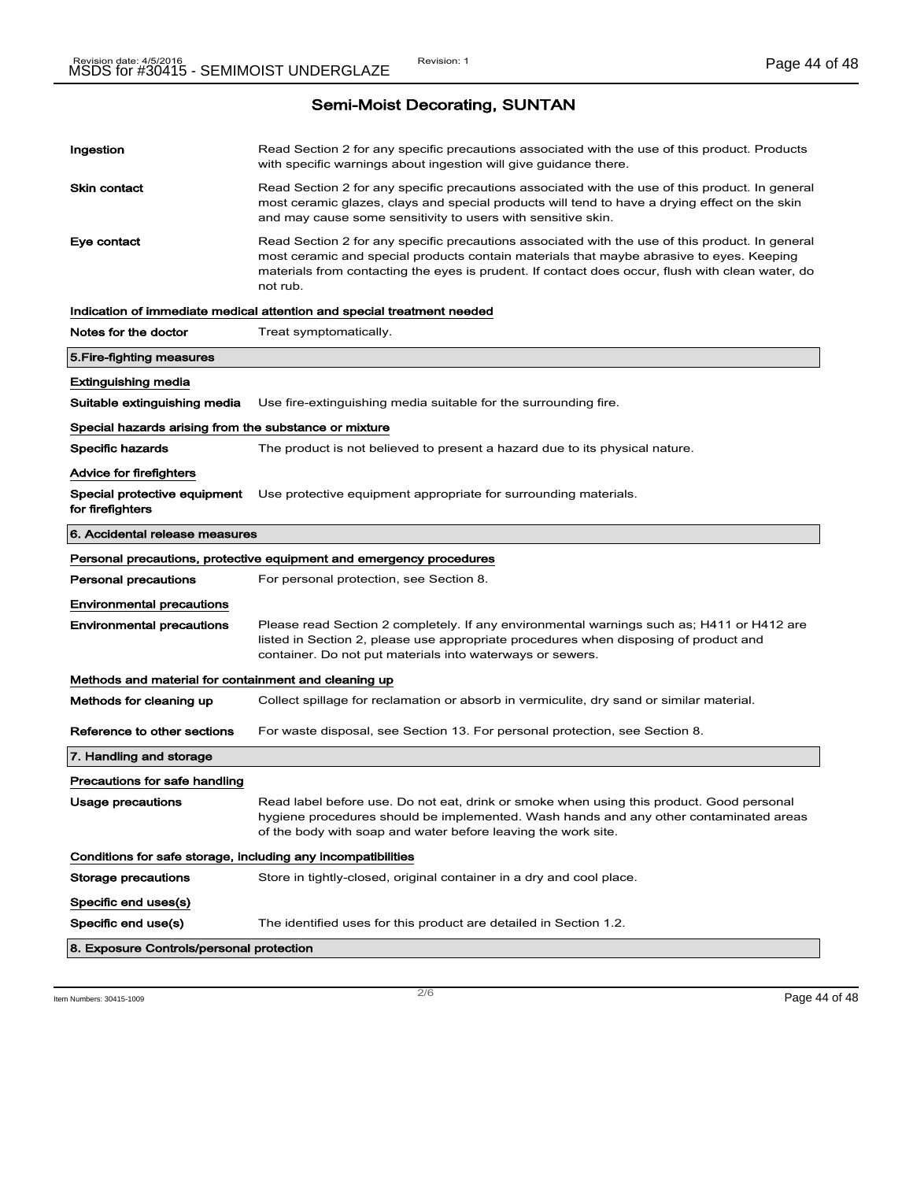## Semi-Moist Decorating, SUNTAN

**Ingestion** Read Section 2 for any specific precautions associated with the use of this product. Products with specific warnings about ingestion will give guidance there.

**Skin contact** Read Section 2 for any specific precautions associated with the use of this product. In general most ceramic glazes, clays and special products will tend to have a drying effect on the skin and may cause some sensitivity to users with sensitive skin.

**Eye contact** Read Section 2 for any specific precautions associated with the use of this product. In general most ceramic and special products contain materials that maybe abrasive to eyes. Keeping materials from contacting the eyes is prudent. If contact does occur, flush with clean water, do not rub.

**Indication of immediate medical attention and special treatment needed**

**Notes for the doctor** Treat symptomatically.

### 5.Fire-fighting measures

**Extinguishing media**

**Suitable extinguishing media** Use fire-extinguishing media suitable for the surrounding fire.

**Special hazards arising from the substance or mixture**

**Specific hazards** The product is not believed to present a hazard due to its physical nature.

**Advice for firefighters**

**Special protective equipment for firefighters** Use protective equipment appropriate for surrounding materials.

### 6. Accidental release measures

**Personal precautions, protective equipment and emergency procedures**

**Personal precautions** For personal protection, see Section 8.

**Environmental precautions**

**Environmental precautions** Please read Section 2 completely. If any environmental warnings such as; H411 or H412 are listed in Section 2, please use appropriate procedures when disposing of product and container. Do not put materials into waterways or sewers.

**Methods and material for containment and cleaning up**

**Methods for cleaning up** Collect spillage for reclamation or absorb in vermiculite, dry sand or similar material.

**Reference to other sections** For waste disposal, see Section 13. For personal protection, see Section 8.

### 7. Handling and storage

**Precautions for safe handling**

**Usage precautions** Read label before use. Do not eat, drink or smoke when using this product. Good personal hygiene procedures should be implemented. Wash hands and any other contaminated areas of the body with soap and water before leaving the work site.

**Conditions for safe storage, including any incompatibilities**

**Storage precautions** Store in tightly-closed, original container in a dry and cool place.

**Specific end uses(s)**

**Specific end use(s)** The identified uses for this product are detailed in Section 1.2.

### 8. Exposure Controls/personal protection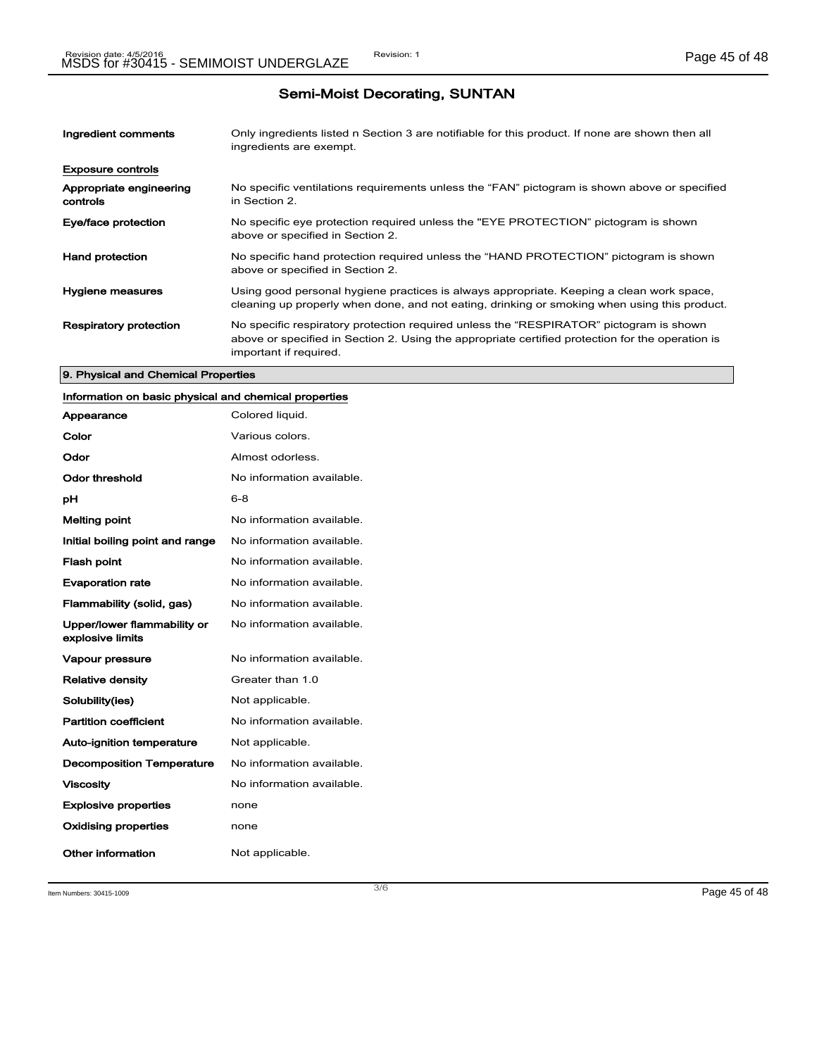# Semi-Moist Decorating, SUNTAN

| | |
|---|---|
| **Ingredient comments** | Only ingredients listed n Section 3 are notifiable for this product. If none are shown then all ingredients are exempt. |

**Exposure controls**

| | |
|---|---|
| **Appropriate engineering controls** | No specific ventilations requirements unless the “FAN” pictogram is shown above or specified in Section 2. |
| **Eye/face protection** | No specific eye protection required unless the "EYE PROTECTION” pictogram is shown above or specified in Section 2. |
| **Hand protection** | No specific hand protection required unless the “HAND PROTECTION” pictogram is shown above or specified in Section 2. |
| **Hygiene measures** | Using good personal hygiene practices is always appropriate. Keeping a clean work space, cleaning up properly when done, and not eating, drinking or smoking when using this product. |
| **Respiratory protection** | No specific respiratory protection required unless the “RESPIRATOR” pictogram is shown above or specified in Section 2. Using the appropriate certified protection for the operation is important if required. |

## 9. Physical and Chemical Properties

**Information on basic physical and chemical properties**

| | |
|---|---|
| **Appearance** | Colored liquid. |
| **Color** | Various colors. |
| **Odor** | Almost odorless. |
| **Odor threshold** | No information available. |
| **pH** | 6-8 |
| **Melting point** | No information available. |
| **Initial boiling point and range** | No information available. |
| **Flash point** | No information available. |
| **Evaporation rate** | No information available. |
| **Flammability (solid, gas)** | No information available. |
| **Upper/lower flammability or explosive limits** | No information available. |
| **Vapour pressure** | No information available. |
| **Relative density** | Greater than 1.0 |
| **Solubility(ies)** | Not applicable. |
| **Partition coefficient** | No information available. |
| **Auto-ignition temperature** | Not applicable. |
| **Decomposition Temperature** | No information available. |
| **Viscosity** | No information available. |
| **Explosive properties** | none |
| **Oxidising properties** | none |
| **Other information** | Not applicable. |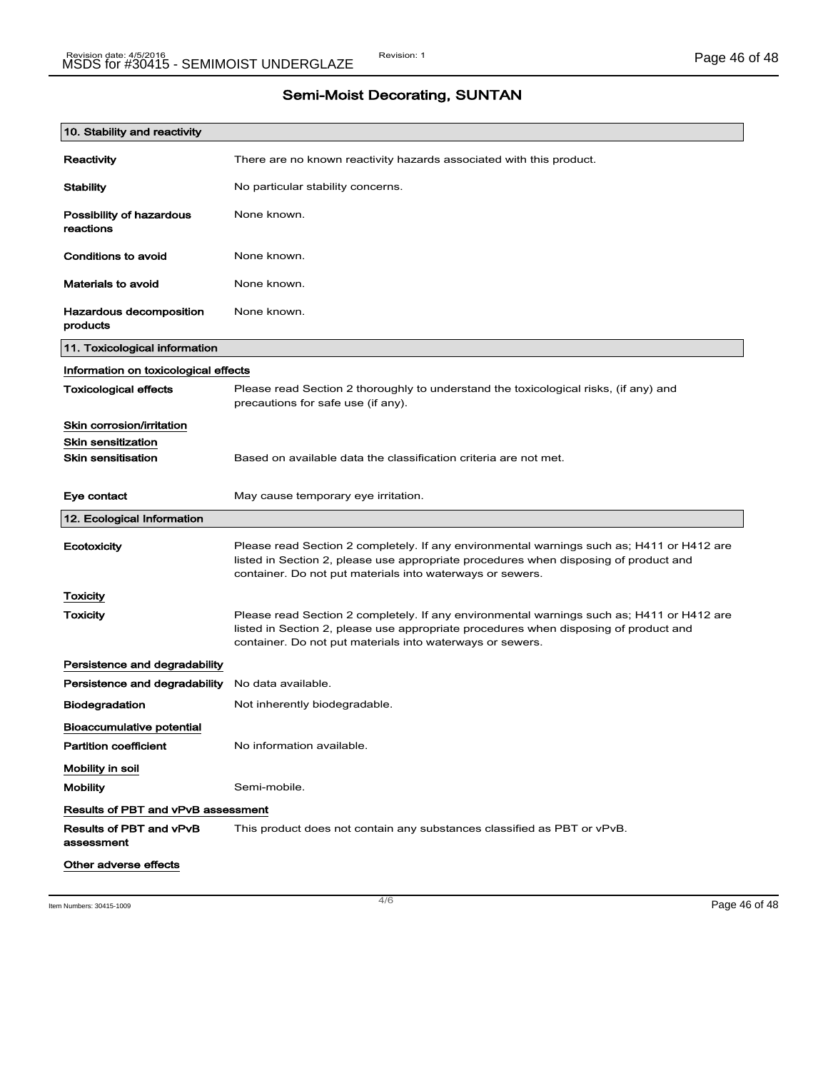# Semi-Moist Decorating, SUNTAN

## 10. Stability and reactivity

| | |
|---|---|
| **Reactivity** | There are no known reactivity hazards associated with this product. |
| **Stability** | No particular stability concerns. |
| **Possibility of hazardous reactions** | None known. |
| **Conditions to avoid** | None known. |
| **Materials to avoid** | None known. |
| **Hazardous decomposition products** | None known. |

## 11. Toxicological information

### Information on toxicological effects

| | |
|---|---|
| **Toxicological effects** | Please read Section 2 thoroughly to understand the toxicological risks, (if any) and precautions for safe use (if any). |

### Skin corrosion/irritation

### Skin sensitization

| | |
|---|---|
| **Skin sensitisation** | Based on available data the classification criteria are not met. |
| **Eye contact** | May cause temporary eye irritation. |

## 12. Ecological Information

| | |
|---|---|
| **Ecotoxicity** | Please read Section 2 completely. If any environmental warnings such as; H411 or H412 are listed in Section 2, please use appropriate procedures when disposing of product and container. Do not put materials into waterways or sewers. |

### Toxicity

| | |
|---|---|
| **Toxicity** | Please read Section 2 completely. If any environmental warnings such as; H411 or H412 are listed in Section 2, please use appropriate procedures when disposing of product and container. Do not put materials into waterways or sewers. |

### Persistence and degradability

| | |
|---|---|
| **Persistence and degradability** | No data available. |
| **Biodegradation** | Not inherently biodegradable. |

### Bioaccumulative potential

| | |
|---|---|
| **Partition coefficient** | No information available. |

### Mobility in soil

| | |
|---|---|
| **Mobility** | Semi-mobile. |

### Results of PBT and vPvB assessment

| | |
|---|---|
| **Results of PBT and vPvB assessment** | This product does not contain any substances classified as PBT or vPvB. |

### Other adverse effects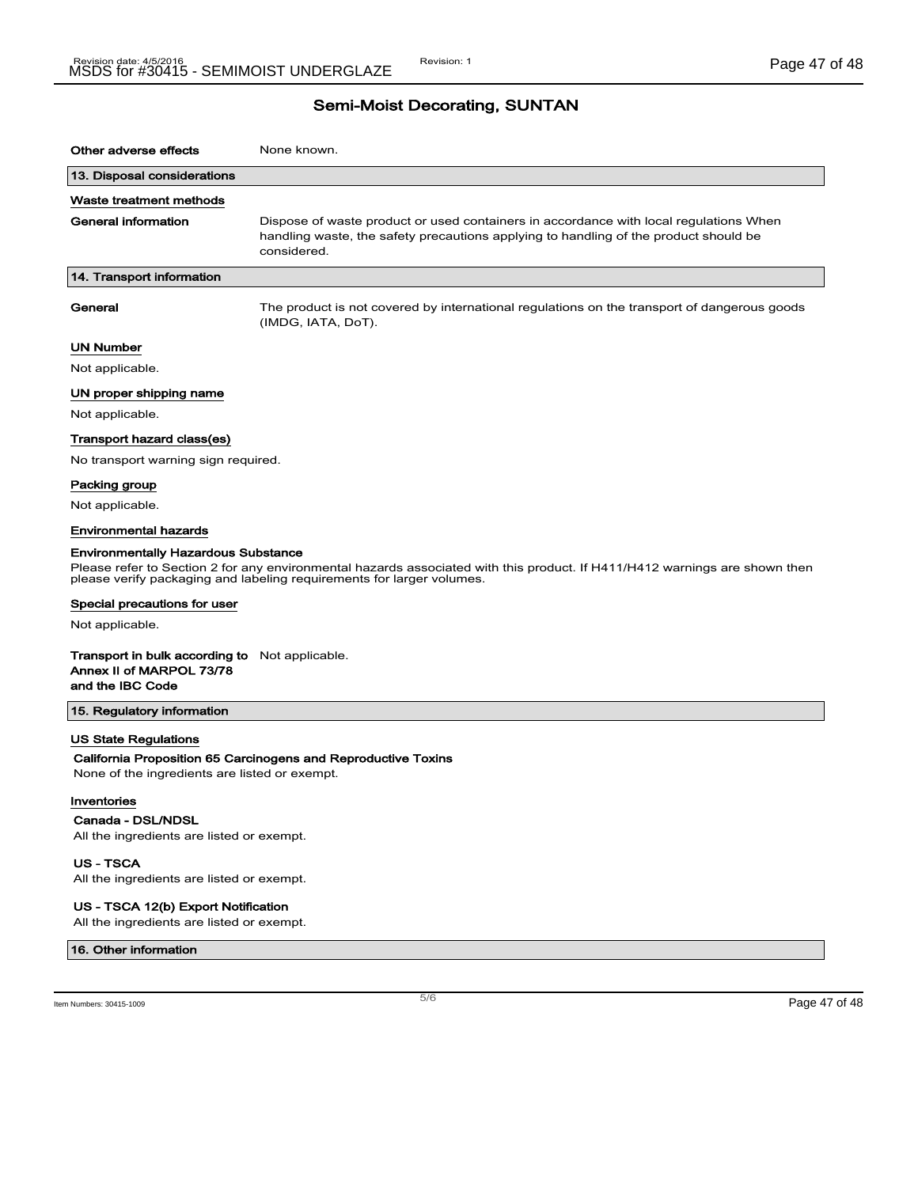## Semi-Moist Decorating, SUNTAN

**Other adverse effects** None known.

### 13. Disposal considerations

**Waste treatment methods**

**General information** Dispose of waste product or used containers in accordance with local regulations When handling waste, the safety precautions applying to handling of the product should be considered.

### 14. Transport information

**General** The product is not covered by international regulations on the transport of dangerous goods (IMDG, IATA, DoT).

**UN Number**

Not applicable.

**UN proper shipping name**

Not applicable.

**Transport hazard class(es)**

No transport warning sign required.

**Packing group**

Not applicable.

**Environmental hazards**

**Environmentally Hazardous Substance**

Please refer to Section 2 for any environmental hazards associated with this product. If H411/H412 warnings are shown then please verify packaging and labeling requirements for larger volumes.

**Special precautions for user**

Not applicable.

**Transport in bulk according to Annex II of MARPOL 73/78 and the IBC Code** Not applicable.

### 15. Regulatory information

**US State Regulations**

**California Proposition 65 Carcinogens and Reproductive Toxins**

None of the ingredients are listed or exempt.

**Inventories**

**Canada - DSL/NDSL**

All the ingredients are listed or exempt.

**US - TSCA**

All the ingredients are listed or exempt.

**US - TSCA 12(b) Export Notification**

All the ingredients are listed or exempt.

### 16. Other information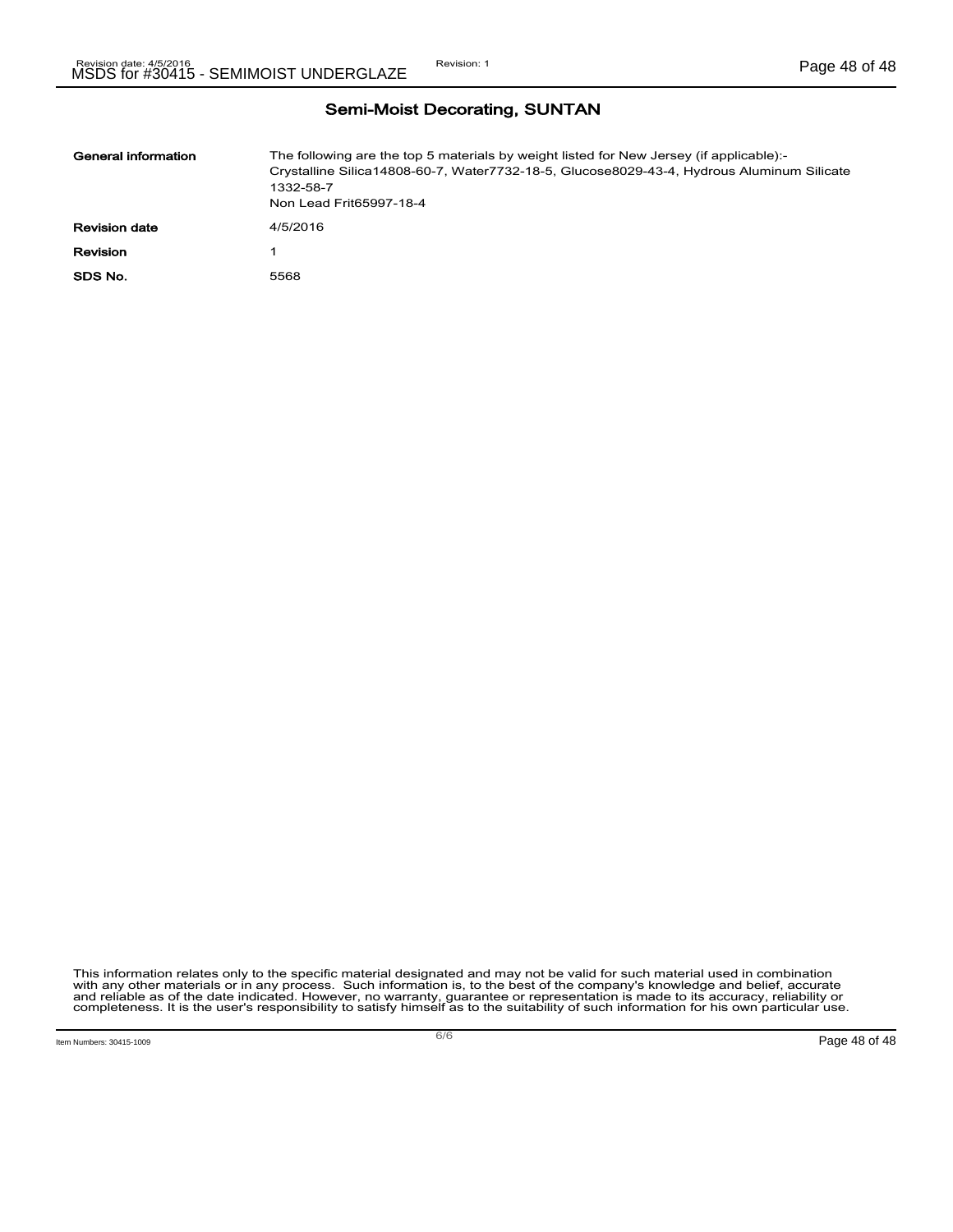## Semi-Moist Decorating, SUNTAN

| | |
|---|---|
| **General information** | The following are the top 5 materials by weight listed for New Jersey (if applicable):- Crystalline Silica14808-60-7, Water7732-18-5, Glucose8029-43-4, Hydrous Aluminum Silicate 1332-58-7 Non Lead Frit65997-18-4 |
| **Revision date** | 4/5/2016 |
| **Revision** | 1 |
| **SDS No.** | 5568 |

This information relates only to the specific material designated and may not be valid for such material used in combination with any other materials or in any process. Such information is, to the best of the company's knowledge and belief, accurate and reliable as of the date indicated. However, no warranty, guarantee or representation is made to its accuracy, reliability or completeness. It is the user's responsibility to satisfy himself as to the suitability of such information for his own particular use.